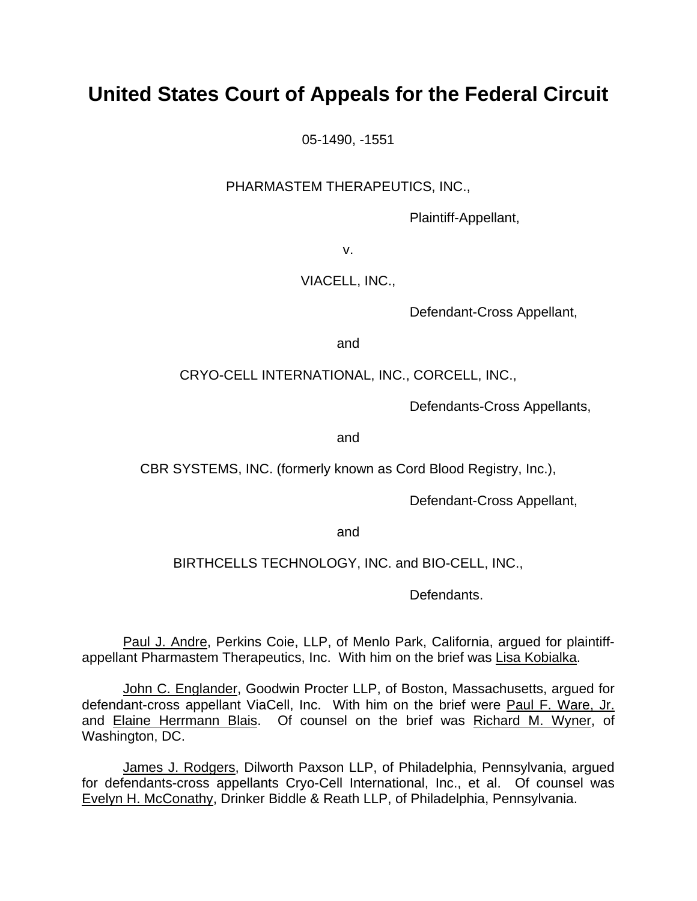# United States Court of Appeals for the Federal Circuit

05-1490, -1551

PHARMASTEM THERAPEUTICS, INC.,

Plaintiff-Appellant,

v.

VIACELL, INC.,

Defendant-Cross Appellant,

and

CRYO-CELL INTERNATIONAL, INC., CORCELL, INC.,

Defendants-Cross Appellants,

and

CBR SYSTEMS, INC. (formerly known as Cord Blood Registry, Inc.),

Defendant-Cross Appellant,

and

BIRTHCELLS TECHNOLOGY, INC. and BIO-CELL, INC.,

Defendants.

Paul J. Andre, Perkins Coie, LLP, of Menlo Park, California, argued for plaintiff-appellant Pharmastem Therapeutics, Inc. With him on the brief was Lisa Kobialka.

John C. Englander, Goodwin Procter LLP, of Boston, Massachusetts, argued for defendant-cross appellant ViaCell, Inc. With him on the brief were Paul F. Ware, Jr. and Elaine Herrmann Blais. Of counsel on the brief was Richard M. Wyner, of Washington, DC.

James J. Rodgers, Dilworth Paxson LLP, of Philadelphia, Pennsylvania, argued for defendants-cross appellants Cryo-Cell International, Inc., et al. Of counsel was Evelyn H. McConathy, Drinker Biddle & Reath LLP, of Philadelphia, Pennsylvania.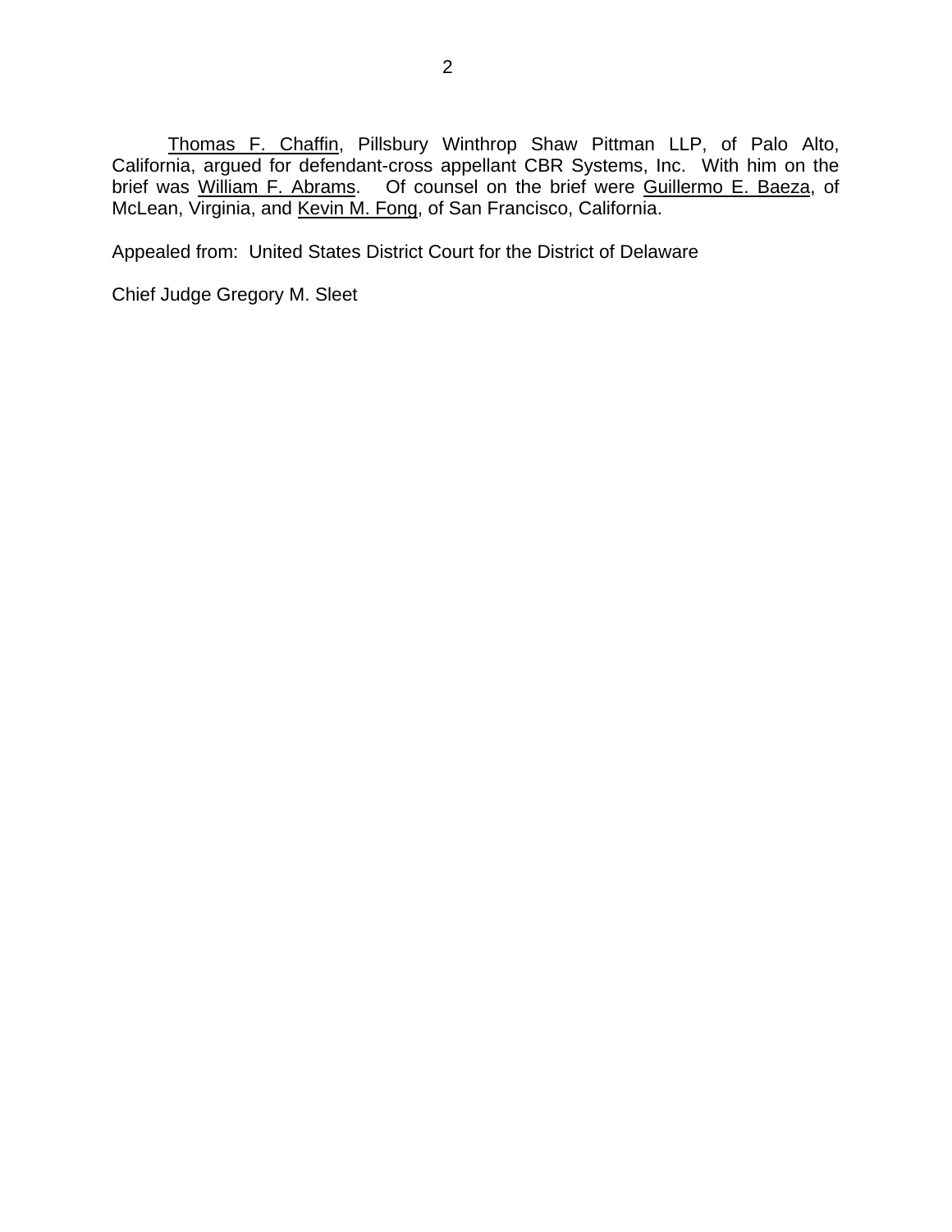Thomas F. Chaffin, Pillsbury Winthrop Shaw Pittman LLP, of Palo Alto, California, argued for defendant-cross appellant CBR Systems, Inc. With him on the brief was William F. Abrams. Of counsel on the brief were Guillermo E. Baeza, of McLean, Virginia, and Kevin M. Fong, of San Francisco, California.

Appealed from: United States District Court for the District of Delaware

Chief Judge Gregory M. Sleet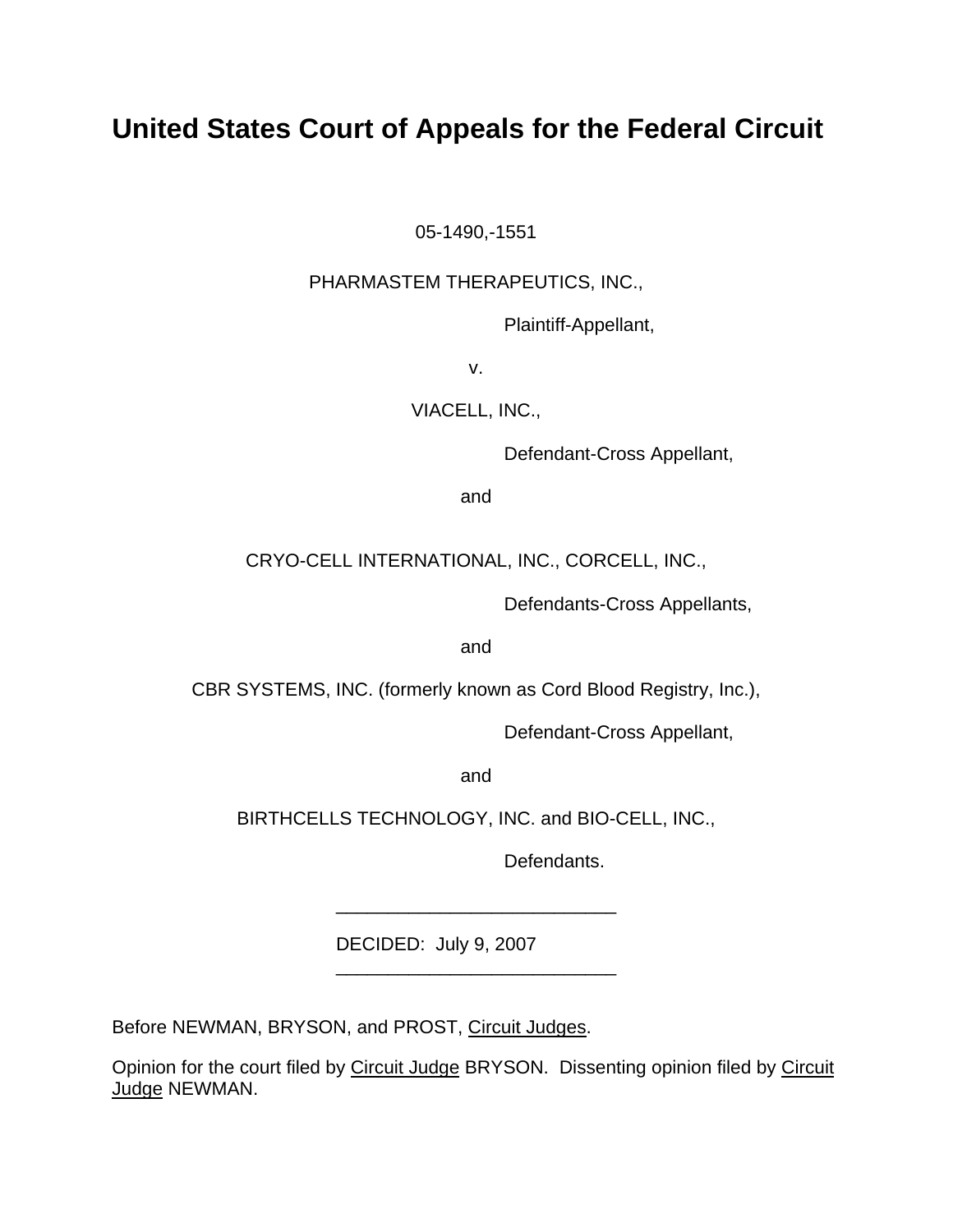# United States Court of Appeals for the Federal Circuit

05-1490,-1551

PHARMASTEM THERAPEUTICS, INC.,

Plaintiff-Appellant,

v.

VIACELL, INC.,

Defendant-Cross Appellant,

and

CRYO-CELL INTERNATIONAL, INC., CORCELL, INC.,

Defendants-Cross Appellants,

and

CBR SYSTEMS, INC. (formerly known as Cord Blood Registry, Inc.),

Defendant-Cross Appellant,

and

BIRTHCELLS TECHNOLOGY, INC. and BIO-CELL, INC.,

Defendants.

---

DECIDED: July 9, 2007

---

Before NEWMAN, BRYSON, and PROST, Circuit Judges.

Opinion for the court filed by Circuit Judge BRYSON. Dissenting opinion filed by Circuit Judge NEWMAN.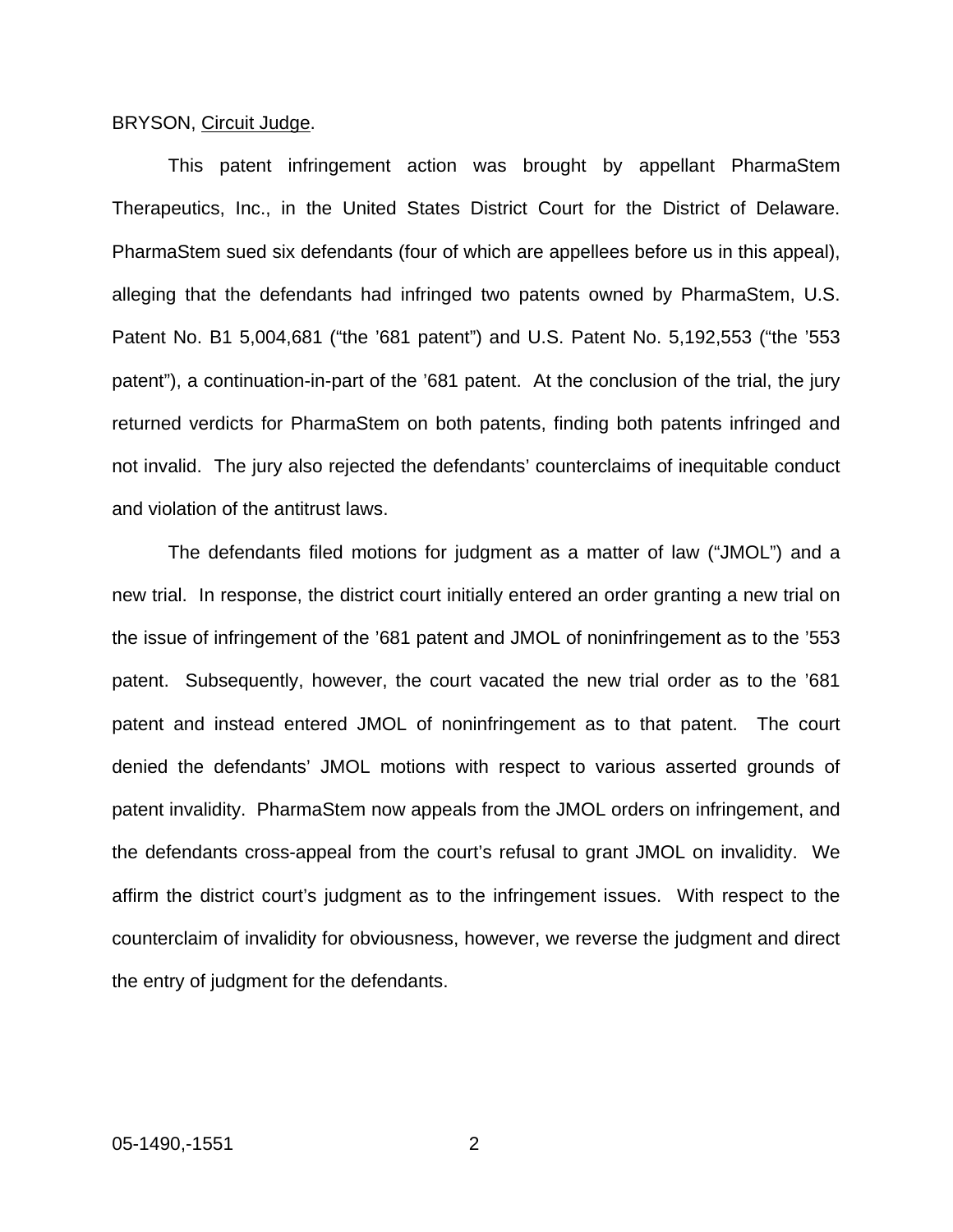BRYSON, Circuit Judge.

This patent infringement action was brought by appellant PharmaStem Therapeutics, Inc., in the United States District Court for the District of Delaware. PharmaStem sued six defendants (four of which are appellees before us in this appeal), alleging that the defendants had infringed two patents owned by PharmaStem, U.S. Patent No. B1 5,004,681 ("the '681 patent") and U.S. Patent No. 5,192,553 ("the '553 patent"), a continuation-in-part of the '681 patent. At the conclusion of the trial, the jury returned verdicts for PharmaStem on both patents, finding both patents infringed and not invalid. The jury also rejected the defendants' counterclaims of inequitable conduct and violation of the antitrust laws.

The defendants filed motions for judgment as a matter of law ("JMOL") and a new trial. In response, the district court initially entered an order granting a new trial on the issue of infringement of the '681 patent and JMOL of noninfringement as to the '553 patent. Subsequently, however, the court vacated the new trial order as to the '681 patent and instead entered JMOL of noninfringement as to that patent. The court denied the defendants' JMOL motions with respect to various asserted grounds of patent invalidity. PharmaStem now appeals from the JMOL orders on infringement, and the defendants cross-appeal from the court's refusal to grant JMOL on invalidity. We affirm the district court's judgment as to the infringement issues. With respect to the counterclaim of invalidity for obviousness, however, we reverse the judgment and direct the entry of judgment for the defendants.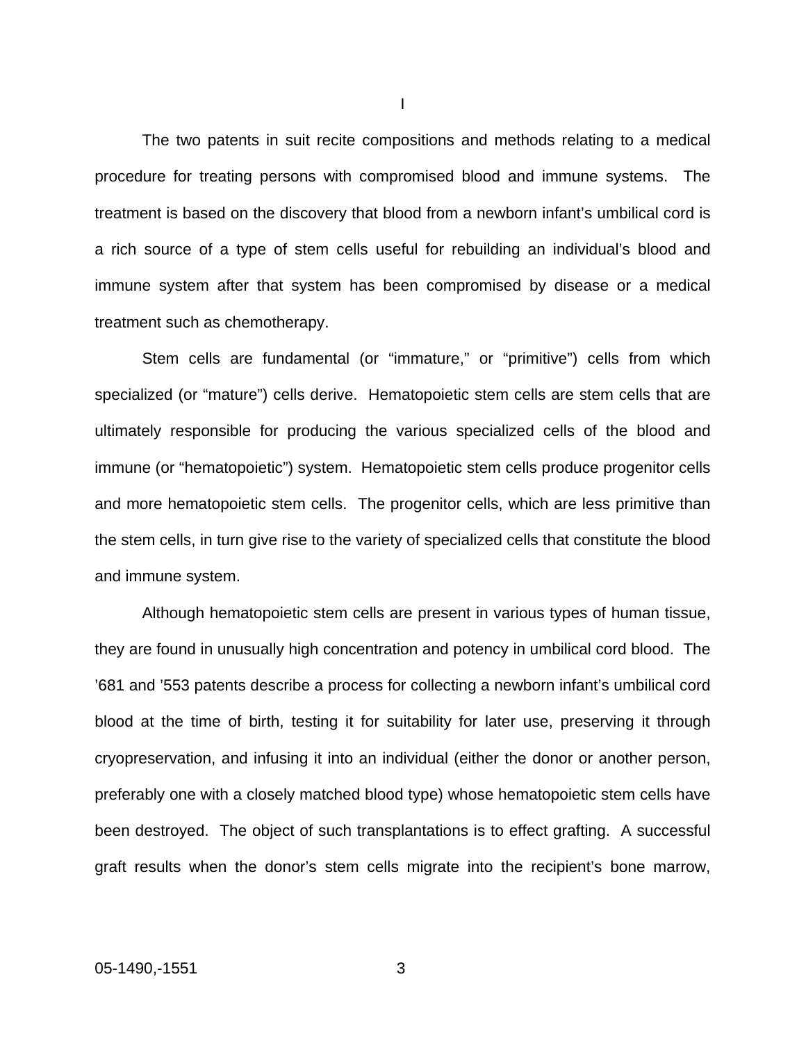# I

The two patents in suit recite compositions and methods relating to a medical procedure for treating persons with compromised blood and immune systems. The treatment is based on the discovery that blood from a newborn infant's umbilical cord is a rich source of a type of stem cells useful for rebuilding an individual's blood and immune system after that system has been compromised by disease or a medical treatment such as chemotherapy.

Stem cells are fundamental (or "immature," or "primitive") cells from which specialized (or "mature") cells derive. Hematopoietic stem cells are stem cells that are ultimately responsible for producing the various specialized cells of the blood and immune (or "hematopoietic") system. Hematopoietic stem cells produce progenitor cells and more hematopoietic stem cells. The progenitor cells, which are less primitive than the stem cells, in turn give rise to the variety of specialized cells that constitute the blood and immune system.

Although hematopoietic stem cells are present in various types of human tissue, they are found in unusually high concentration and potency in umbilical cord blood. The '681 and '553 patents describe a process for collecting a newborn infant's umbilical cord blood at the time of birth, testing it for suitability for later use, preserving it through cryopreservation, and infusing it into an individual (either the donor or another person, preferably one with a closely matched blood type) whose hematopoietic stem cells have been destroyed. The object of such transplantations is to effect grafting. A successful graft results when the donor's stem cells migrate into the recipient's bone marrow,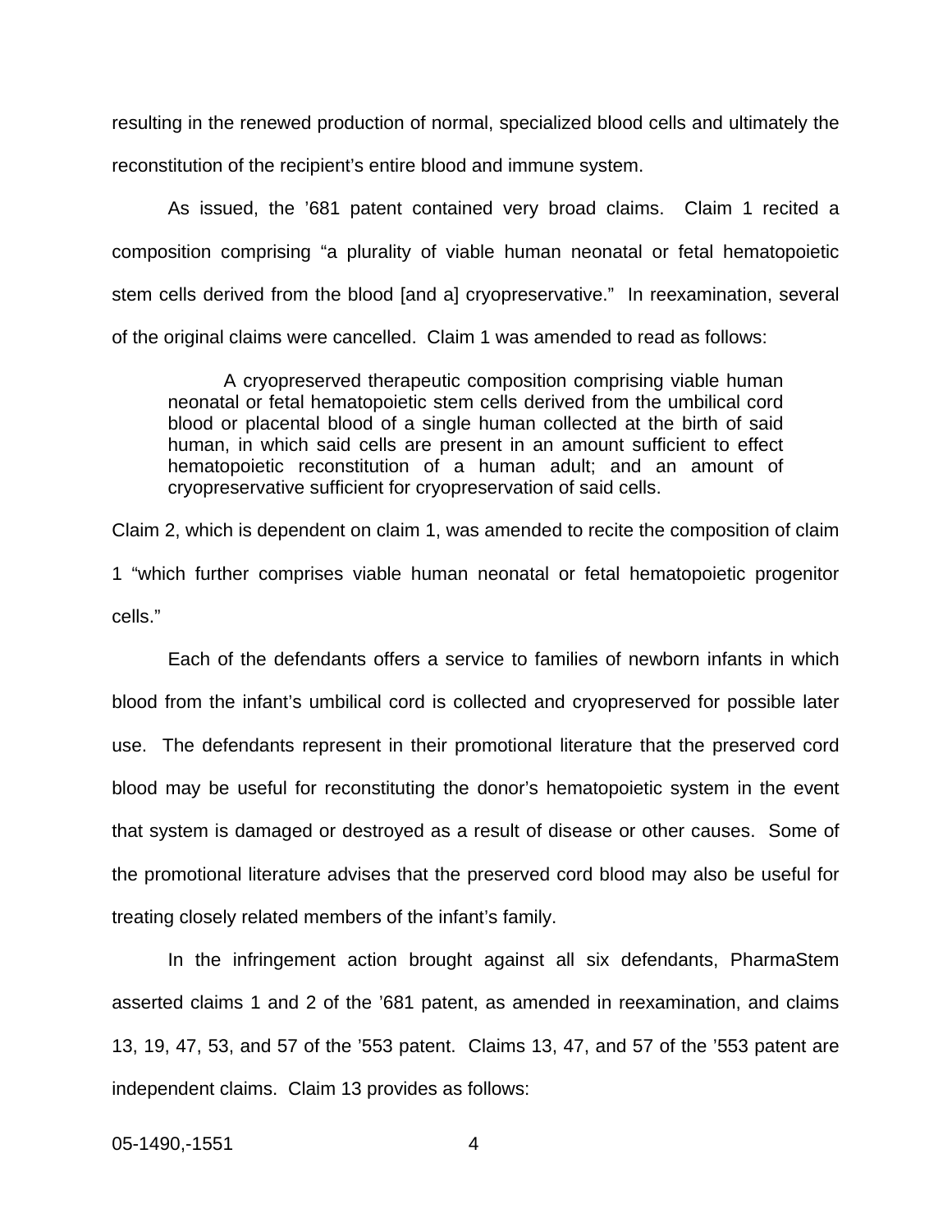resulting in the renewed production of normal, specialized blood cells and ultimately the reconstitution of the recipient's entire blood and immune system.

As issued, the '681 patent contained very broad claims. Claim 1 recited a composition comprising "a plurality of viable human neonatal or fetal hematopoietic stem cells derived from the blood [and a] cryopreservative." In reexamination, several of the original claims were cancelled. Claim 1 was amended to read as follows:

> A cryopreserved therapeutic composition comprising viable human neonatal or fetal hematopoietic stem cells derived from the umbilical cord blood or placental blood of a single human collected at the birth of said human, in which said cells are present in an amount sufficient to effect hematopoietic reconstitution of a human adult; and an amount of cryopreservative sufficient for cryopreservation of said cells.

Claim 2, which is dependent on claim 1, was amended to recite the composition of claim 1 "which further comprises viable human neonatal or fetal hematopoietic progenitor cells."

Each of the defendants offers a service to families of newborn infants in which blood from the infant's umbilical cord is collected and cryopreserved for possible later use. The defendants represent in their promotional literature that the preserved cord blood may be useful for reconstituting the donor's hematopoietic system in the event that system is damaged or destroyed as a result of disease or other causes. Some of the promotional literature advises that the preserved cord blood may also be useful for treating closely related members of the infant's family.

In the infringement action brought against all six defendants, PharmaStem asserted claims 1 and 2 of the '681 patent, as amended in reexamination, and claims 13, 19, 47, 53, and 57 of the '553 patent. Claims 13, 47, and 57 of the '553 patent are independent claims. Claim 13 provides as follows: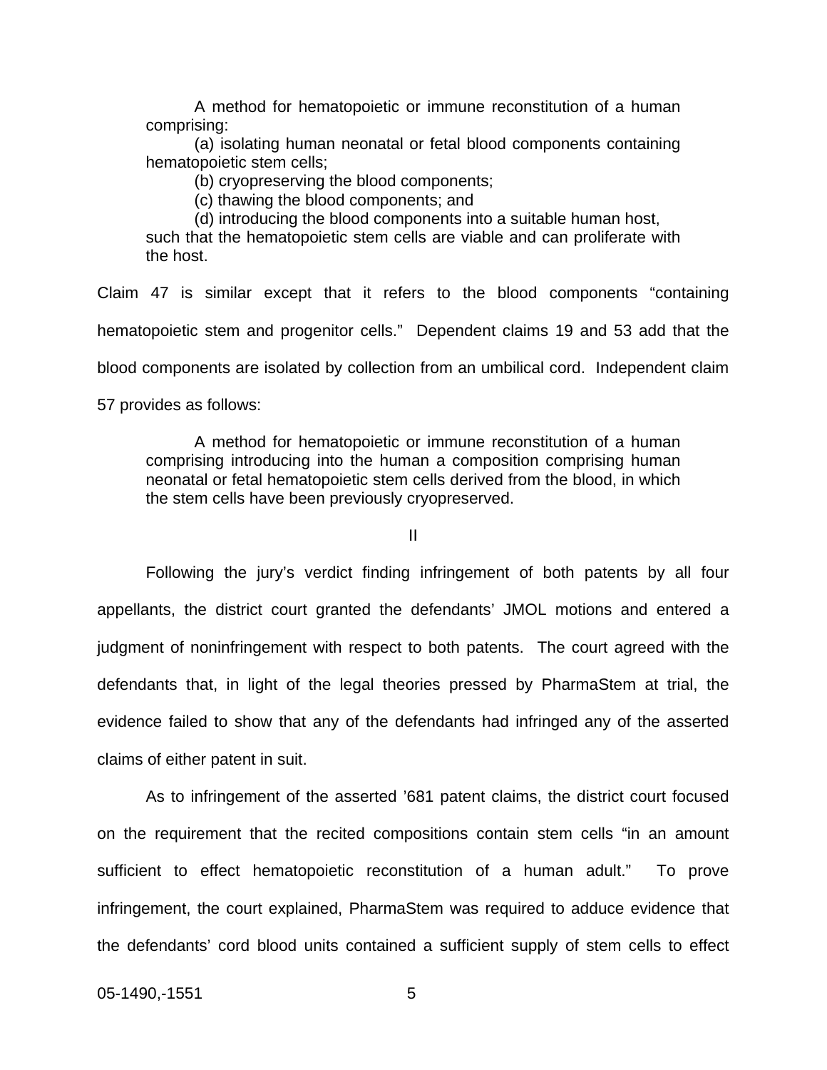> A method for hematopoietic or immune reconstitution of a human comprising:
>
> (a) isolating human neonatal or fetal blood components containing hematopoietic stem cells;
>
> (b) cryopreserving the blood components;
>
> (c) thawing the blood components; and
>
> (d) introducing the blood components into a suitable human host, such that the hematopoietic stem cells are viable and can proliferate with the host.

Claim 47 is similar except that it refers to the blood components "containing hematopoietic stem and progenitor cells." Dependent claims 19 and 53 add that the blood components are isolated by collection from an umbilical cord. Independent claim 57 provides as follows:

> A method for hematopoietic or immune reconstitution of a human comprising introducing into the human a composition comprising human neonatal or fetal hematopoietic stem cells derived from the blood, in which the stem cells have been previously cryopreserved.

## II

Following the jury's verdict finding infringement of both patents by all four appellants, the district court granted the defendants' JMOL motions and entered a judgment of noninfringement with respect to both patents. The court agreed with the defendants that, in light of the legal theories pressed by PharmaStem at trial, the evidence failed to show that any of the defendants had infringed any of the asserted claims of either patent in suit.

As to infringement of the asserted '681 patent claims, the district court focused on the requirement that the recited compositions contain stem cells "in an amount sufficient to effect hematopoietic reconstitution of a human adult." To prove infringement, the court explained, PharmaStem was required to adduce evidence that the defendants' cord blood units contained a sufficient supply of stem cells to effect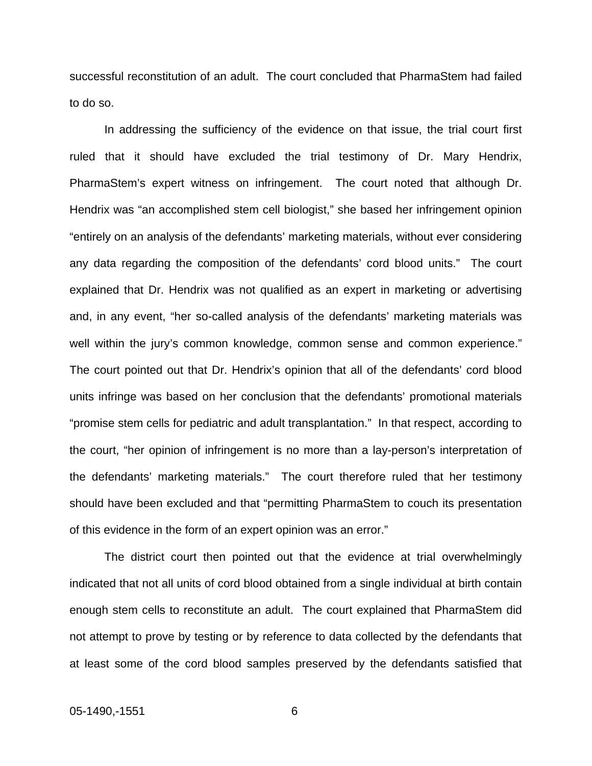successful reconstitution of an adult. The court concluded that PharmaStem had failed to do so.

In addressing the sufficiency of the evidence on that issue, the trial court first ruled that it should have excluded the trial testimony of Dr. Mary Hendrix, PharmaStem's expert witness on infringement. The court noted that although Dr. Hendrix was "an accomplished stem cell biologist," she based her infringement opinion "entirely on an analysis of the defendants' marketing materials, without ever considering any data regarding the composition of the defendants' cord blood units." The court explained that Dr. Hendrix was not qualified as an expert in marketing or advertising and, in any event, "her so-called analysis of the defendants' marketing materials was well within the jury's common knowledge, common sense and common experience." The court pointed out that Dr. Hendrix's opinion that all of the defendants' cord blood units infringe was based on her conclusion that the defendants' promotional materials "promise stem cells for pediatric and adult transplantation." In that respect, according to the court, "her opinion of infringement is no more than a lay-person's interpretation of the defendants' marketing materials." The court therefore ruled that her testimony should have been excluded and that "permitting PharmaStem to couch its presentation of this evidence in the form of an expert opinion was an error."

The district court then pointed out that the evidence at trial overwhelmingly indicated that not all units of cord blood obtained from a single individual at birth contain enough stem cells to reconstitute an adult. The court explained that PharmaStem did not attempt to prove by testing or by reference to data collected by the defendants that at least some of the cord blood samples preserved by the defendants satisfied that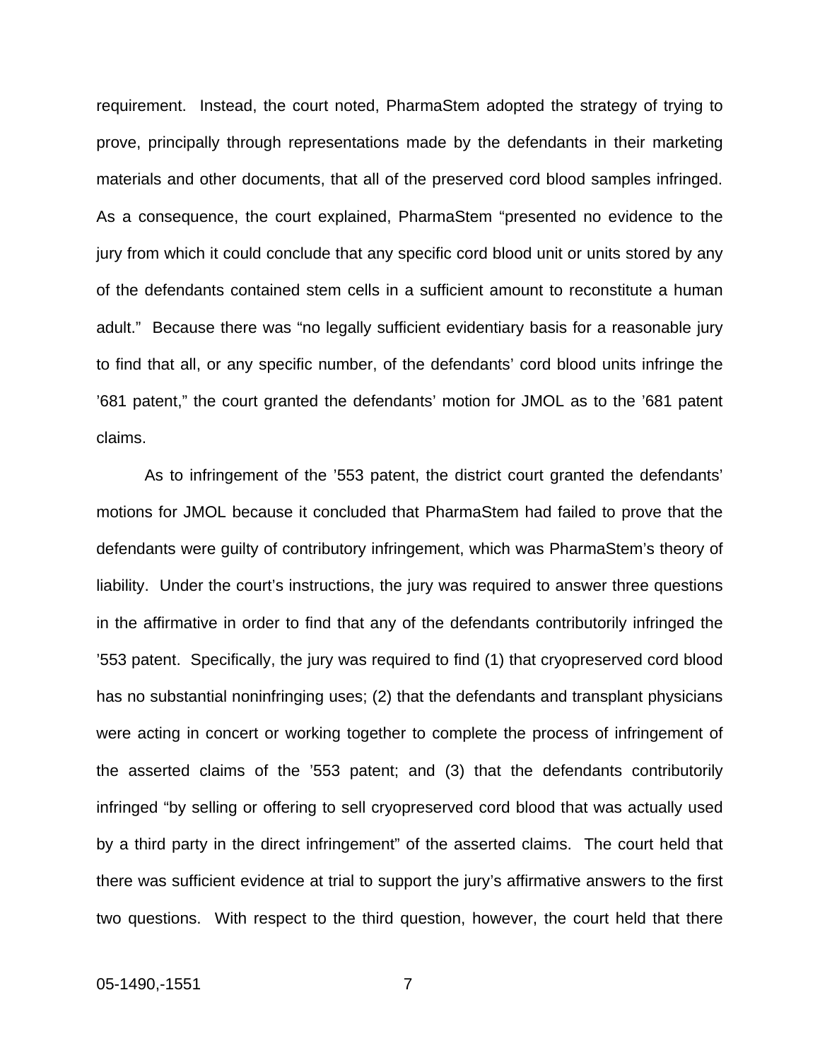requirement. Instead, the court noted, PharmaStem adopted the strategy of trying to prove, principally through representations made by the defendants in their marketing materials and other documents, that all of the preserved cord blood samples infringed. As a consequence, the court explained, PharmaStem "presented no evidence to the jury from which it could conclude that any specific cord blood unit or units stored by any of the defendants contained stem cells in a sufficient amount to reconstitute a human adult." Because there was "no legally sufficient evidentiary basis for a reasonable jury to find that all, or any specific number, of the defendants' cord blood units infringe the '681 patent," the court granted the defendants' motion for JMOL as to the '681 patent claims.

As to infringement of the '553 patent, the district court granted the defendants' motions for JMOL because it concluded that PharmaStem had failed to prove that the defendants were guilty of contributory infringement, which was PharmaStem's theory of liability. Under the court's instructions, the jury was required to answer three questions in the affirmative in order to find that any of the defendants contributorily infringed the '553 patent. Specifically, the jury was required to find (1) that cryopreserved cord blood has no substantial noninfringing uses; (2) that the defendants and transplant physicians were acting in concert or working together to complete the process of infringement of the asserted claims of the '553 patent; and (3) that the defendants contributorily infringed "by selling or offering to sell cryopreserved cord blood that was actually used by a third party in the direct infringement" of the asserted claims. The court held that there was sufficient evidence at trial to support the jury's affirmative answers to the first two questions. With respect to the third question, however, the court held that there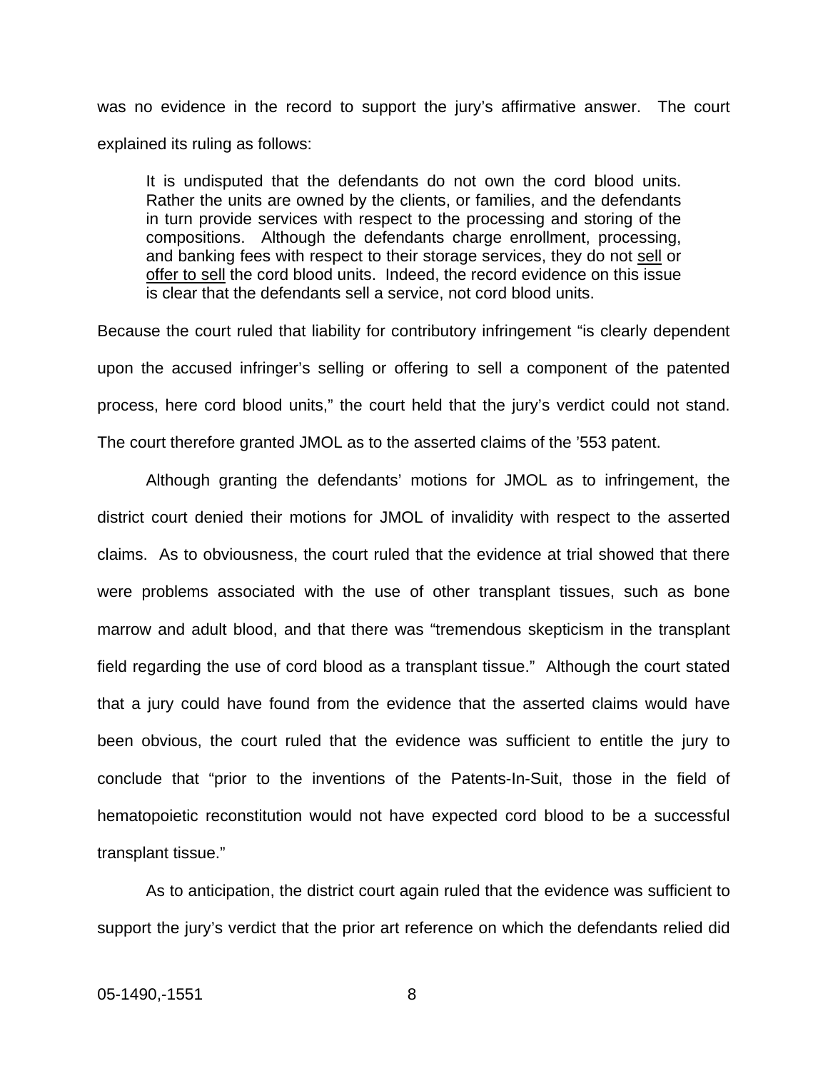was no evidence in the record to support the jury's affirmative answer. The court explained its ruling as follows:

> It is undisputed that the defendants do not own the cord blood units. Rather the units are owned by the clients, or families, and the defendants in turn provide services with respect to the processing and storing of the compositions. Although the defendants charge enrollment, processing, and banking fees with respect to their storage services, they do not sell or offer to sell the cord blood units. Indeed, the record evidence on this issue is clear that the defendants sell a service, not cord blood units.

Because the court ruled that liability for contributory infringement "is clearly dependent upon the accused infringer's selling or offering to sell a component of the patented process, here cord blood units," the court held that the jury's verdict could not stand. The court therefore granted JMOL as to the asserted claims of the '553 patent.

Although granting the defendants' motions for JMOL as to infringement, the district court denied their motions for JMOL of invalidity with respect to the asserted claims. As to obviousness, the court ruled that the evidence at trial showed that there were problems associated with the use of other transplant tissues, such as bone marrow and adult blood, and that there was "tremendous skepticism in the transplant field regarding the use of cord blood as a transplant tissue." Although the court stated that a jury could have found from the evidence that the asserted claims would have been obvious, the court ruled that the evidence was sufficient to entitle the jury to conclude that "prior to the inventions of the Patents-In-Suit, those in the field of hematopoietic reconstitution would not have expected cord blood to be a successful transplant tissue."

As to anticipation, the district court again ruled that the evidence was sufficient to support the jury's verdict that the prior art reference on which the defendants relied did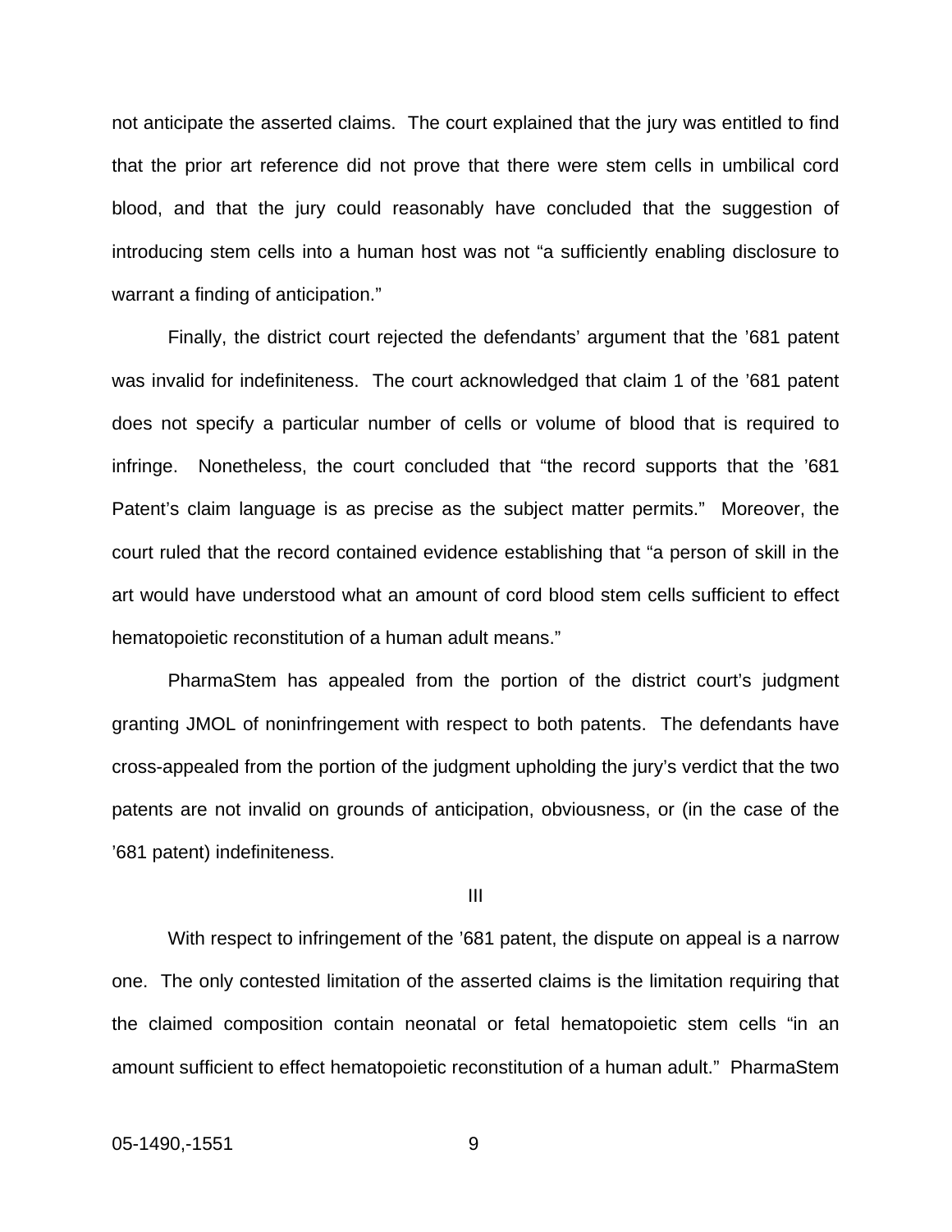not anticipate the asserted claims. The court explained that the jury was entitled to find that the prior art reference did not prove that there were stem cells in umbilical cord blood, and that the jury could reasonably have concluded that the suggestion of introducing stem cells into a human host was not "a sufficiently enabling disclosure to warrant a finding of anticipation."

Finally, the district court rejected the defendants' argument that the '681 patent was invalid for indefiniteness. The court acknowledged that claim 1 of the '681 patent does not specify a particular number of cells or volume of blood that is required to infringe. Nonetheless, the court concluded that "the record supports that the '681 Patent's claim language is as precise as the subject matter permits." Moreover, the court ruled that the record contained evidence establishing that "a person of skill in the art would have understood what an amount of cord blood stem cells sufficient to effect hematopoietic reconstitution of a human adult means."

PharmaStem has appealed from the portion of the district court's judgment granting JMOL of noninfringement with respect to both patents. The defendants have cross-appealed from the portion of the judgment upholding the jury's verdict that the two patents are not invalid on grounds of anticipation, obviousness, or (in the case of the '681 patent) indefiniteness.

## III

With respect to infringement of the '681 patent, the dispute on appeal is a narrow one. The only contested limitation of the asserted claims is the limitation requiring that the claimed composition contain neonatal or fetal hematopoietic stem cells "in an amount sufficient to effect hematopoietic reconstitution of a human adult." PharmaStem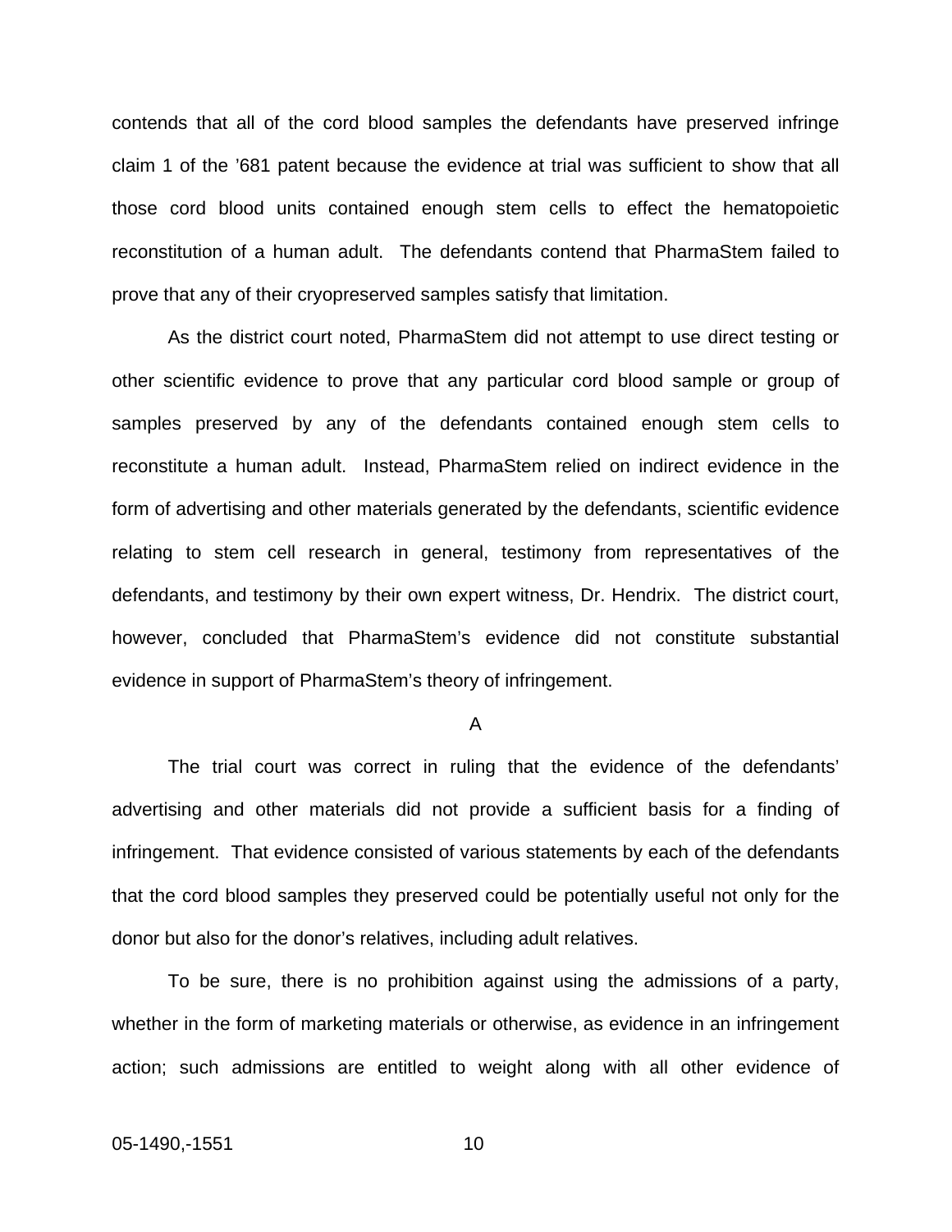contends that all of the cord blood samples the defendants have preserved infringe claim 1 of the ’681 patent because the evidence at trial was sufficient to show that all those cord blood units contained enough stem cells to effect the hematopoietic reconstitution of a human adult. The defendants contend that PharmaStem failed to prove that any of their cryopreserved samples satisfy that limitation.

As the district court noted, PharmaStem did not attempt to use direct testing or other scientific evidence to prove that any particular cord blood sample or group of samples preserved by any of the defendants contained enough stem cells to reconstitute a human adult. Instead, PharmaStem relied on indirect evidence in the form of advertising and other materials generated by the defendants, scientific evidence relating to stem cell research in general, testimony from representatives of the defendants, and testimony by their own expert witness, Dr. Hendrix. The district court, however, concluded that PharmaStem’s evidence did not constitute substantial evidence in support of PharmaStem’s theory of infringement.

A

The trial court was correct in ruling that the evidence of the defendants’ advertising and other materials did not provide a sufficient basis for a finding of infringement. That evidence consisted of various statements by each of the defendants that the cord blood samples they preserved could be potentially useful not only for the donor but also for the donor’s relatives, including adult relatives.

To be sure, there is no prohibition against using the admissions of a party, whether in the form of marketing materials or otherwise, as evidence in an infringement action; such admissions are entitled to weight along with all other evidence of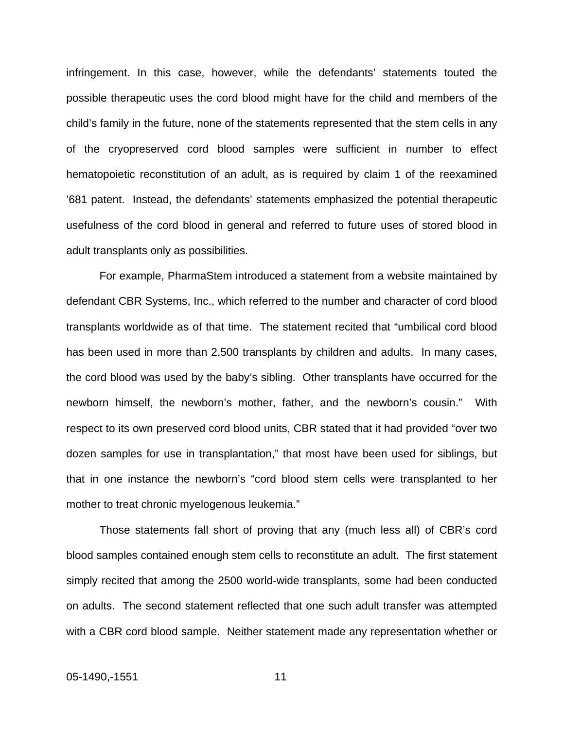infringement. In this case, however, while the defendants' statements touted the possible therapeutic uses the cord blood might have for the child and members of the child's family in the future, none of the statements represented that the stem cells in any of the cryopreserved cord blood samples were sufficient in number to effect hematopoietic reconstitution of an adult, as is required by claim 1 of the reexamined '681 patent. Instead, the defendants' statements emphasized the potential therapeutic usefulness of the cord blood in general and referred to future uses of stored blood in adult transplants only as possibilities.

For example, PharmaStem introduced a statement from a website maintained by defendant CBR Systems, Inc., which referred to the number and character of cord blood transplants worldwide as of that time. The statement recited that "umbilical cord blood has been used in more than 2,500 transplants by children and adults. In many cases, the cord blood was used by the baby's sibling. Other transplants have occurred for the newborn himself, the newborn's mother, father, and the newborn's cousin." With respect to its own preserved cord blood units, CBR stated that it had provided "over two dozen samples for use in transplantation," that most have been used for siblings, but that in one instance the newborn's "cord blood stem cells were transplanted to her mother to treat chronic myelogenous leukemia."

Those statements fall short of proving that any (much less all) of CBR's cord blood samples contained enough stem cells to reconstitute an adult. The first statement simply recited that among the 2500 world-wide transplants, some had been conducted on adults. The second statement reflected that one such adult transfer was attempted with a CBR cord blood sample. Neither statement made any representation whether or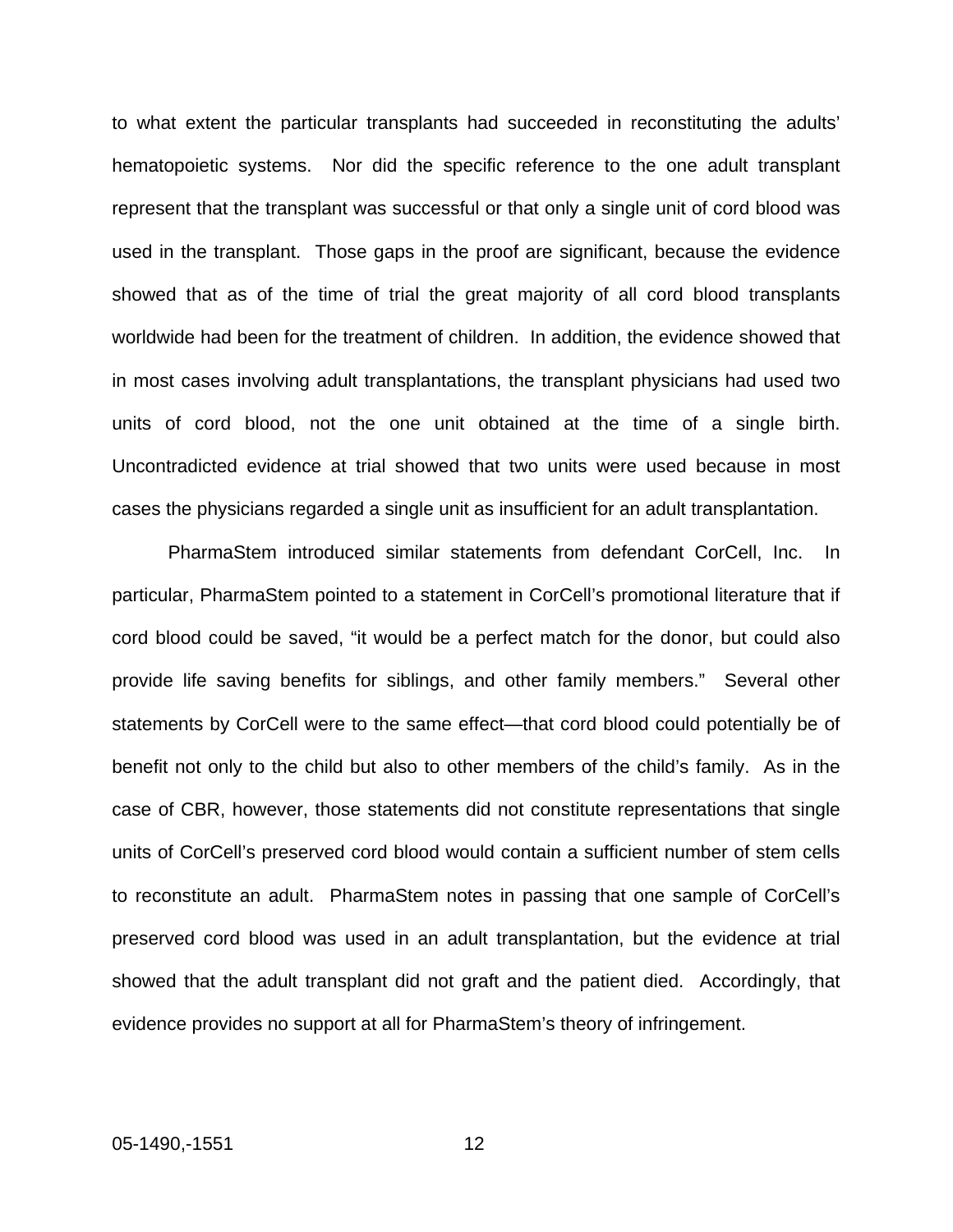to what extent the particular transplants had succeeded in reconstituting the adults' hematopoietic systems. Nor did the specific reference to the one adult transplant represent that the transplant was successful or that only a single unit of cord blood was used in the transplant. Those gaps in the proof are significant, because the evidence showed that as of the time of trial the great majority of all cord blood transplants worldwide had been for the treatment of children. In addition, the evidence showed that in most cases involving adult transplantations, the transplant physicians had used two units of cord blood, not the one unit obtained at the time of a single birth. Uncontradicted evidence at trial showed that two units were used because in most cases the physicians regarded a single unit as insufficient for an adult transplantation.

PharmaStem introduced similar statements from defendant CorCell, Inc. In particular, PharmaStem pointed to a statement in CorCell's promotional literature that if cord blood could be saved, "it would be a perfect match for the donor, but could also provide life saving benefits for siblings, and other family members." Several other statements by CorCell were to the same effect—that cord blood could potentially be of benefit not only to the child but also to other members of the child's family. As in the case of CBR, however, those statements did not constitute representations that single units of CorCell's preserved cord blood would contain a sufficient number of stem cells to reconstitute an adult. PharmaStem notes in passing that one sample of CorCell's preserved cord blood was used in an adult transplantation, but the evidence at trial showed that the adult transplant did not graft and the patient died. Accordingly, that evidence provides no support at all for PharmaStem's theory of infringement.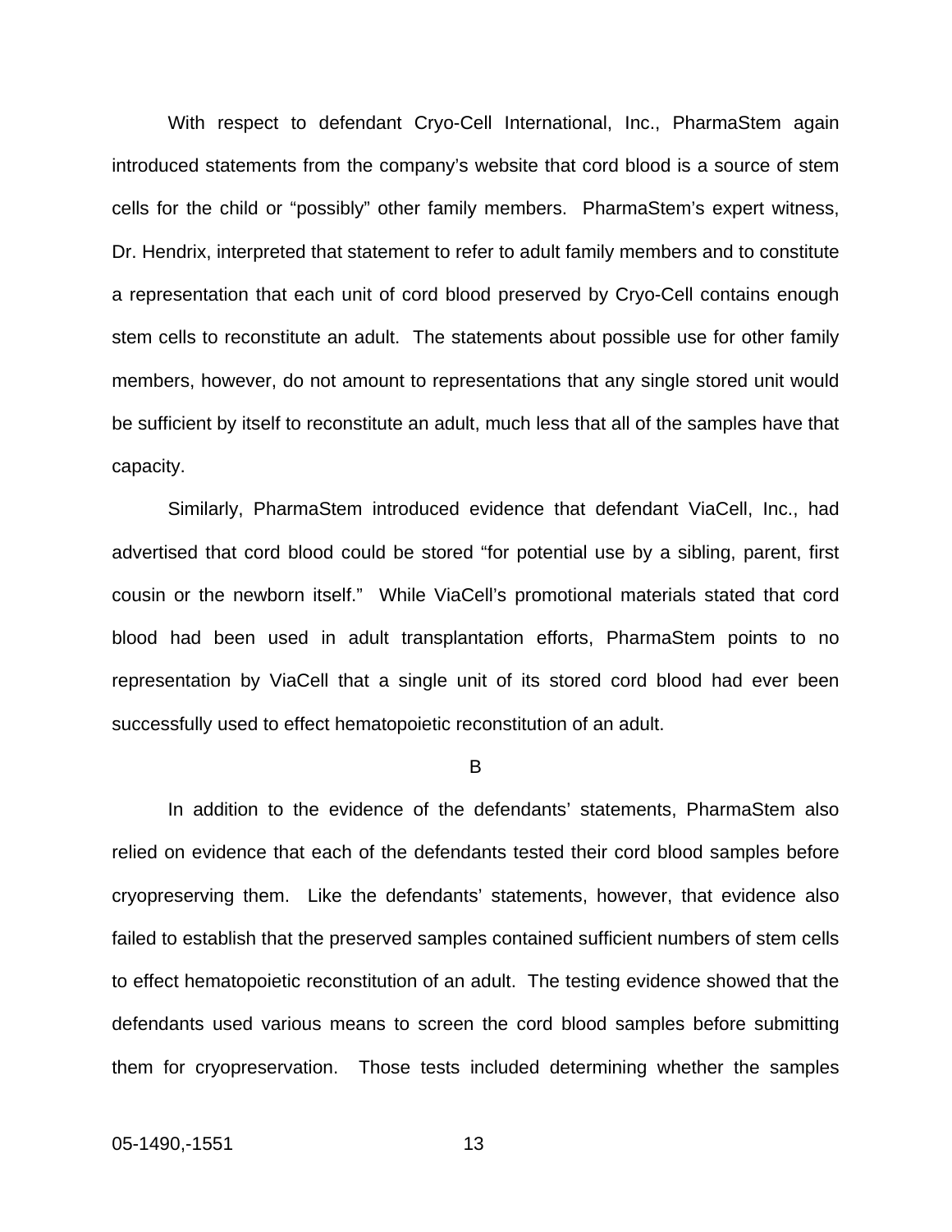With respect to defendant Cryo-Cell International, Inc., PharmaStem again introduced statements from the company's website that cord blood is a source of stem cells for the child or "possibly" other family members. PharmaStem's expert witness, Dr. Hendrix, interpreted that statement to refer to adult family members and to constitute a representation that each unit of cord blood preserved by Cryo-Cell contains enough stem cells to reconstitute an adult. The statements about possible use for other family members, however, do not amount to representations that any single stored unit would be sufficient by itself to reconstitute an adult, much less that all of the samples have that capacity.

Similarly, PharmaStem introduced evidence that defendant ViaCell, Inc., had advertised that cord blood could be stored "for potential use by a sibling, parent, first cousin or the newborn itself." While ViaCell's promotional materials stated that cord blood had been used in adult transplantation efforts, PharmaStem points to no representation by ViaCell that a single unit of its stored cord blood had ever been successfully used to effect hematopoietic reconstitution of an adult.

B

In addition to the evidence of the defendants' statements, PharmaStem also relied on evidence that each of the defendants tested their cord blood samples before cryopreserving them. Like the defendants' statements, however, that evidence also failed to establish that the preserved samples contained sufficient numbers of stem cells to effect hematopoietic reconstitution of an adult. The testing evidence showed that the defendants used various means to screen the cord blood samples before submitting them for cryopreservation. Those tests included determining whether the samples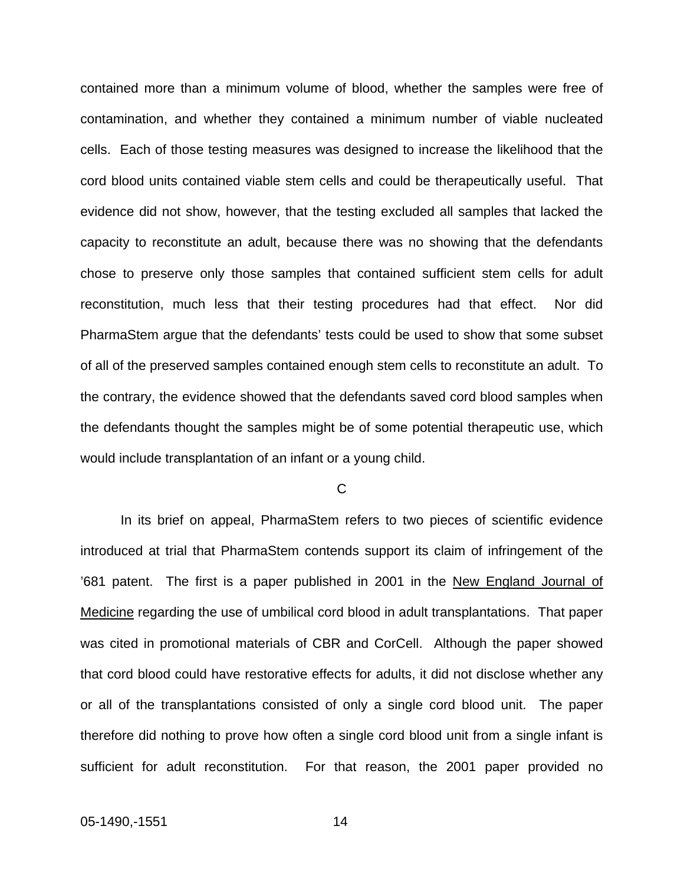contained more than a minimum volume of blood, whether the samples were free of contamination, and whether they contained a minimum number of viable nucleated cells. Each of those testing measures was designed to increase the likelihood that the cord blood units contained viable stem cells and could be therapeutically useful. That evidence did not show, however, that the testing excluded all samples that lacked the capacity to reconstitute an adult, because there was no showing that the defendants chose to preserve only those samples that contained sufficient stem cells for adult reconstitution, much less that their testing procedures had that effect. Nor did PharmaStem argue that the defendants' tests could be used to show that some subset of all of the preserved samples contained enough stem cells to reconstitute an adult. To the contrary, the evidence showed that the defendants saved cord blood samples when the defendants thought the samples might be of some potential therapeutic use, which would include transplantation of an infant or a young child.

C

In its brief on appeal, PharmaStem refers to two pieces of scientific evidence introduced at trial that PharmaStem contends support its claim of infringement of the '681 patent. The first is a paper published in 2001 in the New England Journal of Medicine regarding the use of umbilical cord blood in adult transplantations. That paper was cited in promotional materials of CBR and CorCell. Although the paper showed that cord blood could have restorative effects for adults, it did not disclose whether any or all of the transplantations consisted of only a single cord blood unit. The paper therefore did nothing to prove how often a single cord blood unit from a single infant is sufficient for adult reconstitution. For that reason, the 2001 paper provided no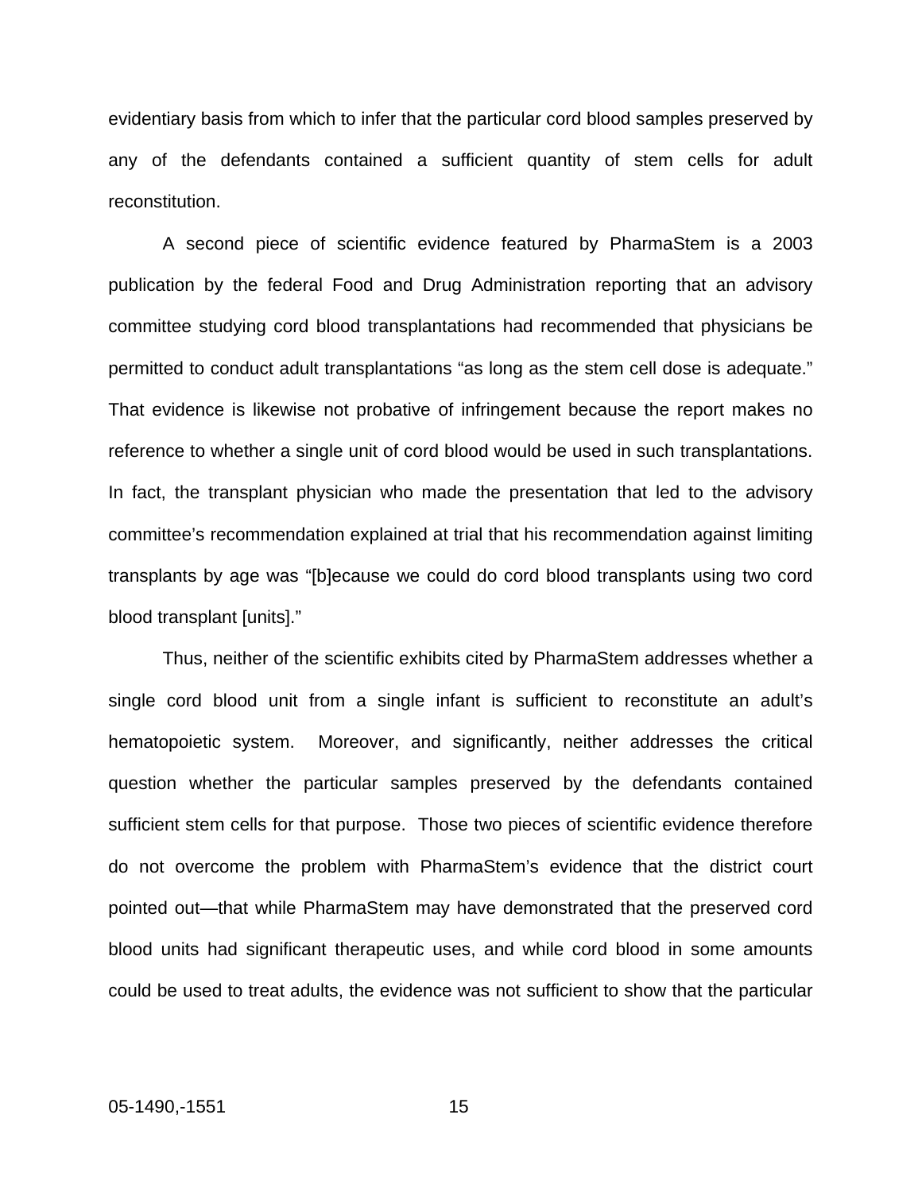evidentiary basis from which to infer that the particular cord blood samples preserved by any of the defendants contained a sufficient quantity of stem cells for adult reconstitution.

A second piece of scientific evidence featured by PharmaStem is a 2003 publication by the federal Food and Drug Administration reporting that an advisory committee studying cord blood transplantations had recommended that physicians be permitted to conduct adult transplantations "as long as the stem cell dose is adequate." That evidence is likewise not probative of infringement because the report makes no reference to whether a single unit of cord blood would be used in such transplantations. In fact, the transplant physician who made the presentation that led to the advisory committee's recommendation explained at trial that his recommendation against limiting transplants by age was "[b]ecause we could do cord blood transplants using two cord blood transplant [units]."

Thus, neither of the scientific exhibits cited by PharmaStem addresses whether a single cord blood unit from a single infant is sufficient to reconstitute an adult's hematopoietic system. Moreover, and significantly, neither addresses the critical question whether the particular samples preserved by the defendants contained sufficient stem cells for that purpose. Those two pieces of scientific evidence therefore do not overcome the problem with PharmaStem's evidence that the district court pointed out—that while PharmaStem may have demonstrated that the preserved cord blood units had significant therapeutic uses, and while cord blood in some amounts could be used to treat adults, the evidence was not sufficient to show that the particular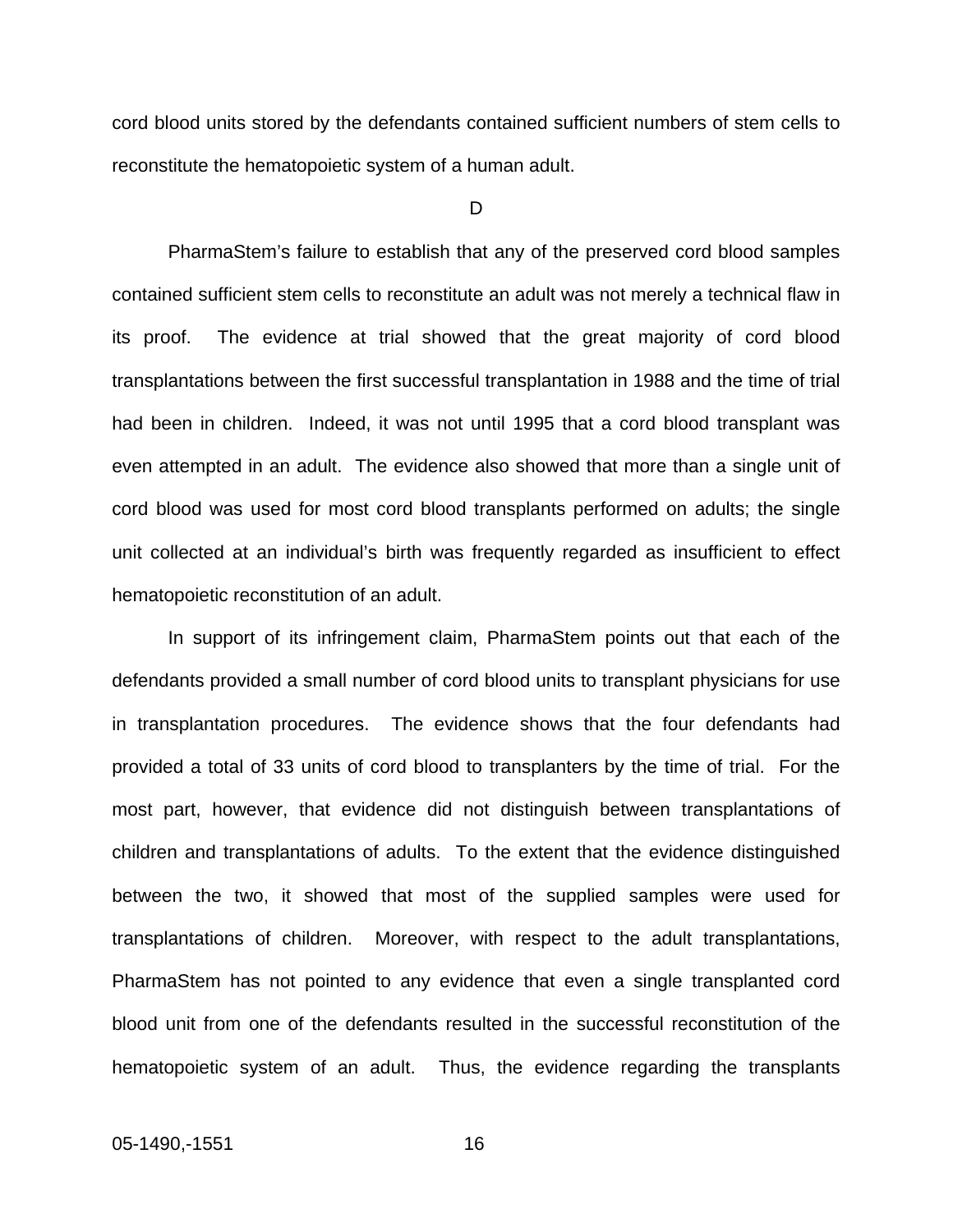cord blood units stored by the defendants contained sufficient numbers of stem cells to reconstitute the hematopoietic system of a human adult.

D

PharmaStem's failure to establish that any of the preserved cord blood samples contained sufficient stem cells to reconstitute an adult was not merely a technical flaw in its proof. The evidence at trial showed that the great majority of cord blood transplantations between the first successful transplantation in 1988 and the time of trial had been in children. Indeed, it was not until 1995 that a cord blood transplant was even attempted in an adult. The evidence also showed that more than a single unit of cord blood was used for most cord blood transplants performed on adults; the single unit collected at an individual's birth was frequently regarded as insufficient to effect hematopoietic reconstitution of an adult.

In support of its infringement claim, PharmaStem points out that each of the defendants provided a small number of cord blood units to transplant physicians for use in transplantation procedures. The evidence shows that the four defendants had provided a total of 33 units of cord blood to transplanters by the time of trial. For the most part, however, that evidence did not distinguish between transplantations of children and transplantations of adults. To the extent that the evidence distinguished between the two, it showed that most of the supplied samples were used for transplantations of children. Moreover, with respect to the adult transplantations, PharmaStem has not pointed to any evidence that even a single transplanted cord blood unit from one of the defendants resulted in the successful reconstitution of the hematopoietic system of an adult. Thus, the evidence regarding the transplants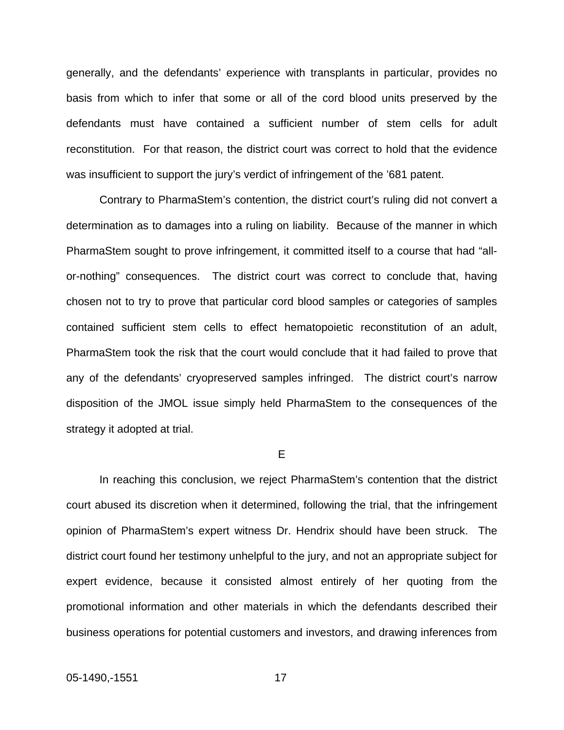generally, and the defendants' experience with transplants in particular, provides no basis from which to infer that some or all of the cord blood units preserved by the defendants must have contained a sufficient number of stem cells for adult reconstitution. For that reason, the district court was correct to hold that the evidence was insufficient to support the jury's verdict of infringement of the '681 patent.

Contrary to PharmaStem's contention, the district court's ruling did not convert a determination as to damages into a ruling on liability. Because of the manner in which PharmaStem sought to prove infringement, it committed itself to a course that had "all-or-nothing" consequences. The district court was correct to conclude that, having chosen not to try to prove that particular cord blood samples or categories of samples contained sufficient stem cells to effect hematopoietic reconstitution of an adult, PharmaStem took the risk that the court would conclude that it had failed to prove that any of the defendants' cryopreserved samples infringed. The district court's narrow disposition of the JMOL issue simply held PharmaStem to the consequences of the strategy it adopted at trial.

### E

In reaching this conclusion, we reject PharmaStem's contention that the district court abused its discretion when it determined, following the trial, that the infringement opinion of PharmaStem's expert witness Dr. Hendrix should have been struck. The district court found her testimony unhelpful to the jury, and not an appropriate subject for expert evidence, because it consisted almost entirely of her quoting from the promotional information and other materials in which the defendants described their business operations for potential customers and investors, and drawing inferences from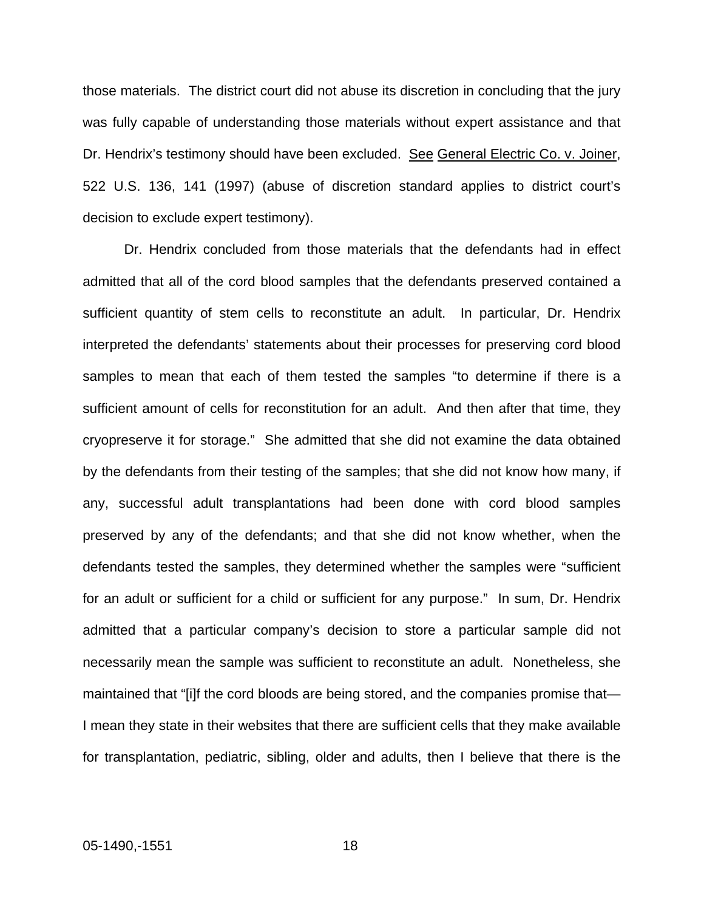those materials. The district court did not abuse its discretion in concluding that the jury was fully capable of understanding those materials without expert assistance and that Dr. Hendrix's testimony should have been excluded. See General Electric Co. v. Joiner, 522 U.S. 136, 141 (1997) (abuse of discretion standard applies to district court's decision to exclude expert testimony).

Dr. Hendrix concluded from those materials that the defendants had in effect admitted that all of the cord blood samples that the defendants preserved contained a sufficient quantity of stem cells to reconstitute an adult. In particular, Dr. Hendrix interpreted the defendants' statements about their processes for preserving cord blood samples to mean that each of them tested the samples "to determine if there is a sufficient amount of cells for reconstitution for an adult. And then after that time, they cryopreserve it for storage." She admitted that she did not examine the data obtained by the defendants from their testing of the samples; that she did not know how many, if any, successful adult transplantations had been done with cord blood samples preserved by any of the defendants; and that she did not know whether, when the defendants tested the samples, they determined whether the samples were "sufficient for an adult or sufficient for a child or sufficient for any purpose." In sum, Dr. Hendrix admitted that a particular company's decision to store a particular sample did not necessarily mean the sample was sufficient to reconstitute an adult. Nonetheless, she maintained that "[i]f the cord bloods are being stored, and the companies promise that—I mean they state in their websites that there are sufficient cells that they make available for transplantation, pediatric, sibling, older and adults, then I believe that there is the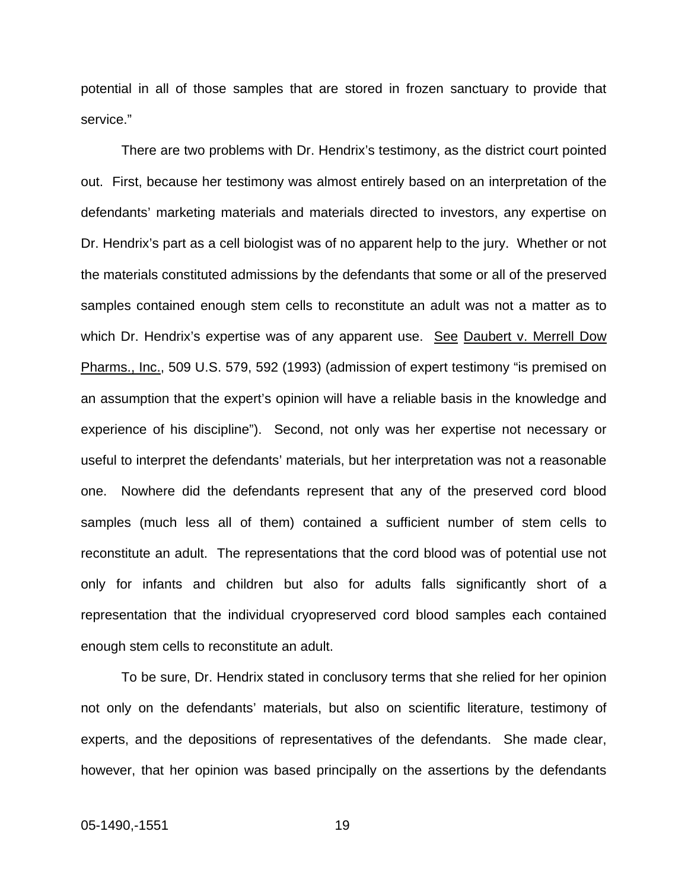potential in all of those samples that are stored in frozen sanctuary to provide that service."

There are two problems with Dr. Hendrix's testimony, as the district court pointed out. First, because her testimony was almost entirely based on an interpretation of the defendants' marketing materials and materials directed to investors, any expertise on Dr. Hendrix's part as a cell biologist was of no apparent help to the jury. Whether or not the materials constituted admissions by the defendants that some or all of the preserved samples contained enough stem cells to reconstitute an adult was not a matter as to which Dr. Hendrix's expertise was of any apparent use. See Daubert v. Merrell Dow Pharms., Inc., 509 U.S. 579, 592 (1993) (admission of expert testimony "is premised on an assumption that the expert's opinion will have a reliable basis in the knowledge and experience of his discipline"). Second, not only was her expertise not necessary or useful to interpret the defendants' materials, but her interpretation was not a reasonable one. Nowhere did the defendants represent that any of the preserved cord blood samples (much less all of them) contained a sufficient number of stem cells to reconstitute an adult. The representations that the cord blood was of potential use not only for infants and children but also for adults falls significantly short of a representation that the individual cryopreserved cord blood samples each contained enough stem cells to reconstitute an adult.

To be sure, Dr. Hendrix stated in conclusory terms that she relied for her opinion not only on the defendants' materials, but also on scientific literature, testimony of experts, and the depositions of representatives of the defendants. She made clear, however, that her opinion was based principally on the assertions by the defendants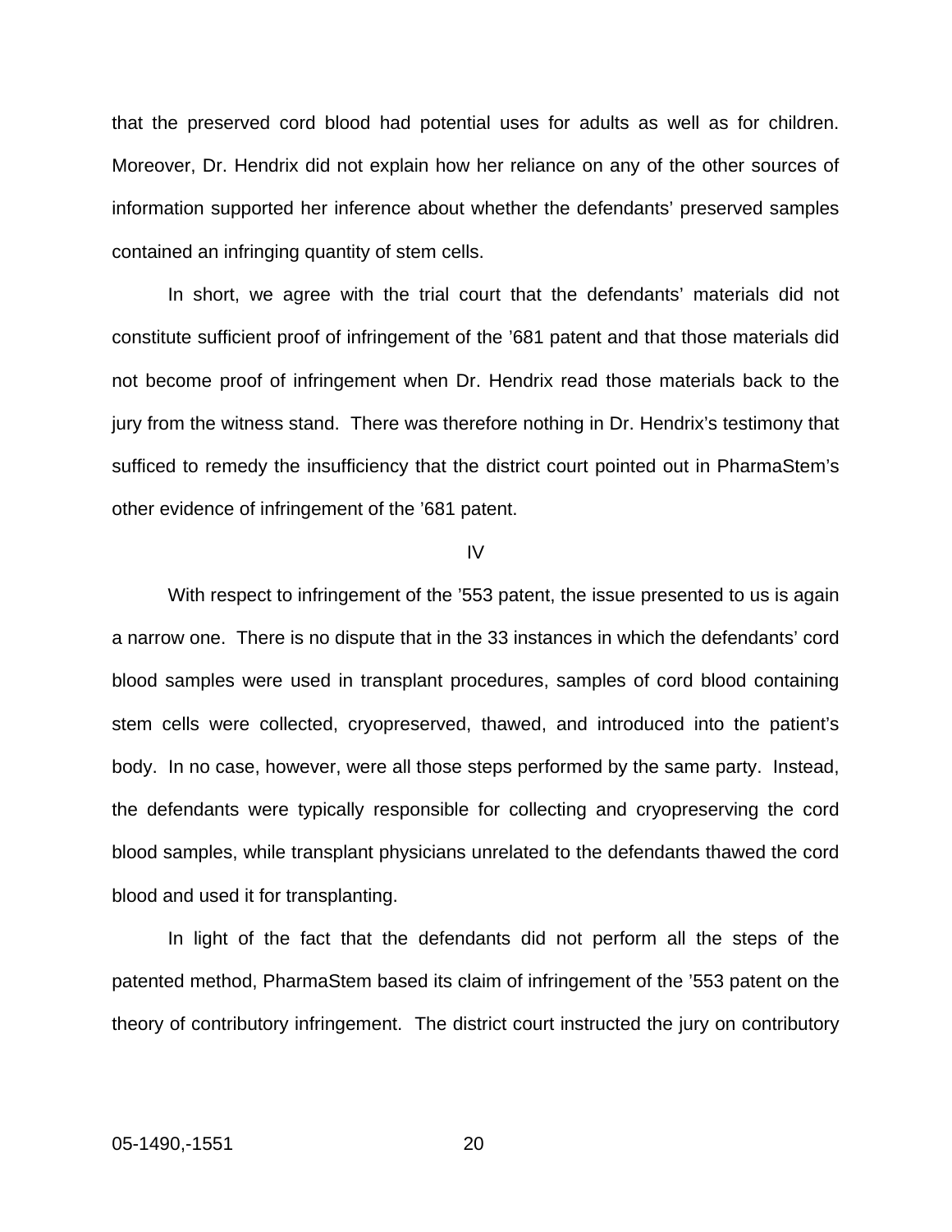that the preserved cord blood had potential uses for adults as well as for children. Moreover, Dr. Hendrix did not explain how her reliance on any of the other sources of information supported her inference about whether the defendants' preserved samples contained an infringing quantity of stem cells.

In short, we agree with the trial court that the defendants' materials did not constitute sufficient proof of infringement of the '681 patent and that those materials did not become proof of infringement when Dr. Hendrix read those materials back to the jury from the witness stand. There was therefore nothing in Dr. Hendrix's testimony that sufficed to remedy the insufficiency that the district court pointed out in PharmaStem's other evidence of infringement of the '681 patent.

IV

With respect to infringement of the '553 patent, the issue presented to us is again a narrow one. There is no dispute that in the 33 instances in which the defendants' cord blood samples were used in transplant procedures, samples of cord blood containing stem cells were collected, cryopreserved, thawed, and introduced into the patient's body. In no case, however, were all those steps performed by the same party. Instead, the defendants were typically responsible for collecting and cryopreserving the cord blood samples, while transplant physicians unrelated to the defendants thawed the cord blood and used it for transplanting.

In light of the fact that the defendants did not perform all the steps of the patented method, PharmaStem based its claim of infringement of the '553 patent on the theory of contributory infringement. The district court instructed the jury on contributory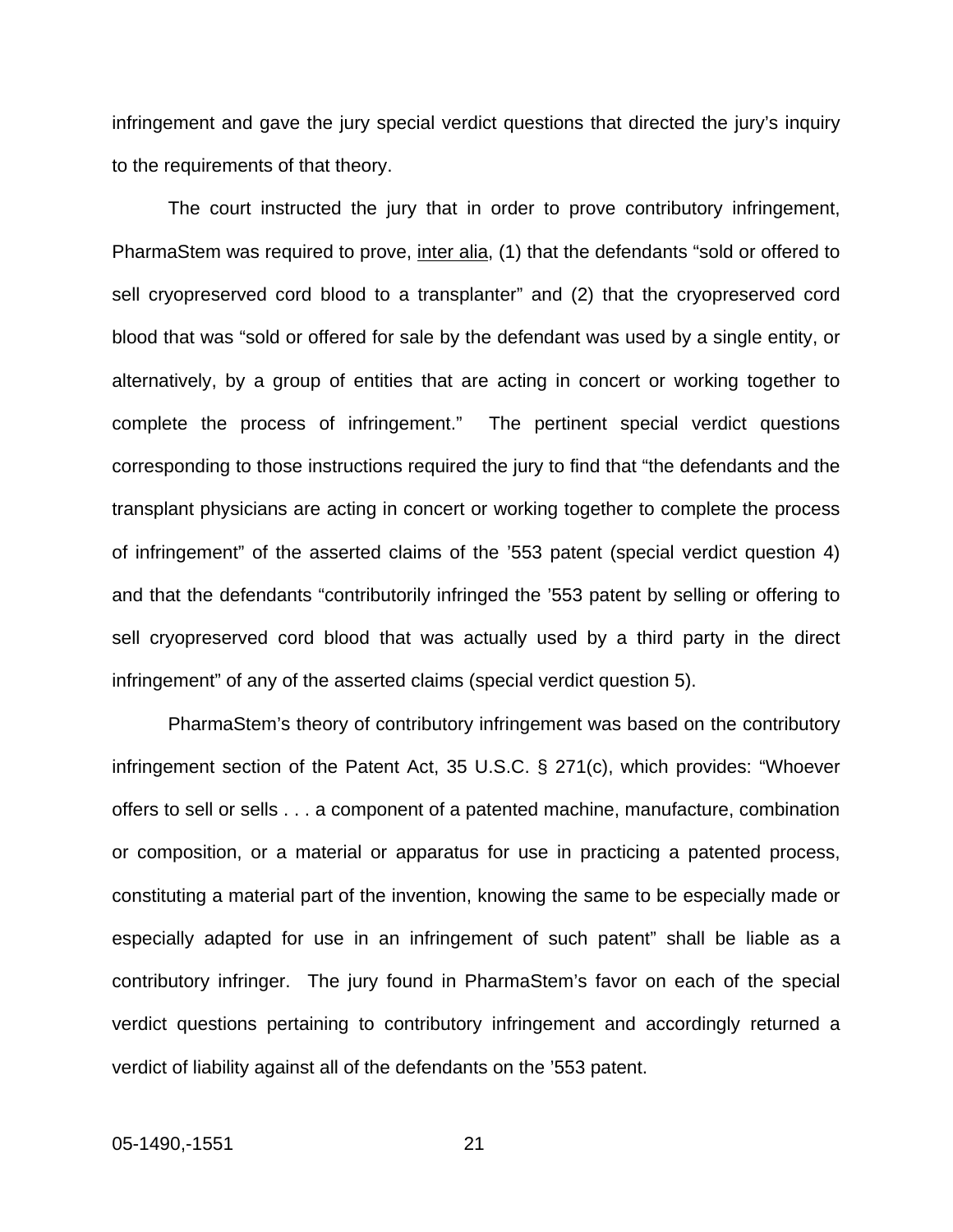infringement and gave the jury special verdict questions that directed the jury's inquiry to the requirements of that theory.

The court instructed the jury that in order to prove contributory infringement, PharmaStem was required to prove, inter alia, (1) that the defendants "sold or offered to sell cryopreserved cord blood to a transplanter" and (2) that the cryopreserved cord blood that was "sold or offered for sale by the defendant was used by a single entity, or alternatively, by a group of entities that are acting in concert or working together to complete the process of infringement." The pertinent special verdict questions corresponding to those instructions required the jury to find that "the defendants and the transplant physicians are acting in concert or working together to complete the process of infringement" of the asserted claims of the '553 patent (special verdict question 4) and that the defendants "contributorily infringed the '553 patent by selling or offering to sell cryopreserved cord blood that was actually used by a third party in the direct infringement" of any of the asserted claims (special verdict question 5).

PharmaStem's theory of contributory infringement was based on the contributory infringement section of the Patent Act, 35 U.S.C. § 271(c), which provides: "Whoever offers to sell or sells . . . a component of a patented machine, manufacture, combination or composition, or a material or apparatus for use in practicing a patented process, constituting a material part of the invention, knowing the same to be especially made or especially adapted for use in an infringement of such patent" shall be liable as a contributory infringer. The jury found in PharmaStem's favor on each of the special verdict questions pertaining to contributory infringement and accordingly returned a verdict of liability against all of the defendants on the '553 patent.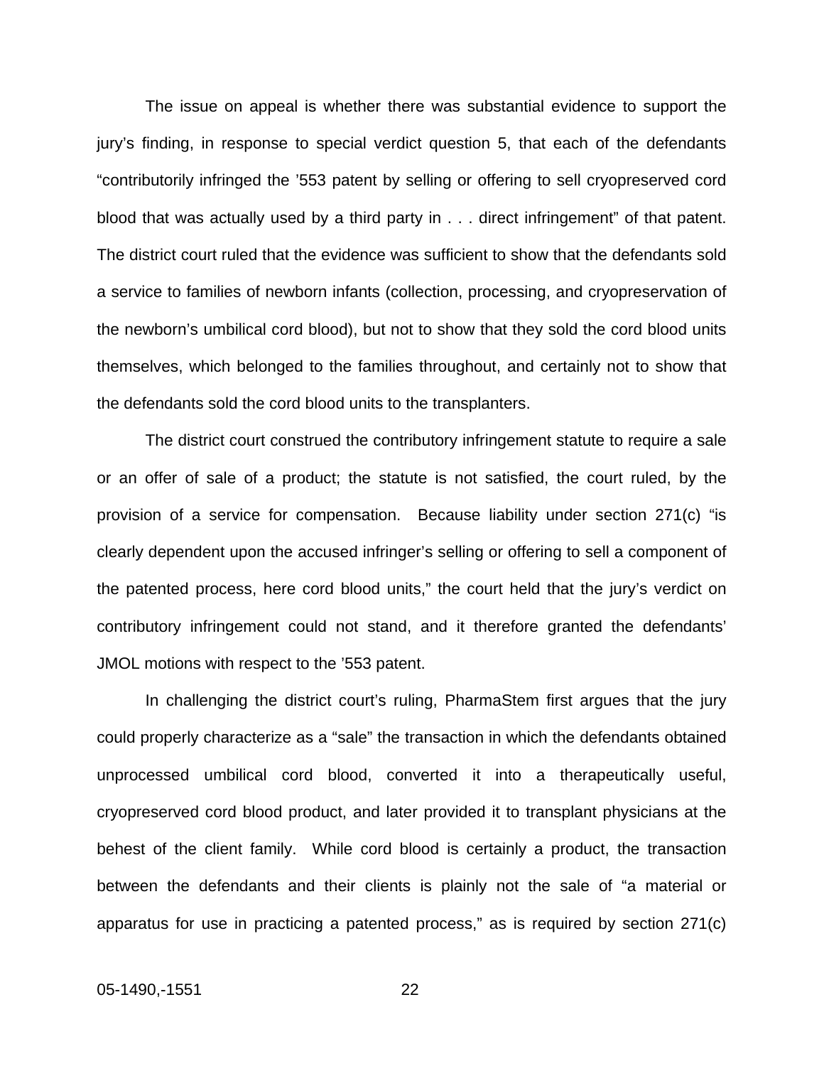The issue on appeal is whether there was substantial evidence to support the jury's finding, in response to special verdict question 5, that each of the defendants "contributorily infringed the '553 patent by selling or offering to sell cryopreserved cord blood that was actually used by a third party in . . . direct infringement" of that patent. The district court ruled that the evidence was sufficient to show that the defendants sold a service to families of newborn infants (collection, processing, and cryopreservation of the newborn's umbilical cord blood), but not to show that they sold the cord blood units themselves, which belonged to the families throughout, and certainly not to show that the defendants sold the cord blood units to the transplanters.

The district court construed the contributory infringement statute to require a sale or an offer of sale of a product; the statute is not satisfied, the court ruled, by the provision of a service for compensation. Because liability under section 271(c) "is clearly dependent upon the accused infringer's selling or offering to sell a component of the patented process, here cord blood units," the court held that the jury's verdict on contributory infringement could not stand, and it therefore granted the defendants' JMOL motions with respect to the '553 patent.

In challenging the district court's ruling, PharmaStem first argues that the jury could properly characterize as a "sale" the transaction in which the defendants obtained unprocessed umbilical cord blood, converted it into a therapeutically useful, cryopreserved cord blood product, and later provided it to transplant physicians at the behest of the client family. While cord blood is certainly a product, the transaction between the defendants and their clients is plainly not the sale of "a material or apparatus for use in practicing a patented process," as is required by section 271(c)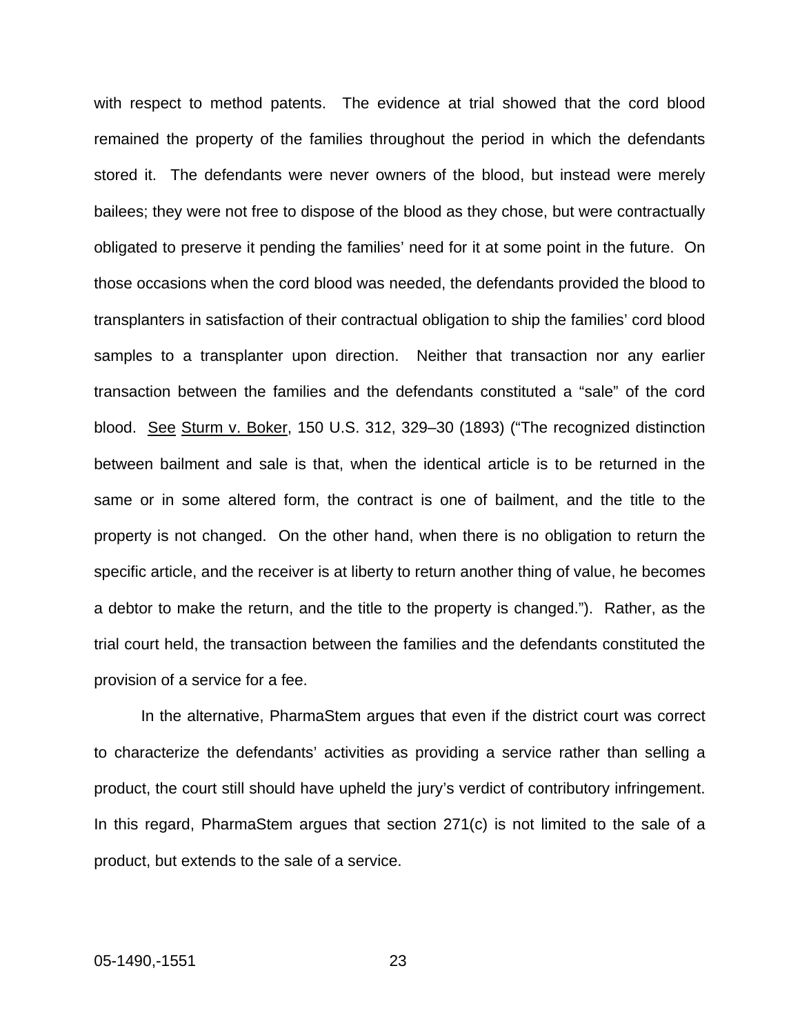with respect to method patents. The evidence at trial showed that the cord blood remained the property of the families throughout the period in which the defendants stored it. The defendants were never owners of the blood, but instead were merely bailees; they were not free to dispose of the blood as they chose, but were contractually obligated to preserve it pending the families' need for it at some point in the future. On those occasions when the cord blood was needed, the defendants provided the blood to transplanters in satisfaction of their contractual obligation to ship the families' cord blood samples to a transplanter upon direction. Neither that transaction nor any earlier transaction between the families and the defendants constituted a "sale" of the cord blood. See Sturm v. Boker, 150 U.S. 312, 329–30 (1893) ("The recognized distinction between bailment and sale is that, when the identical article is to be returned in the same or in some altered form, the contract is one of bailment, and the title to the property is not changed. On the other hand, when there is no obligation to return the specific article, and the receiver is at liberty to return another thing of value, he becomes a debtor to make the return, and the title to the property is changed."). Rather, as the trial court held, the transaction between the families and the defendants constituted the provision of a service for a fee.

In the alternative, PharmaStem argues that even if the district court was correct to characterize the defendants' activities as providing a service rather than selling a product, the court still should have upheld the jury's verdict of contributory infringement. In this regard, PharmaStem argues that section 271(c) is not limited to the sale of a product, but extends to the sale of a service.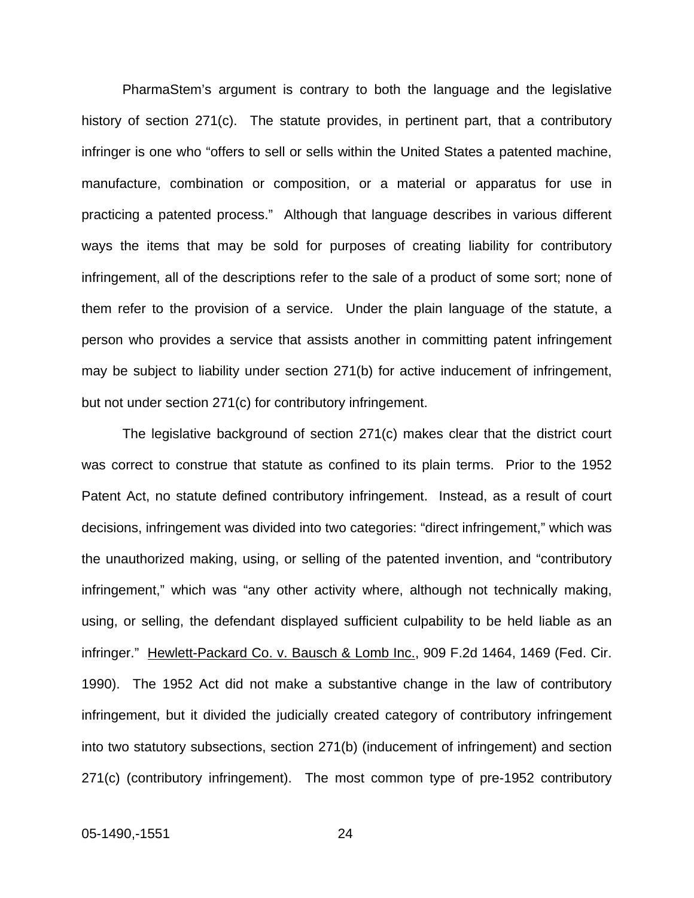PharmaStem's argument is contrary to both the language and the legislative history of section 271(c). The statute provides, in pertinent part, that a contributory infringer is one who "offers to sell or sells within the United States a patented machine, manufacture, combination or composition, or a material or apparatus for use in practicing a patented process." Although that language describes in various different ways the items that may be sold for purposes of creating liability for contributory infringement, all of the descriptions refer to the sale of a product of some sort; none of them refer to the provision of a service. Under the plain language of the statute, a person who provides a service that assists another in committing patent infringement may be subject to liability under section 271(b) for active inducement of infringement, but not under section 271(c) for contributory infringement.

The legislative background of section 271(c) makes clear that the district court was correct to construe that statute as confined to its plain terms. Prior to the 1952 Patent Act, no statute defined contributory infringement. Instead, as a result of court decisions, infringement was divided into two categories: "direct infringement," which was the unauthorized making, using, or selling of the patented invention, and "contributory infringement," which was "any other activity where, although not technically making, using, or selling, the defendant displayed sufficient culpability to be held liable as an infringer." Hewlett-Packard Co. v. Bausch & Lomb Inc., 909 F.2d 1464, 1469 (Fed. Cir. 1990). The 1952 Act did not make a substantive change in the law of contributory infringement, but it divided the judicially created category of contributory infringement into two statutory subsections, section 271(b) (inducement of infringement) and section 271(c) (contributory infringement). The most common type of pre-1952 contributory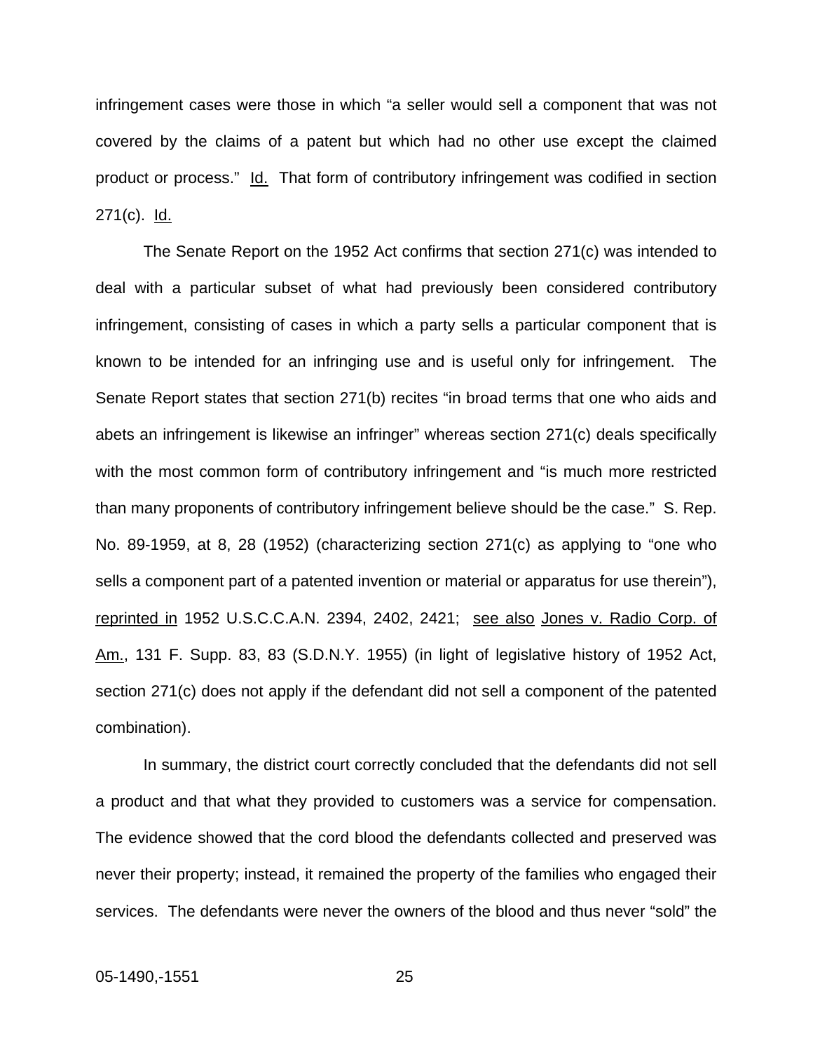infringement cases were those in which “a seller would sell a component that was not covered by the claims of a patent but which had no other use except the claimed product or process.” Id. That form of contributory infringement was codified in section 271(c). Id.

The Senate Report on the 1952 Act confirms that section 271(c) was intended to deal with a particular subset of what had previously been considered contributory infringement, consisting of cases in which a party sells a particular component that is known to be intended for an infringing use and is useful only for infringement. The Senate Report states that section 271(b) recites “in broad terms that one who aids and abets an infringement is likewise an infringer” whereas section 271(c) deals specifically with the most common form of contributory infringement and “is much more restricted than many proponents of contributory infringement believe should be the case.” S. Rep. No. 89-1959, at 8, 28 (1952) (characterizing section 271(c) as applying to “one who sells a component part of a patented invention or material or apparatus for use therein”), reprinted in 1952 U.S.C.C.A.N. 2394, 2402, 2421; see also Jones v. Radio Corp. of Am., 131 F. Supp. 83, 83 (S.D.N.Y. 1955) (in light of legislative history of 1952 Act, section 271(c) does not apply if the defendant did not sell a component of the patented combination).

In summary, the district court correctly concluded that the defendants did not sell a product and that what they provided to customers was a service for compensation. The evidence showed that the cord blood the defendants collected and preserved was never their property; instead, it remained the property of the families who engaged their services. The defendants were never the owners of the blood and thus never “sold” the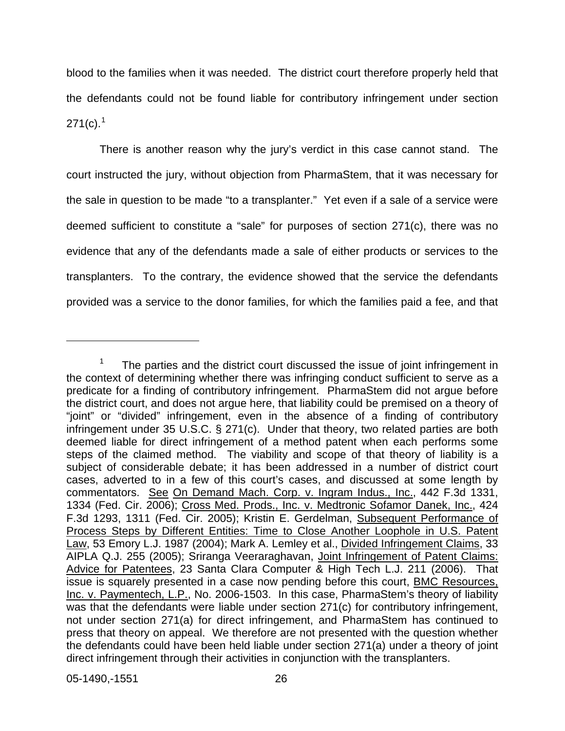blood to the families when it was needed. The district court therefore properly held that the defendants could not be found liable for contributory infringement under section 271(c).[1]

There is another reason why the jury's verdict in this case cannot stand. The court instructed the jury, without objection from PharmaStem, that it was necessary for the sale in question to be made "to a transplanter." Yet even if a sale of a service were deemed sufficient to constitute a "sale" for purposes of section 271(c), there was no evidence that any of the defendants made a sale of either products or services to the transplanters. To the contrary, the evidence showed that the service the defendants provided was a service to the donor families, for which the families paid a fee, and that

---

[1] The parties and the district court discussed the issue of joint infringement in the context of determining whether there was infringing conduct sufficient to serve as a predicate for a finding of contributory infringement. PharmaStem did not argue before the district court, and does not argue here, that liability could be premised on a theory of "joint" or "divided" infringement, even in the absence of a finding of contributory infringement under 35 U.S.C. § 271(c). Under that theory, two related parties are both deemed liable for direct infringement of a method patent when each performs some steps of the claimed method. The viability and scope of that theory of liability is a subject of considerable debate; it has been addressed in a number of district court cases, adverted to in a few of this court's cases, and discussed at some length by commentators. See On Demand Mach. Corp. v. Ingram Indus., Inc., 442 F.3d 1331, 1334 (Fed. Cir. 2006); Cross Med. Prods., Inc. v. Medtronic Sofamor Danek, Inc., 424 F.3d 1293, 1311 (Fed. Cir. 2005); Kristin E. Gerdelman, Subsequent Performance of Process Steps by Different Entities: Time to Close Another Loophole in U.S. Patent Law, 53 Emory L.J. 1987 (2004); Mark A. Lemley et al., Divided Infringement Claims, 33 AIPLA Q.J. 255 (2005); Sriranga Veeraraghavan, Joint Infringement of Patent Claims: Advice for Patentees, 23 Santa Clara Computer & High Tech L.J. 211 (2006). That issue is squarely presented in a case now pending before this court, BMC Resources, Inc. v. Paymentech, L.P., No. 2006-1503. In this case, PharmaStem's theory of liability was that the defendants were liable under section 271(c) for contributory infringement, not under section 271(a) for direct infringement, and PharmaStem has continued to press that theory on appeal. We therefore are not presented with the question whether the defendants could have been held liable under section 271(a) under a theory of joint direct infringement through their activities in conjunction with the transplanters.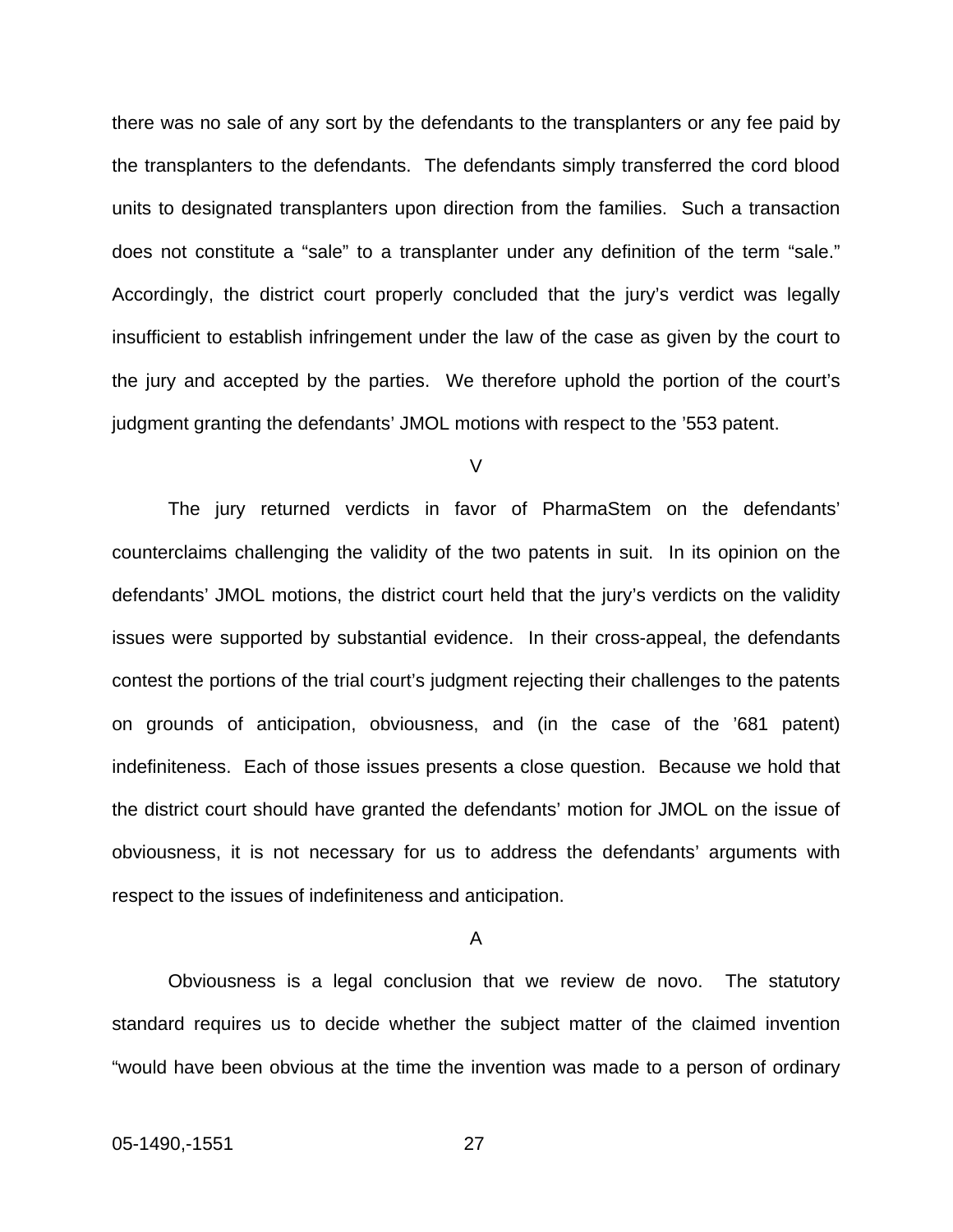there was no sale of any sort by the defendants to the transplanters or any fee paid by the transplanters to the defendants. The defendants simply transferred the cord blood units to designated transplanters upon direction from the families. Such a transaction does not constitute a "sale" to a transplanter under any definition of the term "sale." Accordingly, the district court properly concluded that the jury's verdict was legally insufficient to establish infringement under the law of the case as given by the court to the jury and accepted by the parties. We therefore uphold the portion of the court's judgment granting the defendants' JMOL motions with respect to the '553 patent.

## V

The jury returned verdicts in favor of PharmaStem on the defendants' counterclaims challenging the validity of the two patents in suit. In its opinion on the defendants' JMOL motions, the district court held that the jury's verdicts on the validity issues were supported by substantial evidence. In their cross-appeal, the defendants contest the portions of the trial court's judgment rejecting their challenges to the patents on grounds of anticipation, obviousness, and (in the case of the '681 patent) indefiniteness. Each of those issues presents a close question. Because we hold that the district court should have granted the defendants' motion for JMOL on the issue of obviousness, it is not necessary for us to address the defendants' arguments with respect to the issues of indefiniteness and anticipation.

### A

Obviousness is a legal conclusion that we review de novo. The statutory standard requires us to decide whether the subject matter of the claimed invention "would have been obvious at the time the invention was made to a person of ordinary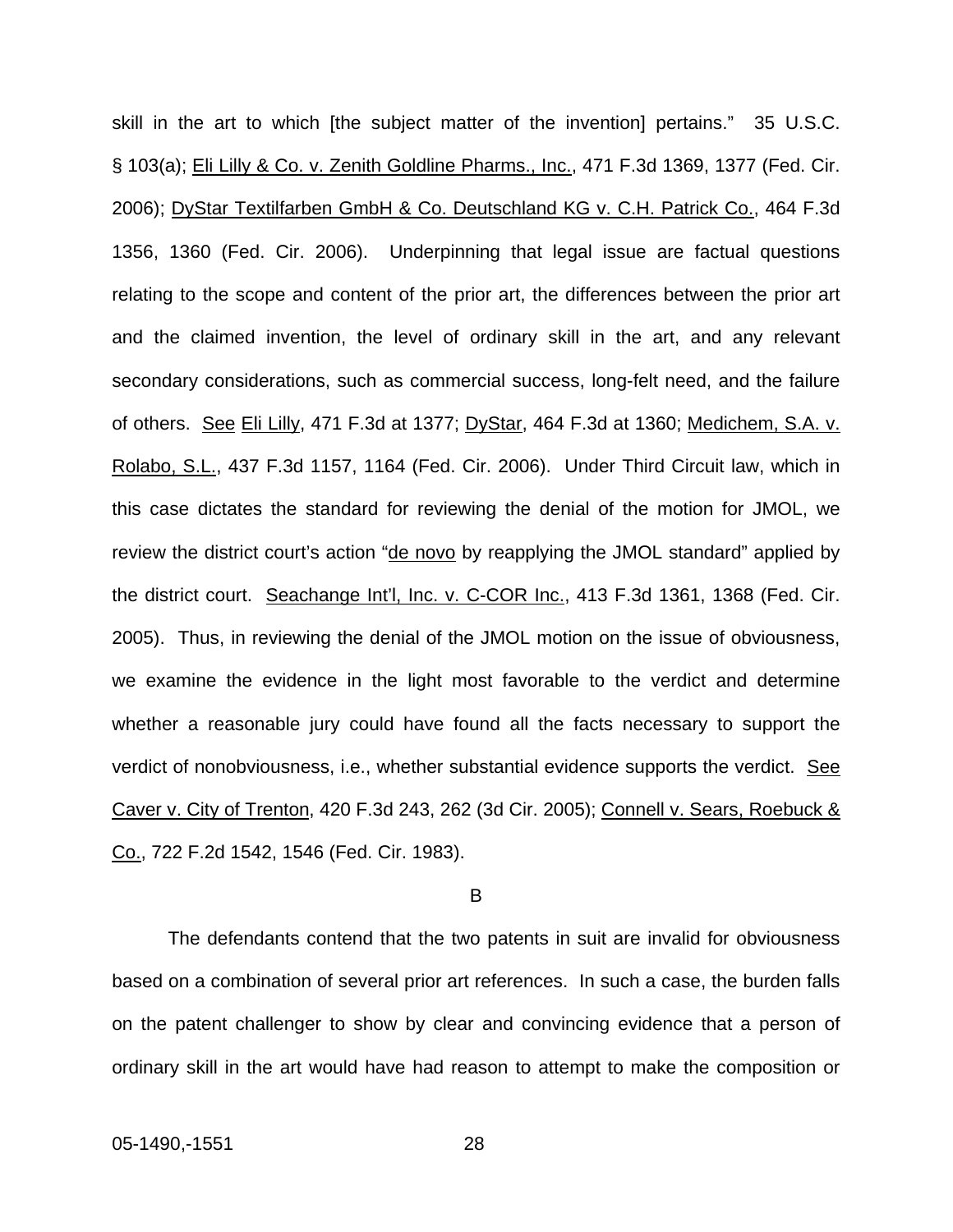skill in the art to which [the subject matter of the invention] pertains." 35 U.S.C. § 103(a); Eli Lilly & Co. v. Zenith Goldline Pharms., Inc., 471 F.3d 1369, 1377 (Fed. Cir. 2006); DyStar Textilfarben GmbH & Co. Deutschland KG v. C.H. Patrick Co., 464 F.3d 1356, 1360 (Fed. Cir. 2006). Underpinning that legal issue are factual questions relating to the scope and content of the prior art, the differences between the prior art and the claimed invention, the level of ordinary skill in the art, and any relevant secondary considerations, such as commercial success, long-felt need, and the failure of others. See Eli Lilly, 471 F.3d at 1377; DyStar, 464 F.3d at 1360; Medichem, S.A. v. Rolabo, S.L., 437 F.3d 1157, 1164 (Fed. Cir. 2006). Under Third Circuit law, which in this case dictates the standard for reviewing the denial of the motion for JMOL, we review the district court's action "de novo by reapplying the JMOL standard" applied by the district court. Seachange Int'l, Inc. v. C-COR Inc., 413 F.3d 1361, 1368 (Fed. Cir. 2005). Thus, in reviewing the denial of the JMOL motion on the issue of obviousness, we examine the evidence in the light most favorable to the verdict and determine whether a reasonable jury could have found all the facts necessary to support the verdict of nonobviousness, i.e., whether substantial evidence supports the verdict. See Caver v. City of Trenton, 420 F.3d 243, 262 (3d Cir. 2005); Connell v. Sears, Roebuck & Co., 722 F.2d 1542, 1546 (Fed. Cir. 1983).

B

The defendants contend that the two patents in suit are invalid for obviousness based on a combination of several prior art references. In such a case, the burden falls on the patent challenger to show by clear and convincing evidence that a person of ordinary skill in the art would have had reason to attempt to make the composition or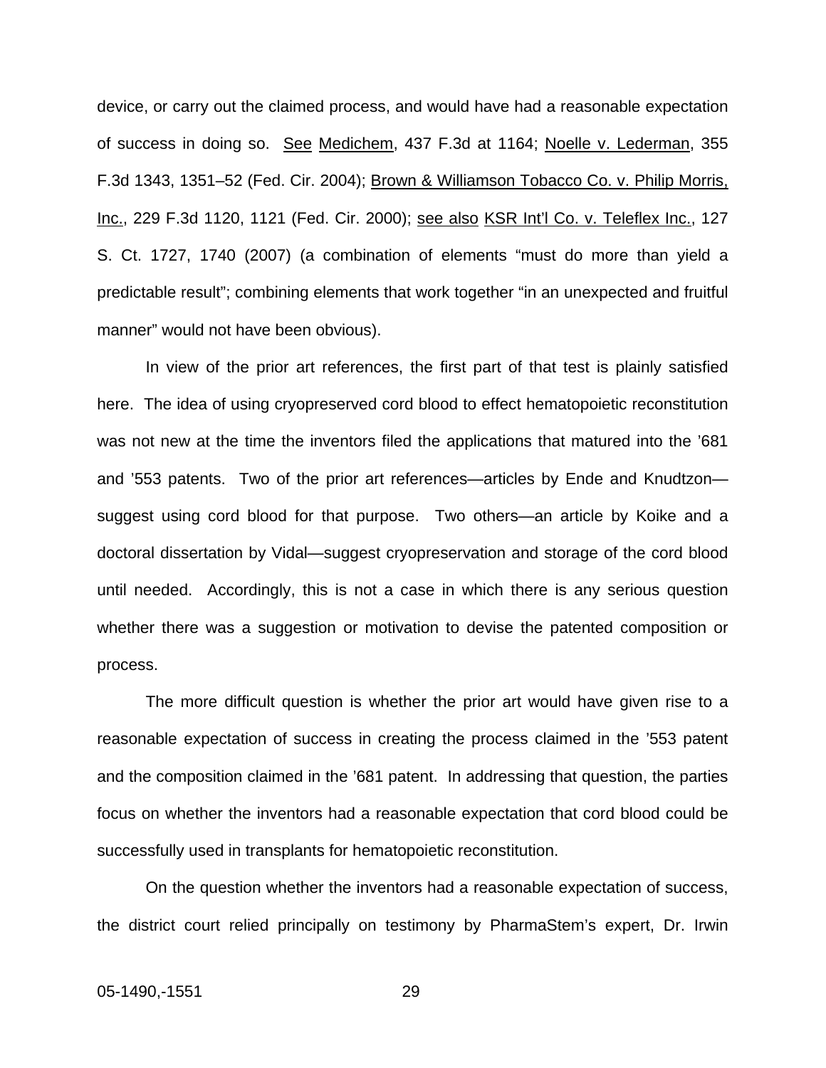device, or carry out the claimed process, and would have had a reasonable expectation of success in doing so. See Medichem, 437 F.3d at 1164; Noelle v. Lederman, 355 F.3d 1343, 1351–52 (Fed. Cir. 2004); Brown & Williamson Tobacco Co. v. Philip Morris, Inc., 229 F.3d 1120, 1121 (Fed. Cir. 2000); see also KSR Int'l Co. v. Teleflex Inc., 127 S. Ct. 1727, 1740 (2007) (a combination of elements "must do more than yield a predictable result"; combining elements that work together "in an unexpected and fruitful manner" would not have been obvious).

In view of the prior art references, the first part of that test is plainly satisfied here. The idea of using cryopreserved cord blood to effect hematopoietic reconstitution was not new at the time the inventors filed the applications that matured into the '681 and '553 patents. Two of the prior art references—articles by Ende and Knudtzon—suggest using cord blood for that purpose. Two others—an article by Koike and a doctoral dissertation by Vidal—suggest cryopreservation and storage of the cord blood until needed. Accordingly, this is not a case in which there is any serious question whether there was a suggestion or motivation to devise the patented composition or process.

The more difficult question is whether the prior art would have given rise to a reasonable expectation of success in creating the process claimed in the '553 patent and the composition claimed in the '681 patent. In addressing that question, the parties focus on whether the inventors had a reasonable expectation that cord blood could be successfully used in transplants for hematopoietic reconstitution.

On the question whether the inventors had a reasonable expectation of success, the district court relied principally on testimony by PharmaStem's expert, Dr. Irwin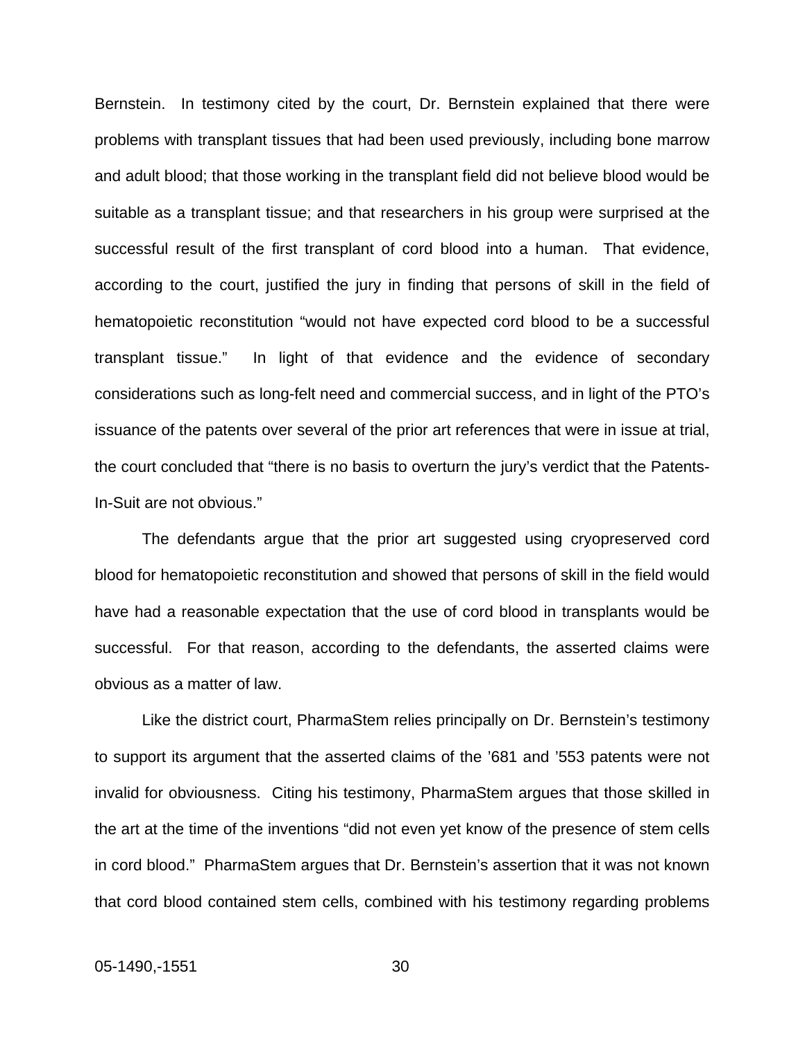Bernstein. In testimony cited by the court, Dr. Bernstein explained that there were problems with transplant tissues that had been used previously, including bone marrow and adult blood; that those working in the transplant field did not believe blood would be suitable as a transplant tissue; and that researchers in his group were surprised at the successful result of the first transplant of cord blood into a human. That evidence, according to the court, justified the jury in finding that persons of skill in the field of hematopoietic reconstitution "would not have expected cord blood to be a successful transplant tissue." In light of that evidence and the evidence of secondary considerations such as long-felt need and commercial success, and in light of the PTO's issuance of the patents over several of the prior art references that were in issue at trial, the court concluded that "there is no basis to overturn the jury's verdict that the Patents-In-Suit are not obvious."

The defendants argue that the prior art suggested using cryopreserved cord blood for hematopoietic reconstitution and showed that persons of skill in the field would have had a reasonable expectation that the use of cord blood in transplants would be successful. For that reason, according to the defendants, the asserted claims were obvious as a matter of law.

Like the district court, PharmaStem relies principally on Dr. Bernstein's testimony to support its argument that the asserted claims of the '681 and '553 patents were not invalid for obviousness. Citing his testimony, PharmaStem argues that those skilled in the art at the time of the inventions "did not even yet know of the presence of stem cells in cord blood." PharmaStem argues that Dr. Bernstein's assertion that it was not known that cord blood contained stem cells, combined with his testimony regarding problems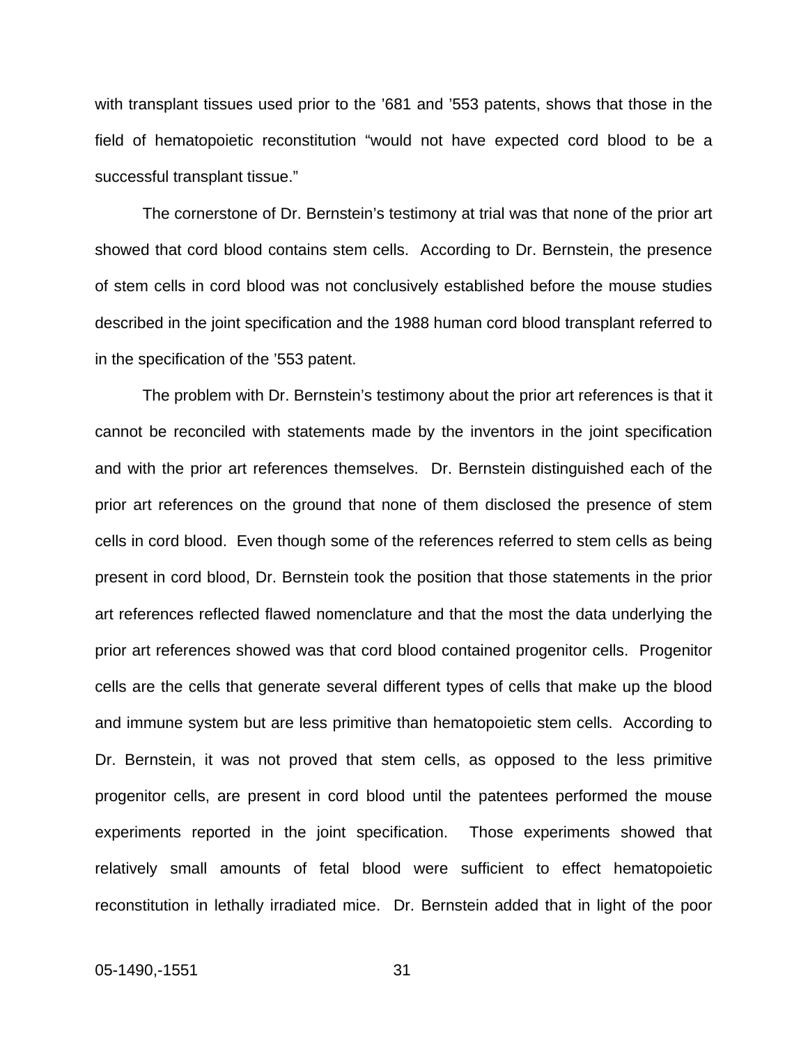with transplant tissues used prior to the ’681 and ’553 patents, shows that those in the field of hematopoietic reconstitution “would not have expected cord blood to be a successful transplant tissue.”

The cornerstone of Dr. Bernstein’s testimony at trial was that none of the prior art showed that cord blood contains stem cells. According to Dr. Bernstein, the presence of stem cells in cord blood was not conclusively established before the mouse studies described in the joint specification and the 1988 human cord blood transplant referred to in the specification of the ’553 patent.

The problem with Dr. Bernstein’s testimony about the prior art references is that it cannot be reconciled with statements made by the inventors in the joint specification and with the prior art references themselves. Dr. Bernstein distinguished each of the prior art references on the ground that none of them disclosed the presence of stem cells in cord blood. Even though some of the references referred to stem cells as being present in cord blood, Dr. Bernstein took the position that those statements in the prior art references reflected flawed nomenclature and that the most the data underlying the prior art references showed was that cord blood contained progenitor cells. Progenitor cells are the cells that generate several different types of cells that make up the blood and immune system but are less primitive than hematopoietic stem cells. According to Dr. Bernstein, it was not proved that stem cells, as opposed to the less primitive progenitor cells, are present in cord blood until the patentees performed the mouse experiments reported in the joint specification. Those experiments showed that relatively small amounts of fetal blood were sufficient to effect hematopoietic reconstitution in lethally irradiated mice. Dr. Bernstein added that in light of the poor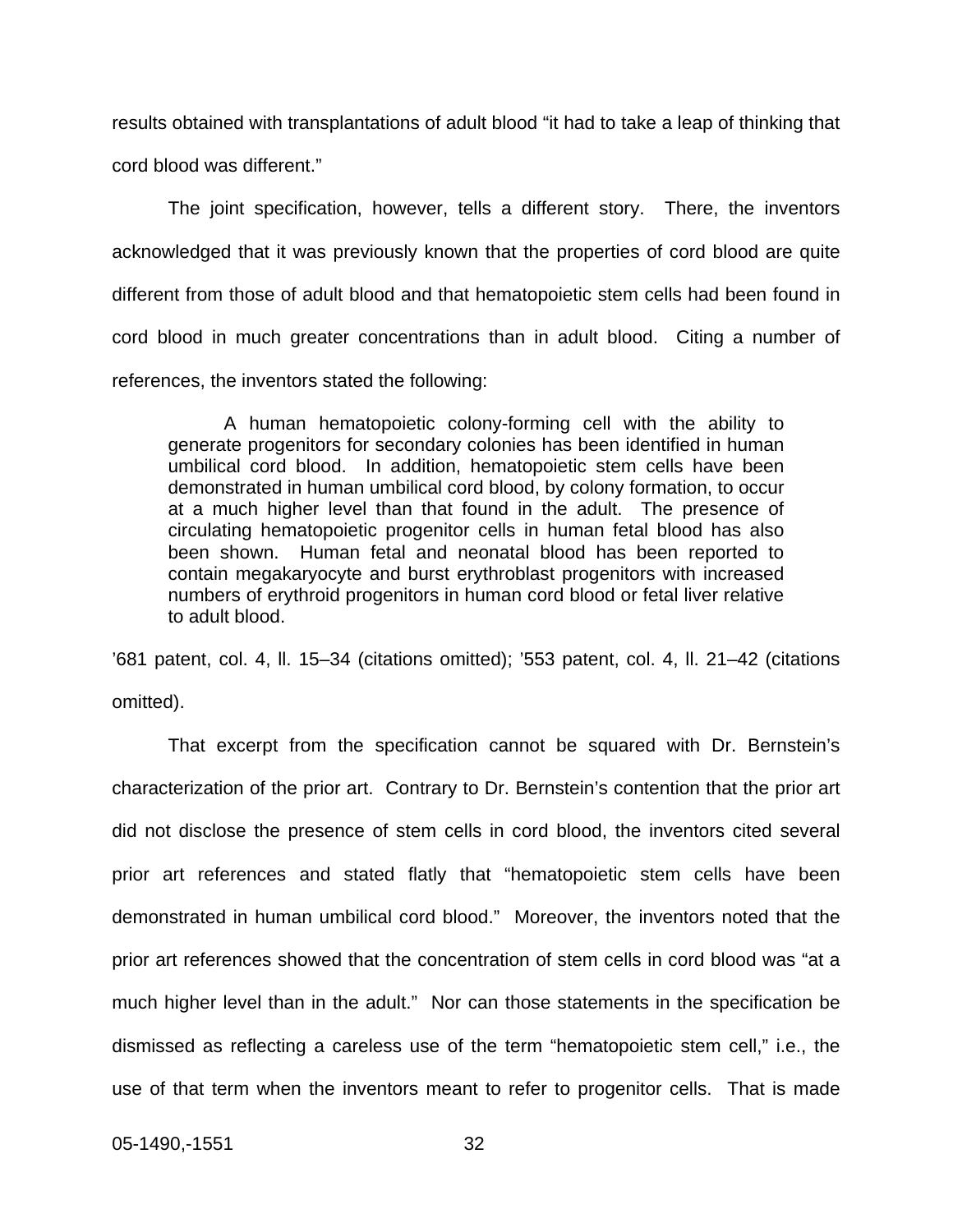results obtained with transplantations of adult blood "it had to take a leap of thinking that cord blood was different."

The joint specification, however, tells a different story. There, the inventors acknowledged that it was previously known that the properties of cord blood are quite different from those of adult blood and that hematopoietic stem cells had been found in cord blood in much greater concentrations than in adult blood. Citing a number of references, the inventors stated the following:

> A human hematopoietic colony-forming cell with the ability to generate progenitors for secondary colonies has been identified in human umbilical cord blood. In addition, hematopoietic stem cells have been demonstrated in human umbilical cord blood, by colony formation, to occur at a much higher level than that found in the adult. The presence of circulating hematopoietic progenitor cells in human fetal blood has also been shown. Human fetal and neonatal blood has been reported to contain megakaryocyte and burst erythroblast progenitors with increased numbers of erythroid progenitors in human cord blood or fetal liver relative to adult blood.

'681 patent, col. 4, ll. 15–34 (citations omitted); '553 patent, col. 4, ll. 21–42 (citations omitted).

That excerpt from the specification cannot be squared with Dr. Bernstein's characterization of the prior art. Contrary to Dr. Bernstein's contention that the prior art did not disclose the presence of stem cells in cord blood, the inventors cited several prior art references and stated flatly that "hematopoietic stem cells have been demonstrated in human umbilical cord blood." Moreover, the inventors noted that the prior art references showed that the concentration of stem cells in cord blood was "at a much higher level than in the adult." Nor can those statements in the specification be dismissed as reflecting a careless use of the term "hematopoietic stem cell," i.e., the use of that term when the inventors meant to refer to progenitor cells. That is made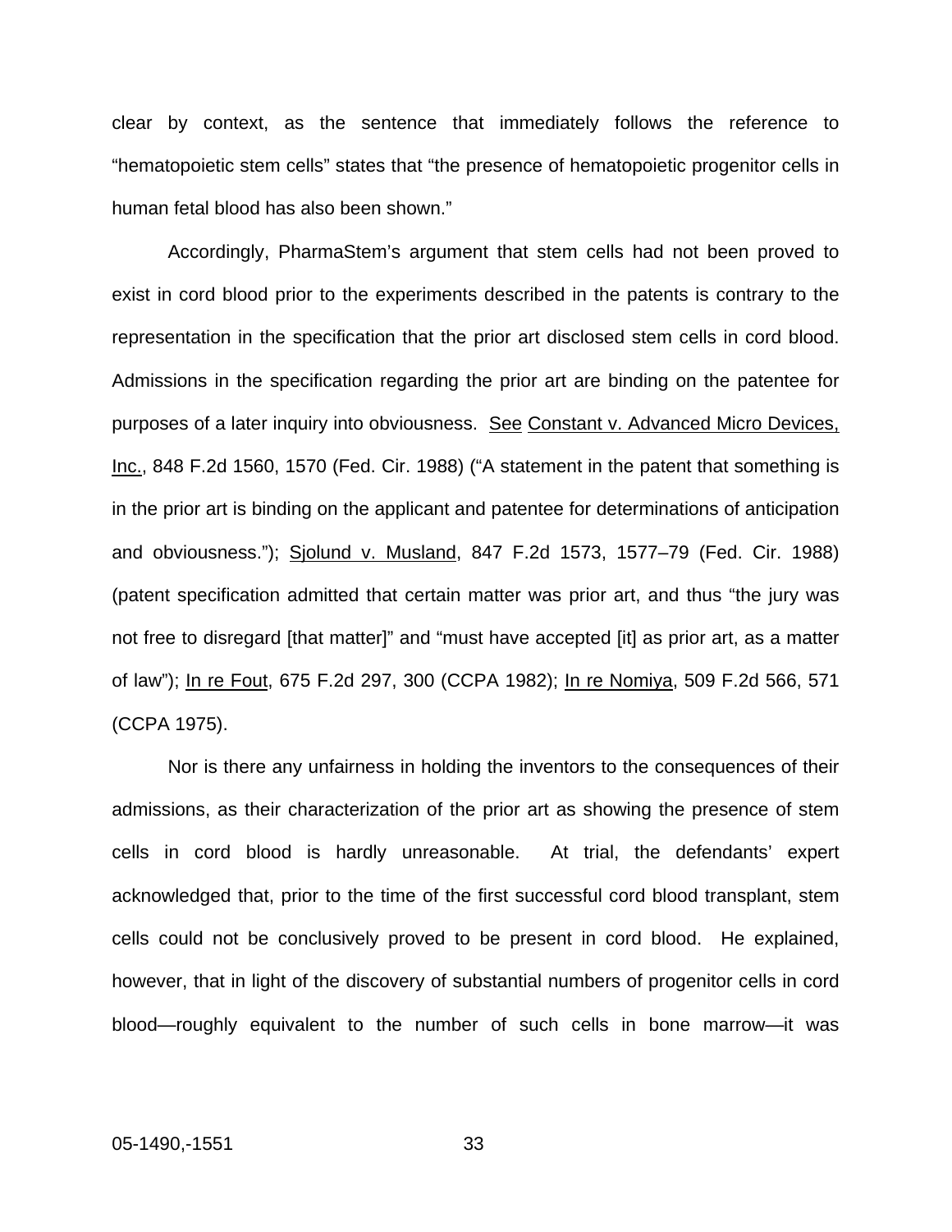clear by context, as the sentence that immediately follows the reference to "hematopoietic stem cells" states that "the presence of hematopoietic progenitor cells in human fetal blood has also been shown."

Accordingly, PharmaStem's argument that stem cells had not been proved to exist in cord blood prior to the experiments described in the patents is contrary to the representation in the specification that the prior art disclosed stem cells in cord blood. Admissions in the specification regarding the prior art are binding on the patentee for purposes of a later inquiry into obviousness. See Constant v. Advanced Micro Devices, Inc., 848 F.2d 1560, 1570 (Fed. Cir. 1988) ("A statement in the patent that something is in the prior art is binding on the applicant and patentee for determinations of anticipation and obviousness."); Sjolund v. Musland, 847 F.2d 1573, 1577–79 (Fed. Cir. 1988) (patent specification admitted that certain matter was prior art, and thus "the jury was not free to disregard [that matter]" and "must have accepted [it] as prior art, as a matter of law"); In re Fout, 675 F.2d 297, 300 (CCPA 1982); In re Nomiya, 509 F.2d 566, 571 (CCPA 1975).

Nor is there any unfairness in holding the inventors to the consequences of their admissions, as their characterization of the prior art as showing the presence of stem cells in cord blood is hardly unreasonable. At trial, the defendants' expert acknowledged that, prior to the time of the first successful cord blood transplant, stem cells could not be conclusively proved to be present in cord blood. He explained, however, that in light of the discovery of substantial numbers of progenitor cells in cord blood—roughly equivalent to the number of such cells in bone marrow—it was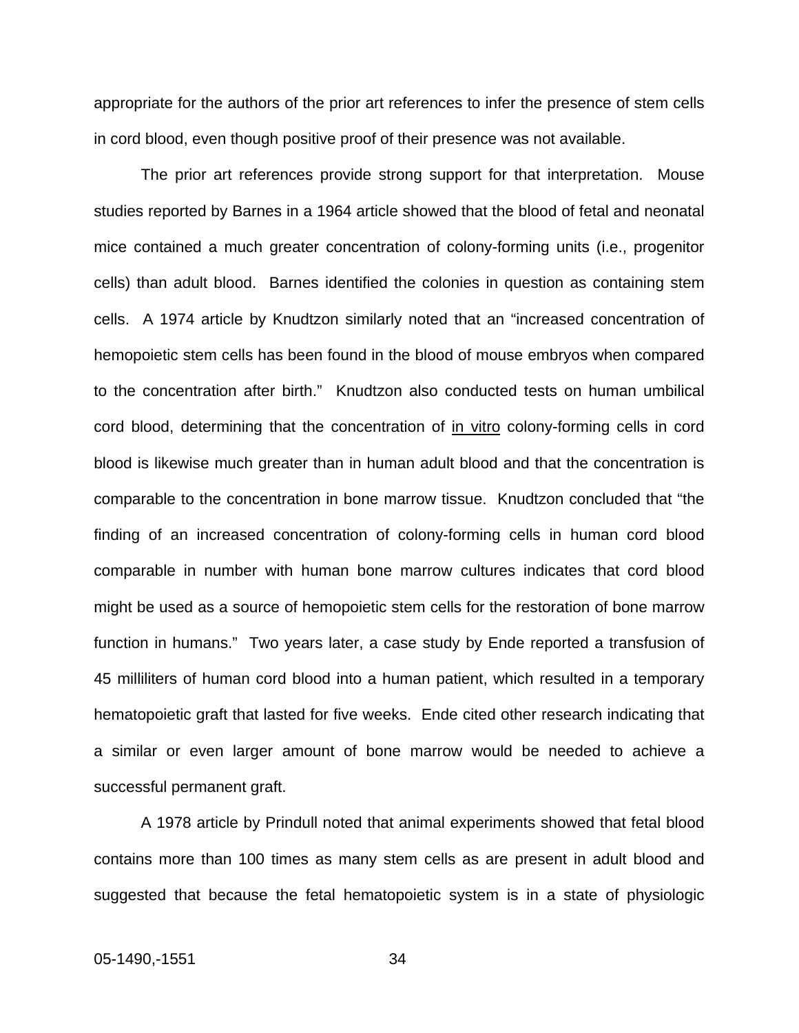appropriate for the authors of the prior art references to infer the presence of stem cells in cord blood, even though positive proof of their presence was not available.

The prior art references provide strong support for that interpretation. Mouse studies reported by Barnes in a 1964 article showed that the blood of fetal and neonatal mice contained a much greater concentration of colony-forming units (i.e., progenitor cells) than adult blood. Barnes identified the colonies in question as containing stem cells. A 1974 article by Knudtzon similarly noted that an "increased concentration of hemopoietic stem cells has been found in the blood of mouse embryos when compared to the concentration after birth." Knudtzon also conducted tests on human umbilical cord blood, determining that the concentration of in vitro colony-forming cells in cord blood is likewise much greater than in human adult blood and that the concentration is comparable to the concentration in bone marrow tissue. Knudtzon concluded that "the finding of an increased concentration of colony-forming cells in human cord blood comparable in number with human bone marrow cultures indicates that cord blood might be used as a source of hemopoietic stem cells for the restoration of bone marrow function in humans." Two years later, a case study by Ende reported a transfusion of 45 milliliters of human cord blood into a human patient, which resulted in a temporary hematopoietic graft that lasted for five weeks. Ende cited other research indicating that a similar or even larger amount of bone marrow would be needed to achieve a successful permanent graft.

A 1978 article by Prindull noted that animal experiments showed that fetal blood contains more than 100 times as many stem cells as are present in adult blood and suggested that because the fetal hematopoietic system is in a state of physiologic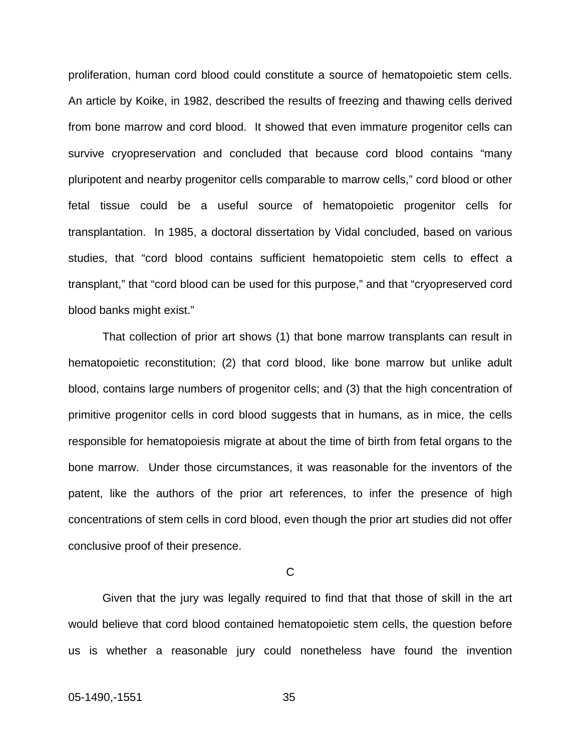proliferation, human cord blood could constitute a source of hematopoietic stem cells. An article by Koike, in 1982, described the results of freezing and thawing cells derived from bone marrow and cord blood. It showed that even immature progenitor cells can survive cryopreservation and concluded that because cord blood contains "many pluripotent and nearby progenitor cells comparable to marrow cells," cord blood or other fetal tissue could be a useful source of hematopoietic progenitor cells for transplantation. In 1985, a doctoral dissertation by Vidal concluded, based on various studies, that "cord blood contains sufficient hematopoietic stem cells to effect a transplant," that "cord blood can be used for this purpose," and that "cryopreserved cord blood banks might exist."

That collection of prior art shows (1) that bone marrow transplants can result in hematopoietic reconstitution; (2) that cord blood, like bone marrow but unlike adult blood, contains large numbers of progenitor cells; and (3) that the high concentration of primitive progenitor cells in cord blood suggests that in humans, as in mice, the cells responsible for hematopoiesis migrate at about the time of birth from fetal organs to the bone marrow. Under those circumstances, it was reasonable for the inventors of the patent, like the authors of the prior art references, to infer the presence of high concentrations of stem cells in cord blood, even though the prior art studies did not offer conclusive proof of their presence.

C

Given that the jury was legally required to find that that those of skill in the art would believe that cord blood contained hematopoietic stem cells, the question before us is whether a reasonable jury could nonetheless have found the invention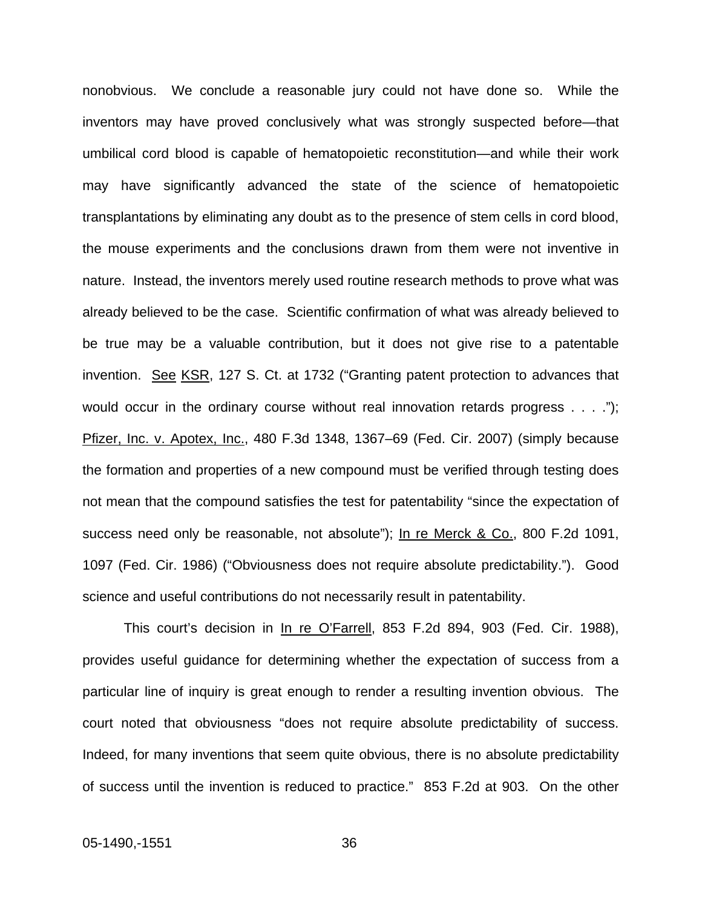nonobvious. We conclude a reasonable jury could not have done so. While the inventors may have proved conclusively what was strongly suspected before—that umbilical cord blood is capable of hematopoietic reconstitution—and while their work may have significantly advanced the state of the science of hematopoietic transplantations by eliminating any doubt as to the presence of stem cells in cord blood, the mouse experiments and the conclusions drawn from them were not inventive in nature. Instead, the inventors merely used routine research methods to prove what was already believed to be the case. Scientific confirmation of what was already believed to be true may be a valuable contribution, but it does not give rise to a patentable invention. See KSR, 127 S. Ct. at 1732 ("Granting patent protection to advances that would occur in the ordinary course without real innovation retards progress . . . ."); Pfizer, Inc. v. Apotex, Inc., 480 F.3d 1348, 1367–69 (Fed. Cir. 2007) (simply because the formation and properties of a new compound must be verified through testing does not mean that the compound satisfies the test for patentability "since the expectation of success need only be reasonable, not absolute"); In re Merck & Co., 800 F.2d 1091, 1097 (Fed. Cir. 1986) ("Obviousness does not require absolute predictability."). Good science and useful contributions do not necessarily result in patentability.

This court's decision in In re O'Farrell, 853 F.2d 894, 903 (Fed. Cir. 1988), provides useful guidance for determining whether the expectation of success from a particular line of inquiry is great enough to render a resulting invention obvious. The court noted that obviousness "does not require absolute predictability of success. Indeed, for many inventions that seem quite obvious, there is no absolute predictability of success until the invention is reduced to practice." 853 F.2d at 903. On the other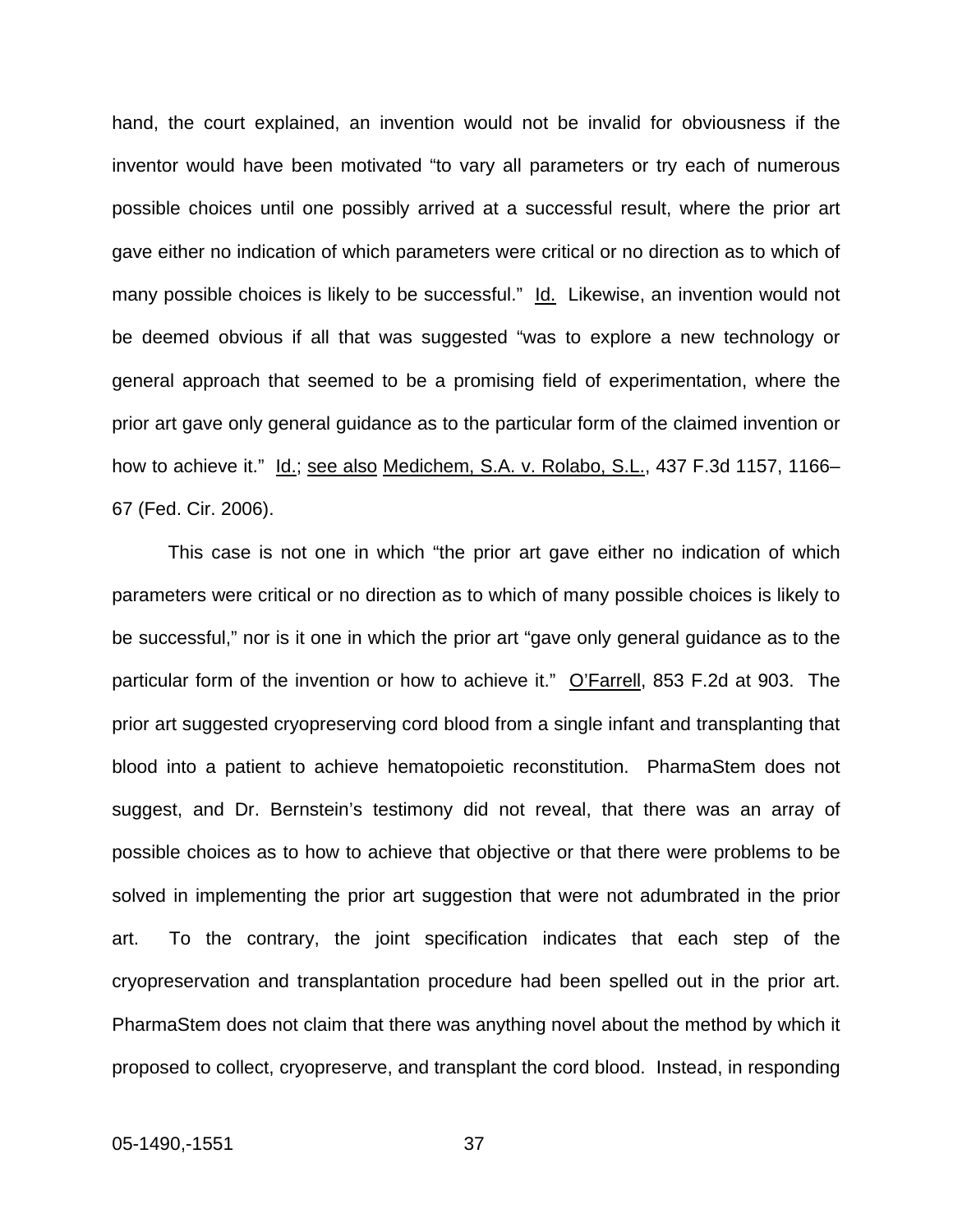hand, the court explained, an invention would not be invalid for obviousness if the inventor would have been motivated "to vary all parameters or try each of numerous possible choices until one possibly arrived at a successful result, where the prior art gave either no indication of which parameters were critical or no direction as to which of many possible choices is likely to be successful." Id. Likewise, an invention would not be deemed obvious if all that was suggested "was to explore a new technology or general approach that seemed to be a promising field of experimentation, where the prior art gave only general guidance as to the particular form of the claimed invention or how to achieve it." Id.; see also Medichem, S.A. v. Rolabo, S.L., 437 F.3d 1157, 1166–67 (Fed. Cir. 2006).

This case is not one in which "the prior art gave either no indication of which parameters were critical or no direction as to which of many possible choices is likely to be successful," nor is it one in which the prior art "gave only general guidance as to the particular form of the invention or how to achieve it." O'Farrell, 853 F.2d at 903. The prior art suggested cryopreserving cord blood from a single infant and transplanting that blood into a patient to achieve hematopoietic reconstitution. PharmaStem does not suggest, and Dr. Bernstein's testimony did not reveal, that there was an array of possible choices as to how to achieve that objective or that there were problems to be solved in implementing the prior art suggestion that were not adumbrated in the prior art. To the contrary, the joint specification indicates that each step of the cryopreservation and transplantation procedure had been spelled out in the prior art. PharmaStem does not claim that there was anything novel about the method by which it proposed to collect, cryopreserve, and transplant the cord blood. Instead, in responding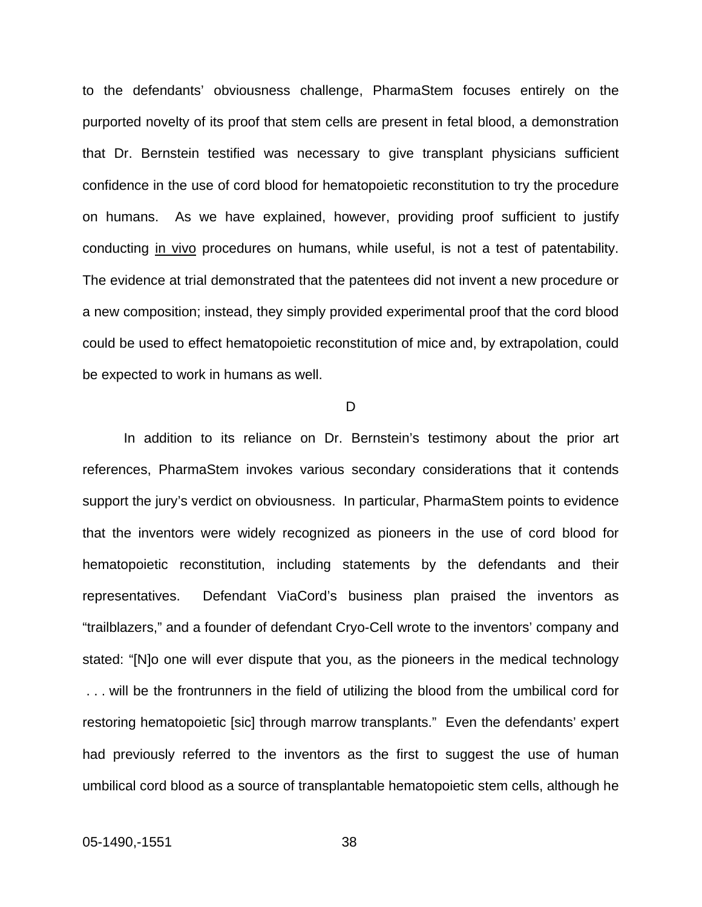to the defendants' obviousness challenge, PharmaStem focuses entirely on the purported novelty of its proof that stem cells are present in fetal blood, a demonstration that Dr. Bernstein testified was necessary to give transplant physicians sufficient confidence in the use of cord blood for hematopoietic reconstitution to try the procedure on humans. As we have explained, however, providing proof sufficient to justify conducting in vivo procedures on humans, while useful, is not a test of patentability. The evidence at trial demonstrated that the patentees did not invent a new procedure or a new composition; instead, they simply provided experimental proof that the cord blood could be used to effect hematopoietic reconstitution of mice and, by extrapolation, could be expected to work in humans as well.

D

In addition to its reliance on Dr. Bernstein's testimony about the prior art references, PharmaStem invokes various secondary considerations that it contends support the jury's verdict on obviousness. In particular, PharmaStem points to evidence that the inventors were widely recognized as pioneers in the use of cord blood for hematopoietic reconstitution, including statements by the defendants and their representatives. Defendant ViaCord's business plan praised the inventors as "trailblazers," and a founder of defendant Cryo-Cell wrote to the inventors' company and stated: "[N]o one will ever dispute that you, as the pioneers in the medical technology . . . will be the frontrunners in the field of utilizing the blood from the umbilical cord for restoring hematopoietic [sic] through marrow transplants." Even the defendants' expert had previously referred to the inventors as the first to suggest the use of human umbilical cord blood as a source of transplantable hematopoietic stem cells, although he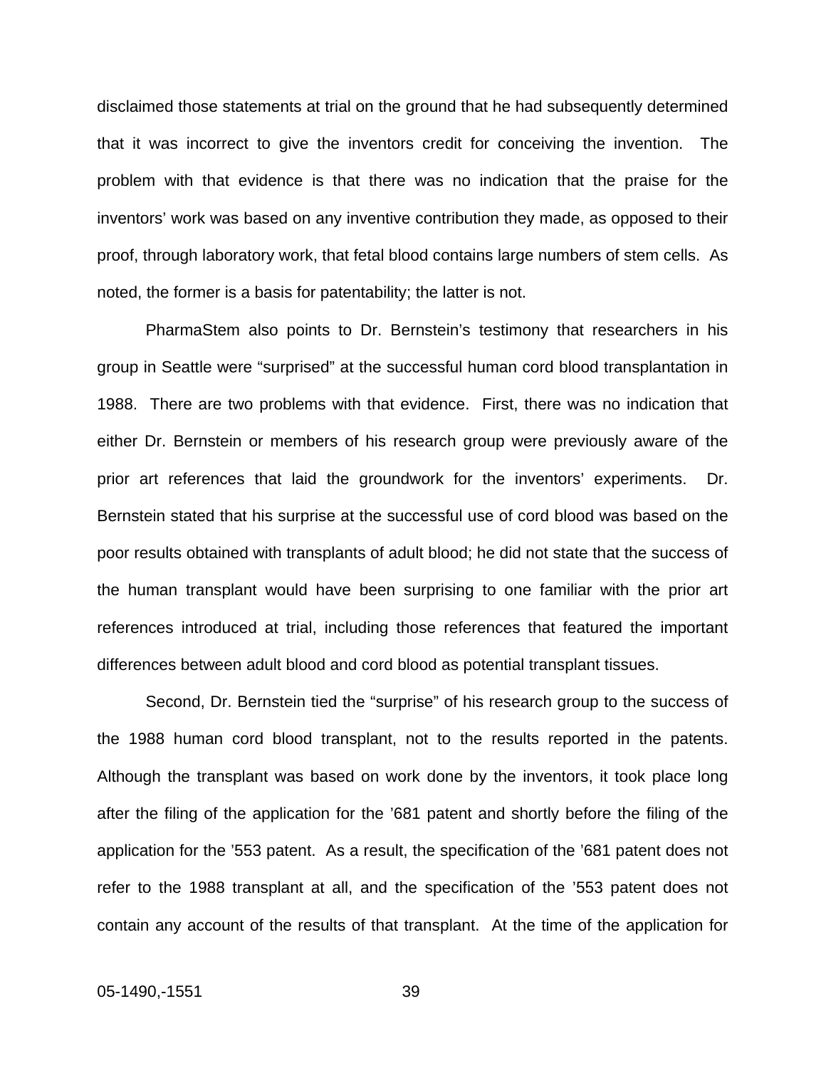disclaimed those statements at trial on the ground that he had subsequently determined that it was incorrect to give the inventors credit for conceiving the invention. The problem with that evidence is that there was no indication that the praise for the inventors' work was based on any inventive contribution they made, as opposed to their proof, through laboratory work, that fetal blood contains large numbers of stem cells. As noted, the former is a basis for patentability; the latter is not.

PharmaStem also points to Dr. Bernstein's testimony that researchers in his group in Seattle were "surprised" at the successful human cord blood transplantation in 1988. There are two problems with that evidence. First, there was no indication that either Dr. Bernstein or members of his research group were previously aware of the prior art references that laid the groundwork for the inventors' experiments. Dr. Bernstein stated that his surprise at the successful use of cord blood was based on the poor results obtained with transplants of adult blood; he did not state that the success of the human transplant would have been surprising to one familiar with the prior art references introduced at trial, including those references that featured the important differences between adult blood and cord blood as potential transplant tissues.

Second, Dr. Bernstein tied the "surprise" of his research group to the success of the 1988 human cord blood transplant, not to the results reported in the patents. Although the transplant was based on work done by the inventors, it took place long after the filing of the application for the '681 patent and shortly before the filing of the application for the '553 patent. As a result, the specification of the '681 patent does not refer to the 1988 transplant at all, and the specification of the '553 patent does not contain any account of the results of that transplant. At the time of the application for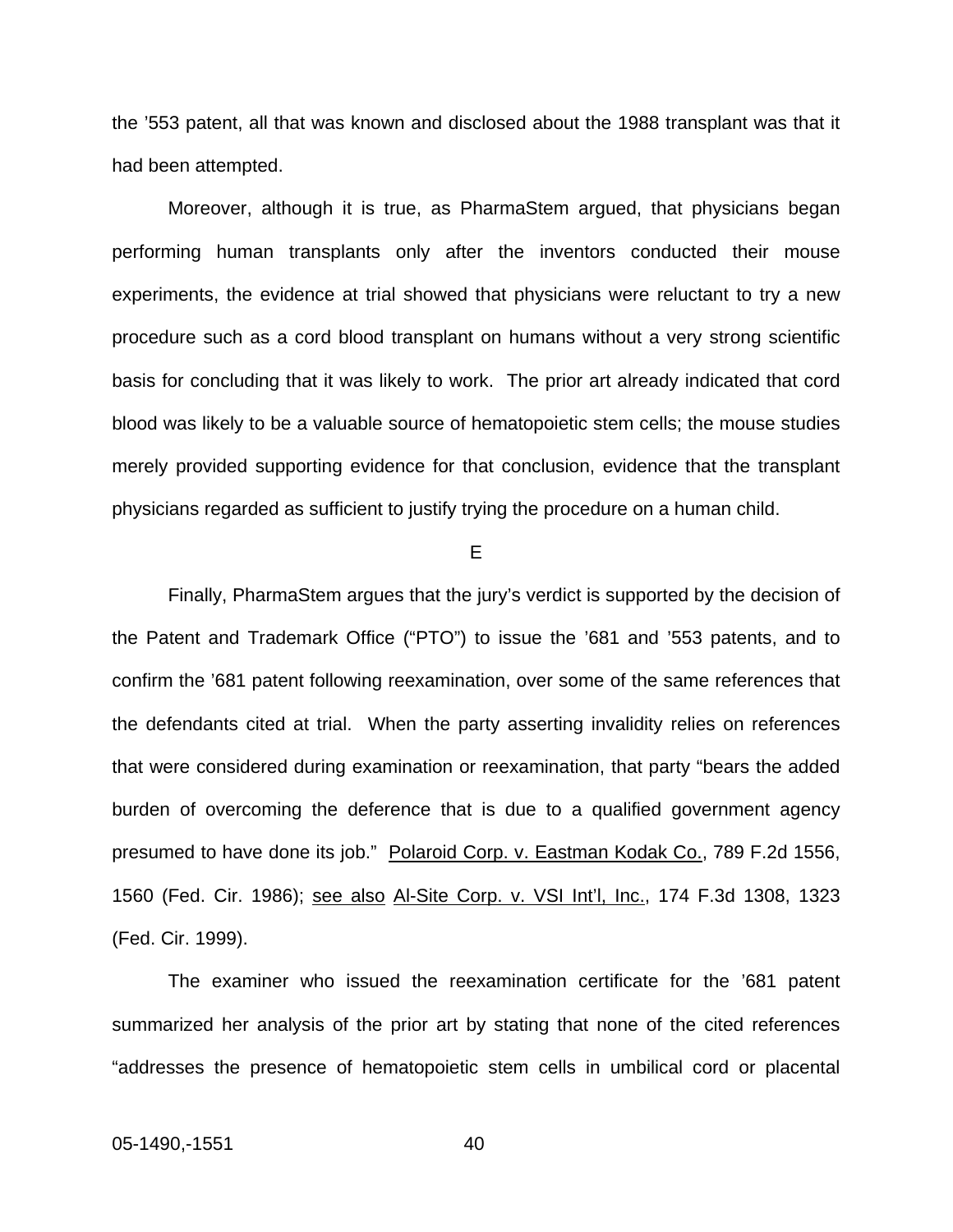the '553 patent, all that was known and disclosed about the 1988 transplant was that it had been attempted.

Moreover, although it is true, as PharmaStem argued, that physicians began performing human transplants only after the inventors conducted their mouse experiments, the evidence at trial showed that physicians were reluctant to try a new procedure such as a cord blood transplant on humans without a very strong scientific basis for concluding that it was likely to work. The prior art already indicated that cord blood was likely to be a valuable source of hematopoietic stem cells; the mouse studies merely provided supporting evidence for that conclusion, evidence that the transplant physicians regarded as sufficient to justify trying the procedure on a human child.

E

Finally, PharmaStem argues that the jury's verdict is supported by the decision of the Patent and Trademark Office ("PTO") to issue the '681 and '553 patents, and to confirm the '681 patent following reexamination, over some of the same references that the defendants cited at trial. When the party asserting invalidity relies on references that were considered during examination or reexamination, that party "bears the added burden of overcoming the deference that is due to a qualified government agency presumed to have done its job." Polaroid Corp. v. Eastman Kodak Co., 789 F.2d 1556, 1560 (Fed. Cir. 1986); see also Al-Site Corp. v. VSI Int'l, Inc., 174 F.3d 1308, 1323 (Fed. Cir. 1999).

The examiner who issued the reexamination certificate for the '681 patent summarized her analysis of the prior art by stating that none of the cited references "addresses the presence of hematopoietic stem cells in umbilical cord or placental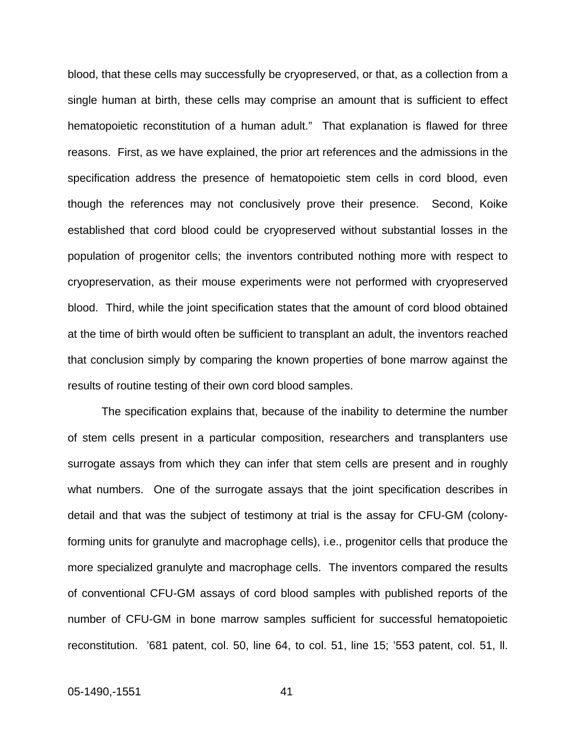blood, that these cells may successfully be cryopreserved, or that, as a collection from a single human at birth, these cells may comprise an amount that is sufficient to effect hematopoietic reconstitution of a human adult." That explanation is flawed for three reasons. First, as we have explained, the prior art references and the admissions in the specification address the presence of hematopoietic stem cells in cord blood, even though the references may not conclusively prove their presence. Second, Koike established that cord blood could be cryopreserved without substantial losses in the population of progenitor cells; the inventors contributed nothing more with respect to cryopreservation, as their mouse experiments were not performed with cryopreserved blood. Third, while the joint specification states that the amount of cord blood obtained at the time of birth would often be sufficient to transplant an adult, the inventors reached that conclusion simply by comparing the known properties of bone marrow against the results of routine testing of their own cord blood samples.

The specification explains that, because of the inability to determine the number of stem cells present in a particular composition, researchers and transplanters use surrogate assays from which they can infer that stem cells are present and in roughly what numbers. One of the surrogate assays that the joint specification describes in detail and that was the subject of testimony at trial is the assay for CFU-GM (colony-forming units for granulyte and macrophage cells), i.e., progenitor cells that produce the more specialized granulyte and macrophage cells. The inventors compared the results of conventional CFU-GM assays of cord blood samples with published reports of the number of CFU-GM in bone marrow samples sufficient for successful hematopoietic reconstitution. '681 patent, col. 50, line 64, to col. 51, line 15; '553 patent, col. 51, ll.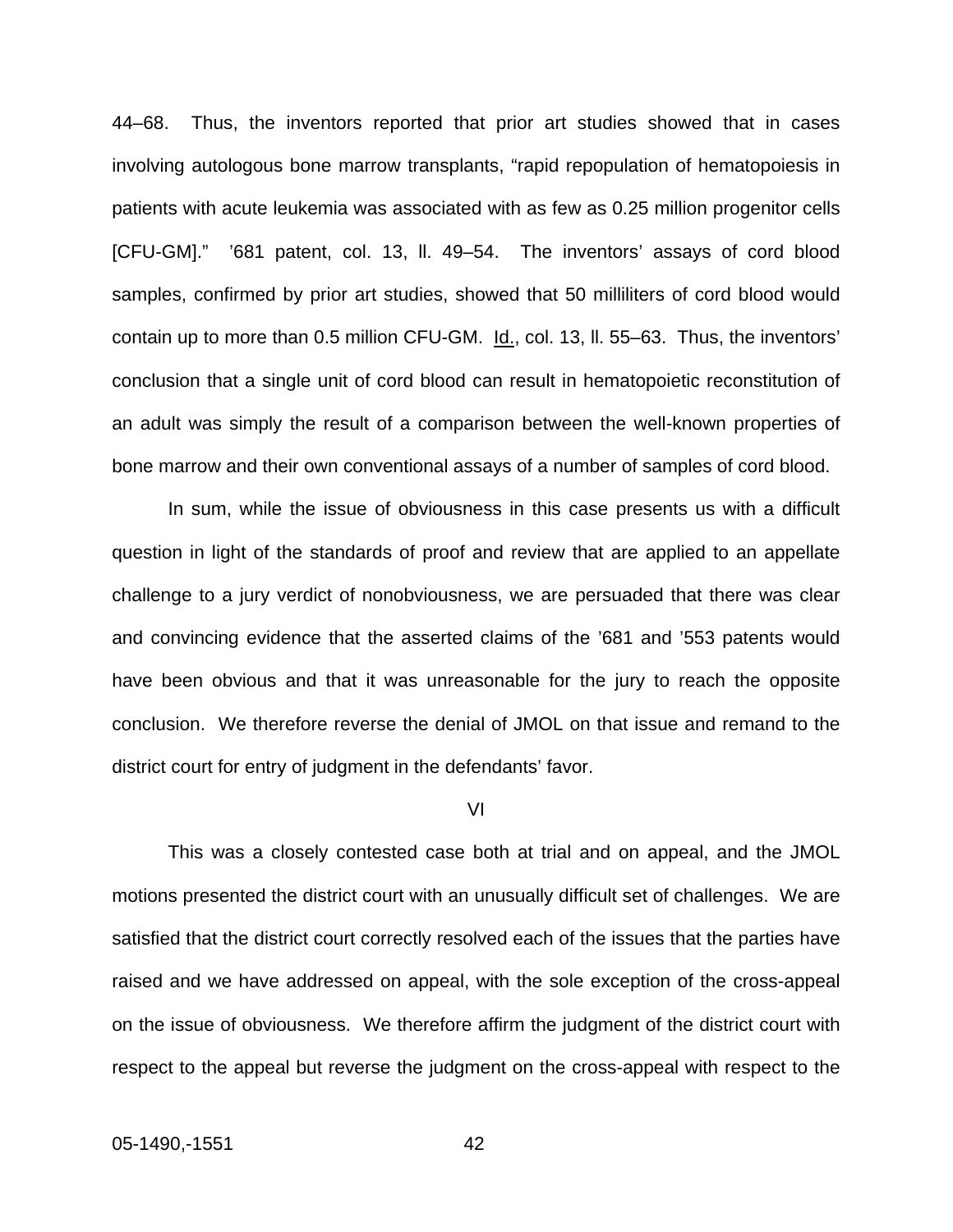44–68. Thus, the inventors reported that prior art studies showed that in cases involving autologous bone marrow transplants, "rapid repopulation of hematopoiesis in patients with acute leukemia was associated with as few as 0.25 million progenitor cells [CFU-GM]." '681 patent, col. 13, ll. 49–54. The inventors' assays of cord blood samples, confirmed by prior art studies, showed that 50 milliliters of cord blood would contain up to more than 0.5 million CFU-GM. Id., col. 13, ll. 55–63. Thus, the inventors' conclusion that a single unit of cord blood can result in hematopoietic reconstitution of an adult was simply the result of a comparison between the well-known properties of bone marrow and their own conventional assays of a number of samples of cord blood.

In sum, while the issue of obviousness in this case presents us with a difficult question in light of the standards of proof and review that are applied to an appellate challenge to a jury verdict of nonobviousness, we are persuaded that there was clear and convincing evidence that the asserted claims of the '681 and '553 patents would have been obvious and that it was unreasonable for the jury to reach the opposite conclusion. We therefore reverse the denial of JMOL on that issue and remand to the district court for entry of judgment in the defendants' favor.

## VI

This was a closely contested case both at trial and on appeal, and the JMOL motions presented the district court with an unusually difficult set of challenges. We are satisfied that the district court correctly resolved each of the issues that the parties have raised and we have addressed on appeal, with the sole exception of the cross-appeal on the issue of obviousness. We therefore affirm the judgment of the district court with respect to the appeal but reverse the judgment on the cross-appeal with respect to the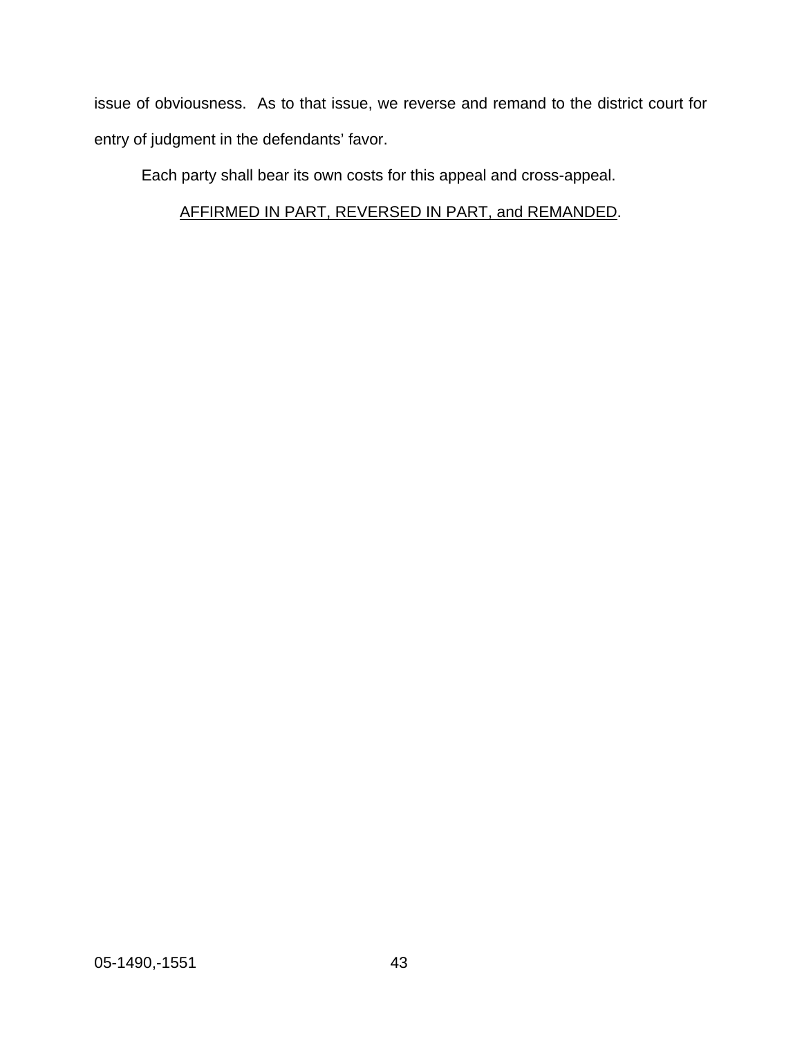issue of obviousness. As to that issue, we reverse and remand to the district court for entry of judgment in the defendants' favor.

Each party shall bear its own costs for this appeal and cross-appeal.

AFFIRMED IN PART, REVERSED IN PART, and REMANDED.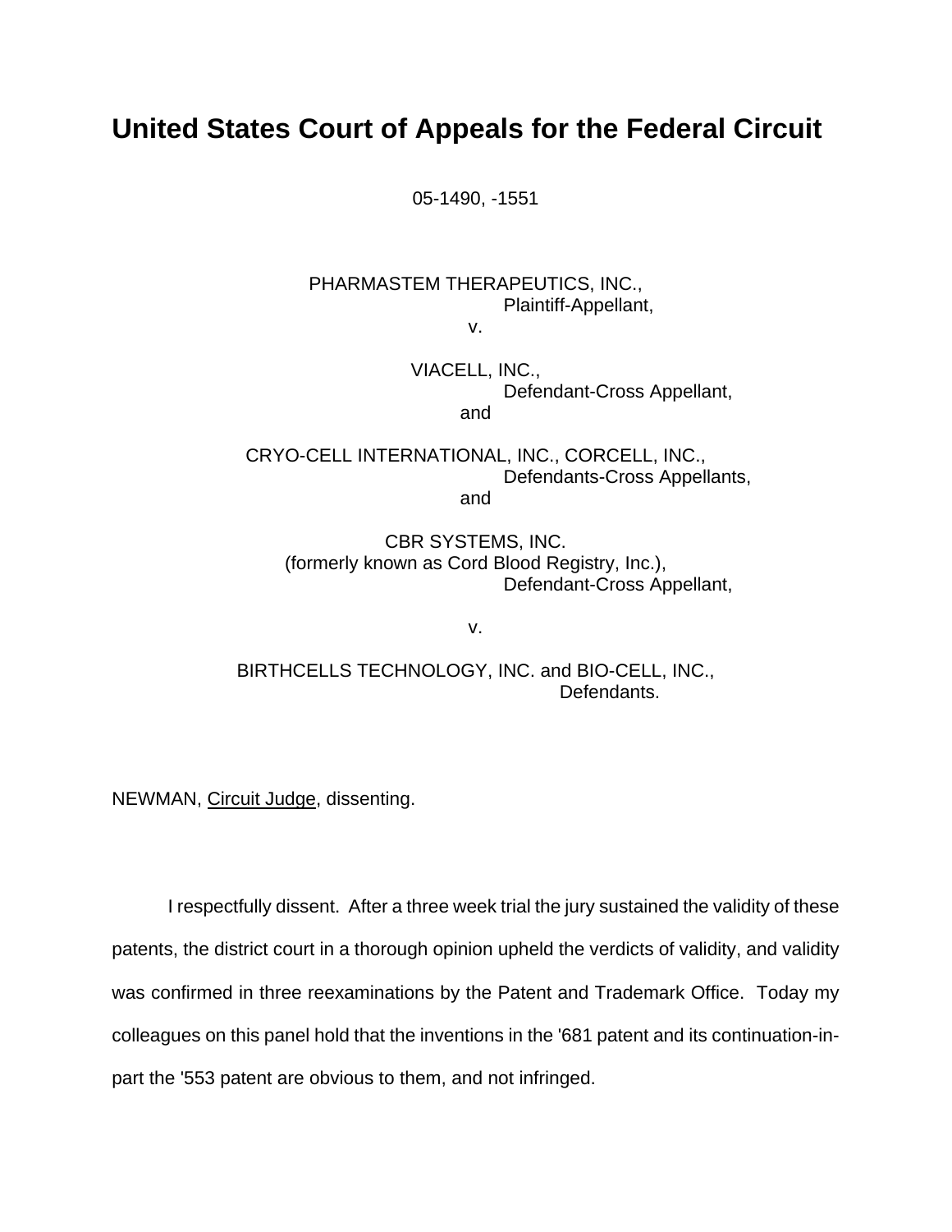# United States Court of Appeals for the Federal Circuit

05-1490, -1551

PHARMASTEM THERAPEUTICS, INC.,
Plaintiff-Appellant,
v.

VIACELL, INC.,
Defendant-Cross Appellant,
and

CRYO-CELL INTERNATIONAL, INC., CORCELL, INC.,
Defendants-Cross Appellants,
and

CBR SYSTEMS, INC.
(formerly known as Cord Blood Registry, Inc.),
Defendant-Cross Appellant,

v.

BIRTHCELLS TECHNOLOGY, INC. and BIO-CELL, INC.,
Defendants.

NEWMAN, Circuit Judge, dissenting.

I respectfully dissent. After a three week trial the jury sustained the validity of these patents, the district court in a thorough opinion upheld the verdicts of validity, and validity was confirmed in three reexaminations by the Patent and Trademark Office. Today my colleagues on this panel hold that the inventions in the '681 patent and its continuation-in-part the '553 patent are obvious to them, and not infringed.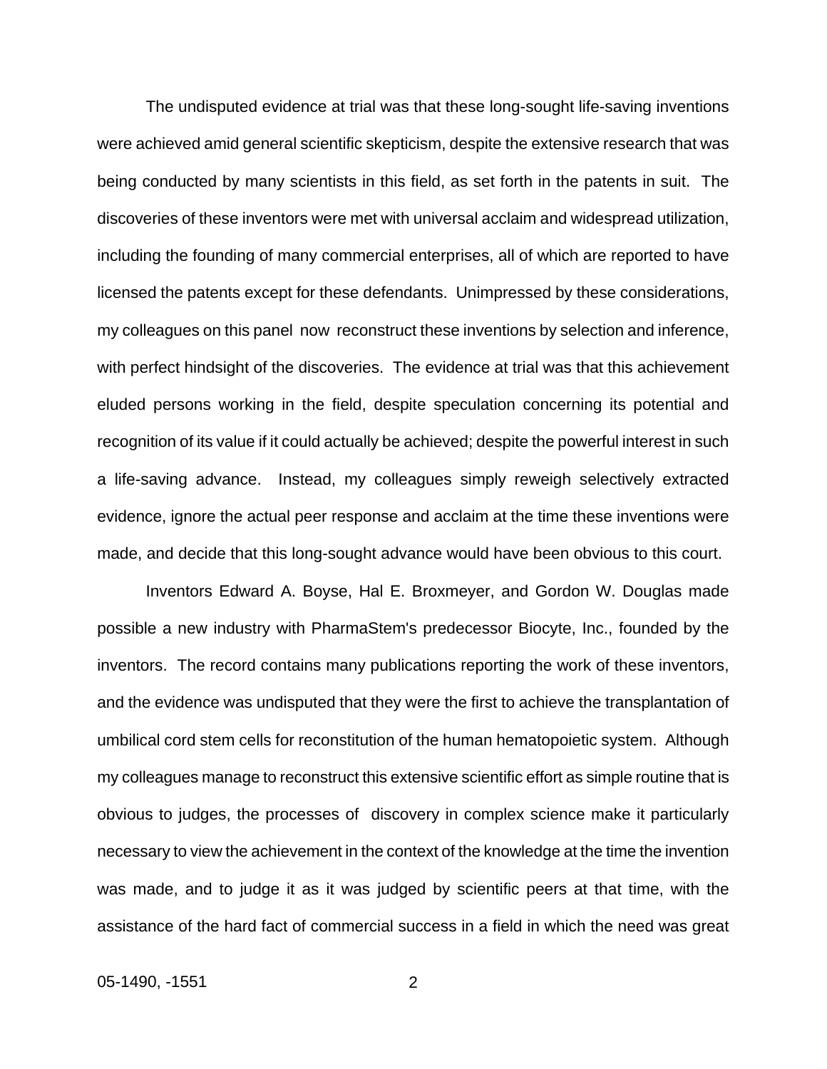The undisputed evidence at trial was that these long-sought life-saving inventions were achieved amid general scientific skepticism, despite the extensive research that was being conducted by many scientists in this field, as set forth in the patents in suit. The discoveries of these inventors were met with universal acclaim and widespread utilization, including the founding of many commercial enterprises, all of which are reported to have licensed the patents except for these defendants. Unimpressed by these considerations, my colleagues on this panel now reconstruct these inventions by selection and inference, with perfect hindsight of the discoveries. The evidence at trial was that this achievement eluded persons working in the field, despite speculation concerning its potential and recognition of its value if it could actually be achieved; despite the powerful interest in such a life-saving advance. Instead, my colleagues simply reweigh selectively extracted evidence, ignore the actual peer response and acclaim at the time these inventions were made, and decide that this long-sought advance would have been obvious to this court.

Inventors Edward A. Boyse, Hal E. Broxmeyer, and Gordon W. Douglas made possible a new industry with PharmaStem's predecessor Biocyte, Inc., founded by the inventors. The record contains many publications reporting the work of these inventors, and the evidence was undisputed that they were the first to achieve the transplantation of umbilical cord stem cells for reconstitution of the human hematopoietic system. Although my colleagues manage to reconstruct this extensive scientific effort as simple routine that is obvious to judges, the processes of discovery in complex science make it particularly necessary to view the achievement in the context of the knowledge at the time the invention was made, and to judge it as it was judged by scientific peers at that time, with the assistance of the hard fact of commercial success in a field in which the need was great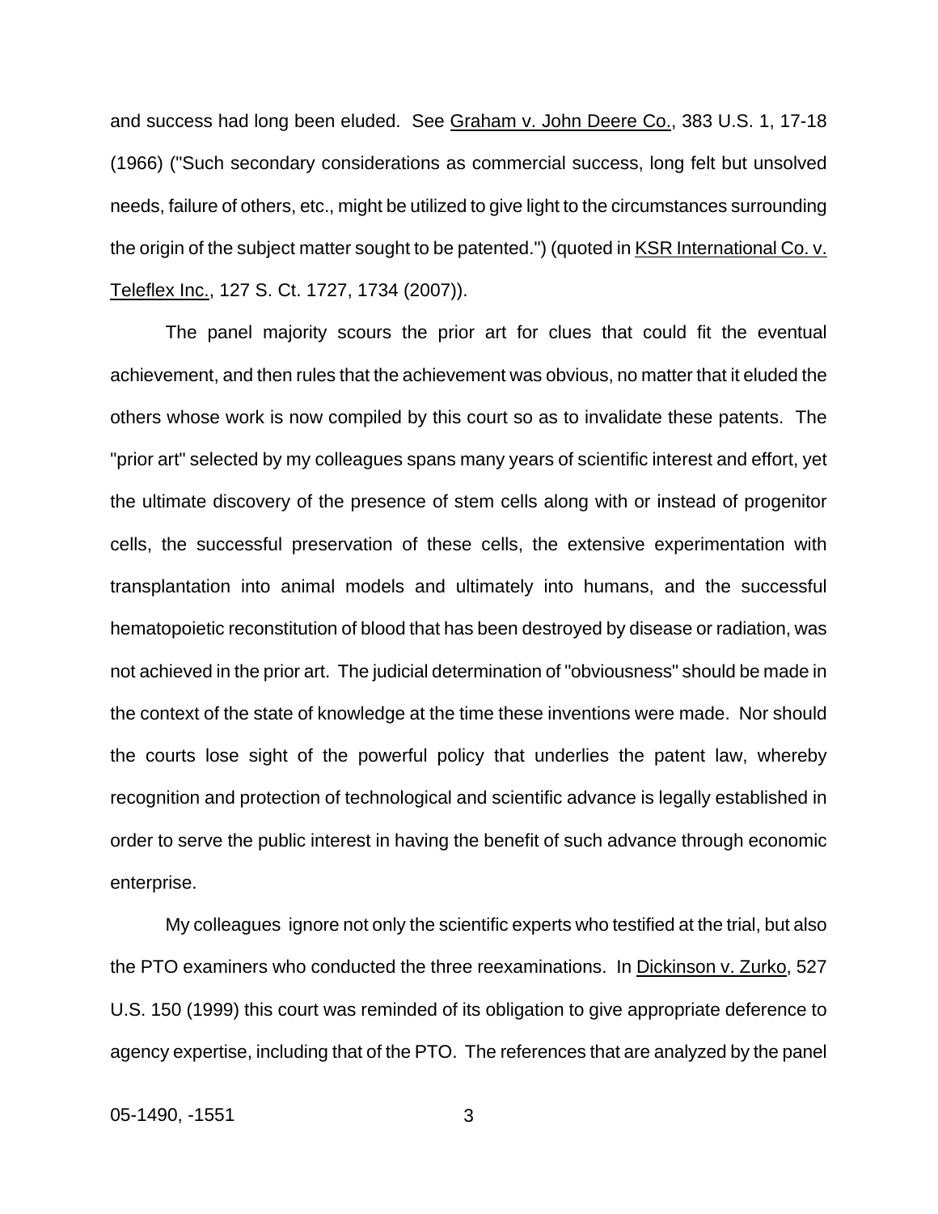and success had long been eluded. See Graham v. John Deere Co., 383 U.S. 1, 17-18 (1966) ("Such secondary considerations as commercial success, long felt but unsolved needs, failure of others, etc., might be utilized to give light to the circumstances surrounding the origin of the subject matter sought to be patented.") (quoted in KSR International Co. v. Teleflex Inc., 127 S. Ct. 1727, 1734 (2007)).

The panel majority scours the prior art for clues that could fit the eventual achievement, and then rules that the achievement was obvious, no matter that it eluded the others whose work is now compiled by this court so as to invalidate these patents. The "prior art" selected by my colleagues spans many years of scientific interest and effort, yet the ultimate discovery of the presence of stem cells along with or instead of progenitor cells, the successful preservation of these cells, the extensive experimentation with transplantation into animal models and ultimately into humans, and the successful hematopoietic reconstitution of blood that has been destroyed by disease or radiation, was not achieved in the prior art. The judicial determination of "obviousness" should be made in the context of the state of knowledge at the time these inventions were made. Nor should the courts lose sight of the powerful policy that underlies the patent law, whereby recognition and protection of technological and scientific advance is legally established in order to serve the public interest in having the benefit of such advance through economic enterprise.

My colleagues ignore not only the scientific experts who testified at the trial, but also the PTO examiners who conducted the three reexaminations. In Dickinson v. Zurko, 527 U.S. 150 (1999) this court was reminded of its obligation to give appropriate deference to agency expertise, including that of the PTO. The references that are analyzed by the panel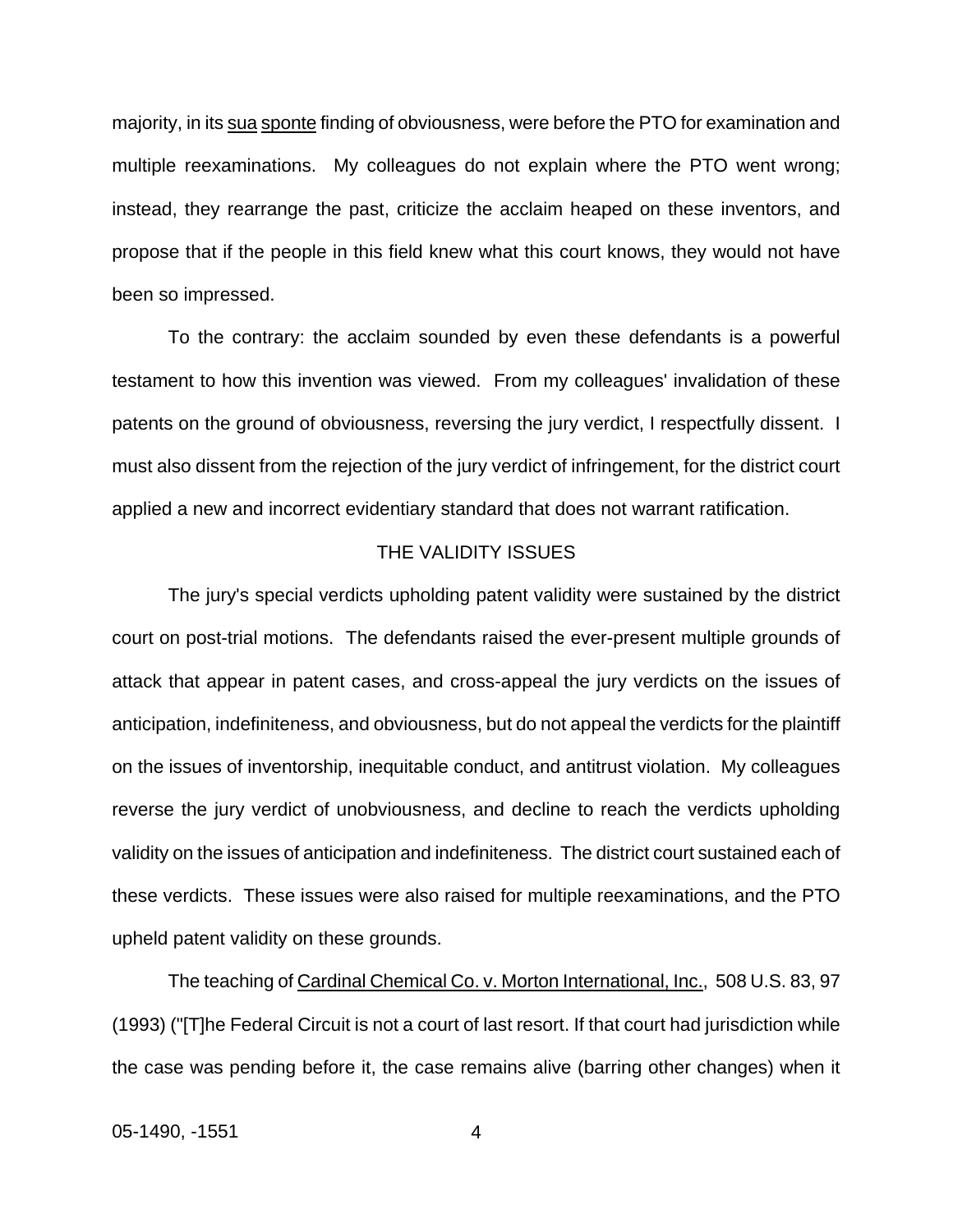majority, in its sua sponte finding of obviousness, were before the PTO for examination and multiple reexaminations. My colleagues do not explain where the PTO went wrong; instead, they rearrange the past, criticize the acclaim heaped on these inventors, and propose that if the people in this field knew what this court knows, they would not have been so impressed.

To the contrary: the acclaim sounded by even these defendants is a powerful testament to how this invention was viewed. From my colleagues' invalidation of these patents on the ground of obviousness, reversing the jury verdict, I respectfully dissent. I must also dissent from the rejection of the jury verdict of infringement, for the district court applied a new and incorrect evidentiary standard that does not warrant ratification.

## THE VALIDITY ISSUES

The jury's special verdicts upholding patent validity were sustained by the district court on post-trial motions. The defendants raised the ever-present multiple grounds of attack that appear in patent cases, and cross-appeal the jury verdicts on the issues of anticipation, indefiniteness, and obviousness, but do not appeal the verdicts for the plaintiff on the issues of inventorship, inequitable conduct, and antitrust violation. My colleagues reverse the jury verdict of unobviousness, and decline to reach the verdicts upholding validity on the issues of anticipation and indefiniteness. The district court sustained each of these verdicts. These issues were also raised for multiple reexaminations, and the PTO upheld patent validity on these grounds.

The teaching of Cardinal Chemical Co. v. Morton International, Inc., 508 U.S. 83, 97 (1993) ("[T]he Federal Circuit is not a court of last resort. If that court had jurisdiction while the case was pending before it, the case remains alive (barring other changes) when it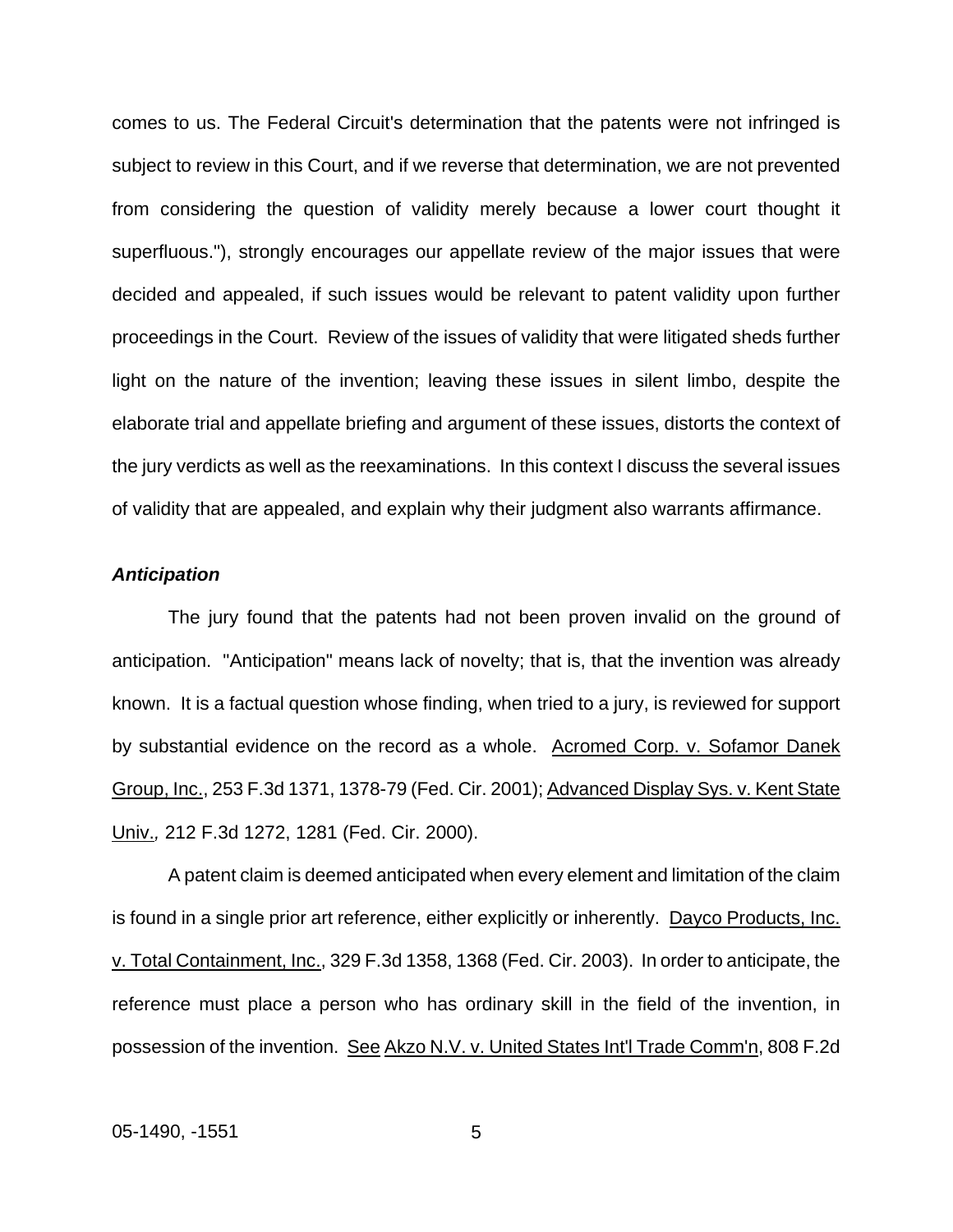comes to us. The Federal Circuit's determination that the patents were not infringed is subject to review in this Court, and if we reverse that determination, we are not prevented from considering the question of validity merely because a lower court thought it superfluous."), strongly encourages our appellate review of the major issues that were decided and appealed, if such issues would be relevant to patent validity upon further proceedings in the Court. Review of the issues of validity that were litigated sheds further light on the nature of the invention; leaving these issues in silent limbo, despite the elaborate trial and appellate briefing and argument of these issues, distorts the context of the jury verdicts as well as the reexaminations. In this context I discuss the several issues of validity that are appealed, and explain why their judgment also warrants affirmance.

***Anticipation***

The jury found that the patents had not been proven invalid on the ground of anticipation. "Anticipation" means lack of novelty; that is, that the invention was already known. It is a factual question whose finding, when tried to a jury, is reviewed for support by substantial evidence on the record as a whole. Acromed Corp. v. Sofamor Danek Group, Inc., 253 F.3d 1371, 1378-79 (Fed. Cir. 2001); Advanced Display Sys. v. Kent State Univ., 212 F.3d 1272, 1281 (Fed. Cir. 2000).

A patent claim is deemed anticipated when every element and limitation of the claim is found in a single prior art reference, either explicitly or inherently. Dayco Products, Inc. v. Total Containment, Inc., 329 F.3d 1358, 1368 (Fed. Cir. 2003). In order to anticipate, the reference must place a person who has ordinary skill in the field of the invention, in possession of the invention. See Akzo N.V. v. United States Int'l Trade Comm'n, 808 F.2d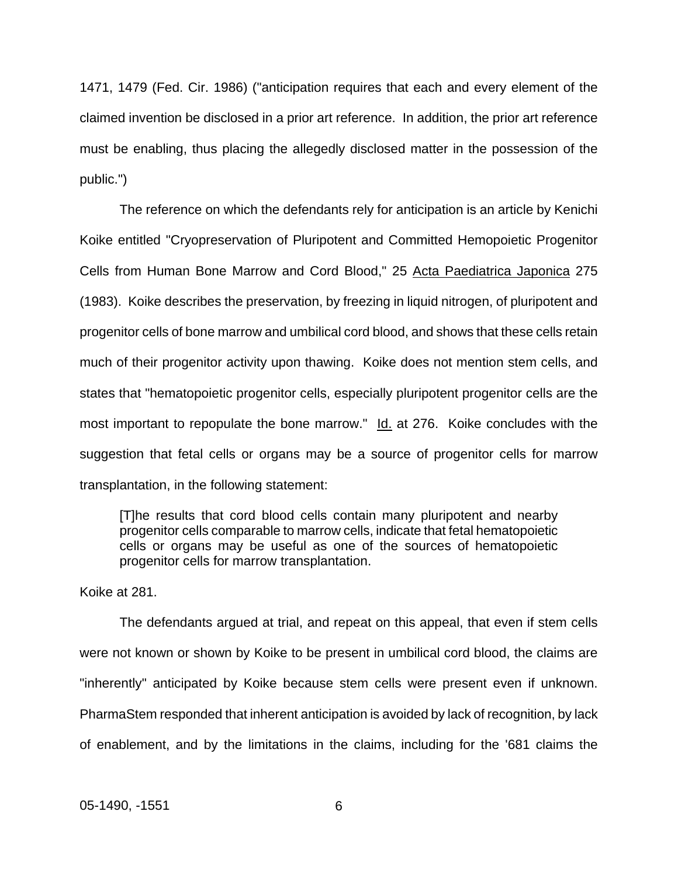1471, 1479 (Fed. Cir. 1986) ("anticipation requires that each and every element of the claimed invention be disclosed in a prior art reference. In addition, the prior art reference must be enabling, thus placing the allegedly disclosed matter in the possession of the public.")

The reference on which the defendants rely for anticipation is an article by Kenichi Koike entitled "Cryopreservation of Pluripotent and Committed Hemopoietic Progenitor Cells from Human Bone Marrow and Cord Blood," 25 Acta Paediatrica Japonica 275 (1983). Koike describes the preservation, by freezing in liquid nitrogen, of pluripotent and progenitor cells of bone marrow and umbilical cord blood, and shows that these cells retain much of their progenitor activity upon thawing. Koike does not mention stem cells, and states that "hematopoietic progenitor cells, especially pluripotent progenitor cells are the most important to repopulate the bone marrow." Id. at 276. Koike concludes with the suggestion that fetal cells or organs may be a source of progenitor cells for marrow transplantation, in the following statement:

> [T]he results that cord blood cells contain many pluripotent and nearby progenitor cells comparable to marrow cells, indicate that fetal hematopoietic cells or organs may be useful as one of the sources of hematopoietic progenitor cells for marrow transplantation.

Koike at 281.

The defendants argued at trial, and repeat on this appeal, that even if stem cells were not known or shown by Koike to be present in umbilical cord blood, the claims are "inherently" anticipated by Koike because stem cells were present even if unknown. PharmaStem responded that inherent anticipation is avoided by lack of recognition, by lack of enablement, and by the limitations in the claims, including for the '681 claims the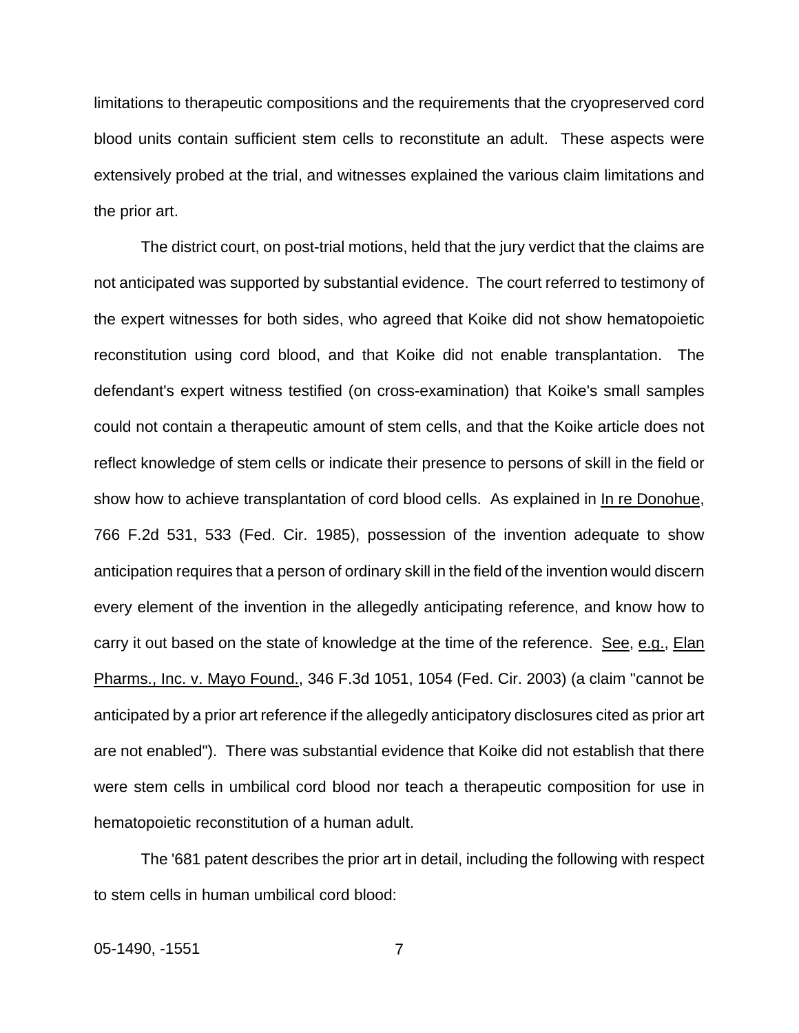limitations to therapeutic compositions and the requirements that the cryopreserved cord blood units contain sufficient stem cells to reconstitute an adult. These aspects were extensively probed at the trial, and witnesses explained the various claim limitations and the prior art.

The district court, on post-trial motions, held that the jury verdict that the claims are not anticipated was supported by substantial evidence. The court referred to testimony of the expert witnesses for both sides, who agreed that Koike did not show hematopoietic reconstitution using cord blood, and that Koike did not enable transplantation. The defendant's expert witness testified (on cross-examination) that Koike's small samples could not contain a therapeutic amount of stem cells, and that the Koike article does not reflect knowledge of stem cells or indicate their presence to persons of skill in the field or show how to achieve transplantation of cord blood cells. As explained in In re Donohue, 766 F.2d 531, 533 (Fed. Cir. 1985), possession of the invention adequate to show anticipation requires that a person of ordinary skill in the field of the invention would discern every element of the invention in the allegedly anticipating reference, and know how to carry it out based on the state of knowledge at the time of the reference. See, e.g., Elan Pharms., Inc. v. Mayo Found., 346 F.3d 1051, 1054 (Fed. Cir. 2003) (a claim "cannot be anticipated by a prior art reference if the allegedly anticipatory disclosures cited as prior art are not enabled"). There was substantial evidence that Koike did not establish that there were stem cells in umbilical cord blood nor teach a therapeutic composition for use in hematopoietic reconstitution of a human adult.

The '681 patent describes the prior art in detail, including the following with respect to stem cells in human umbilical cord blood: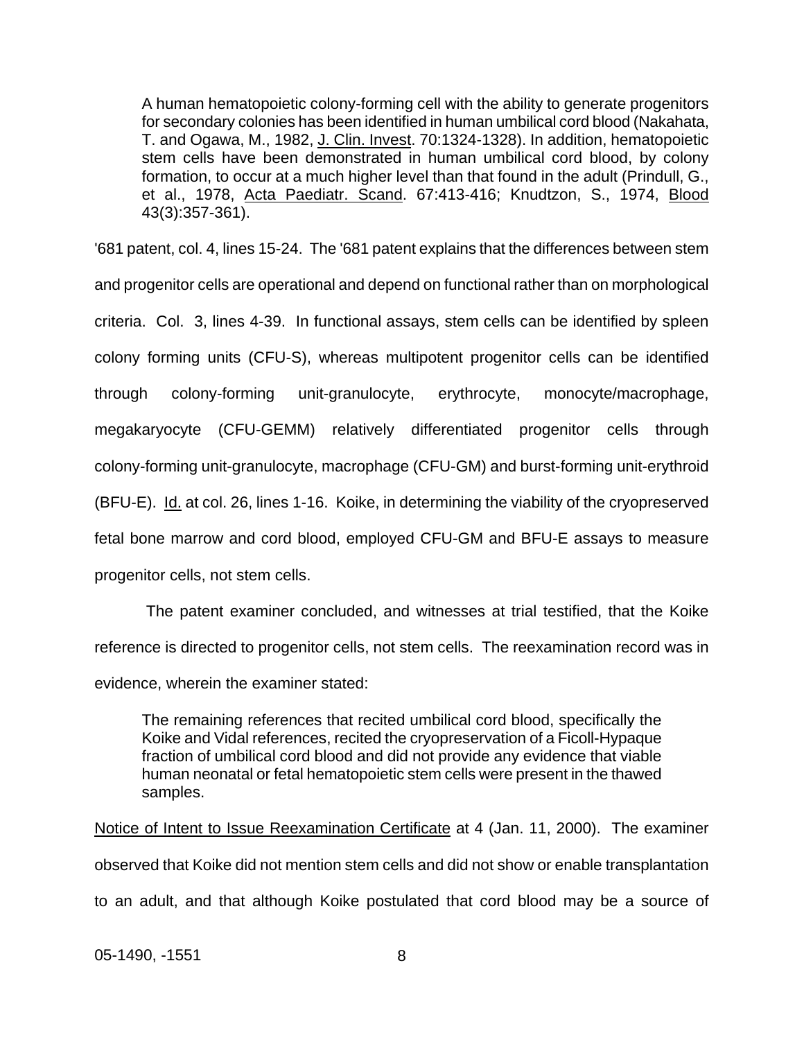> A human hematopoietic colony-forming cell with the ability to generate progenitors for secondary colonies has been identified in human umbilical cord blood (Nakahata, T. and Ogawa, M., 1982, J. Clin. Invest. 70:1324-1328). In addition, hematopoietic stem cells have been demonstrated in human umbilical cord blood, by colony formation, to occur at a much higher level than that found in the adult (Prindull, G., et al., 1978, Acta Paediatr. Scand. 67:413-416; Knudtzon, S., 1974, Blood 43(3):357-361).

'681 patent, col. 4, lines 15-24. The '681 patent explains that the differences between stem and progenitor cells are operational and depend on functional rather than on morphological criteria. Col. 3, lines 4-39. In functional assays, stem cells can be identified by spleen colony forming units (CFU-S), whereas multipotent progenitor cells can be identified through colony-forming unit-granulocyte, erythrocyte, monocyte/macrophage, megakaryocyte (CFU-GEMM) relatively differentiated progenitor cells through colony-forming unit-granulocyte, macrophage (CFU-GM) and burst-forming unit-erythroid (BFU-E). Id. at col. 26, lines 1-16. Koike, in determining the viability of the cryopreserved fetal bone marrow and cord blood, employed CFU-GM and BFU-E assays to measure progenitor cells, not stem cells.

The patent examiner concluded, and witnesses at trial testified, that the Koike reference is directed to progenitor cells, not stem cells. The reexamination record was in evidence, wherein the examiner stated:

> The remaining references that recited umbilical cord blood, specifically the Koike and Vidal references, recited the cryopreservation of a Ficoll-Hypaque fraction of umbilical cord blood and did not provide any evidence that viable human neonatal or fetal hematopoietic stem cells were present in the thawed samples.

Notice of Intent to Issue Reexamination Certificate at 4 (Jan. 11, 2000). The examiner observed that Koike did not mention stem cells and did not show or enable transplantation to an adult, and that although Koike postulated that cord blood may be a source of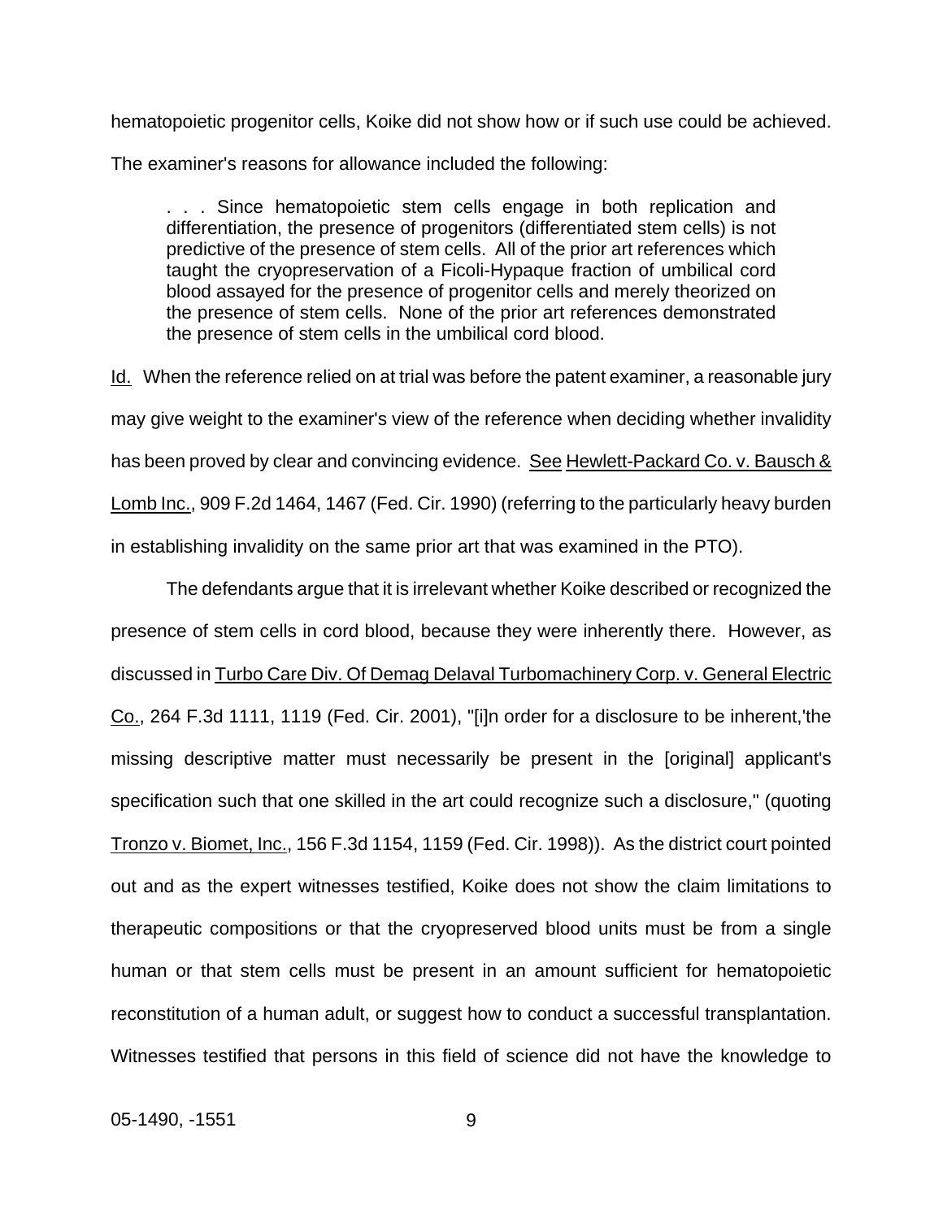hematopoietic progenitor cells, Koike did not show how or if such use could be achieved. The examiner's reasons for allowance included the following:

> . . . Since hematopoietic stem cells engage in both replication and differentiation, the presence of progenitors (differentiated stem cells) is not predictive of the presence of stem cells. All of the prior art references which taught the cryopreservation of a Ficoli-Hypaque fraction of umbilical cord blood assayed for the presence of progenitor cells and merely theorized on the presence of stem cells. None of the prior art references demonstrated the presence of stem cells in the umbilical cord blood.

Id. When the reference relied on at trial was before the patent examiner, a reasonable jury may give weight to the examiner's view of the reference when deciding whether invalidity has been proved by clear and convincing evidence. See Hewlett-Packard Co. v. Bausch & Lomb Inc., 909 F.2d 1464, 1467 (Fed. Cir. 1990) (referring to the particularly heavy burden in establishing invalidity on the same prior art that was examined in the PTO).

The defendants argue that it is irrelevant whether Koike described or recognized the presence of stem cells in cord blood, because they were inherently there. However, as discussed in Turbo Care Div. Of Demag Delaval Turbomachinery Corp. v. General Electric Co., 264 F.3d 1111, 1119 (Fed. Cir. 2001), "[i]n order for a disclosure to be inherent,'the missing descriptive matter must necessarily be present in the [original] applicant's specification such that one skilled in the art could recognize such a disclosure," (quoting Tronzo v. Biomet, Inc., 156 F.3d 1154, 1159 (Fed. Cir. 1998)). As the district court pointed out and as the expert witnesses testified, Koike does not show the claim limitations to therapeutic compositions or that the cryopreserved blood units must be from a single human or that stem cells must be present in an amount sufficient for hematopoietic reconstitution of a human adult, or suggest how to conduct a successful transplantation. Witnesses testified that persons in this field of science did not have the knowledge to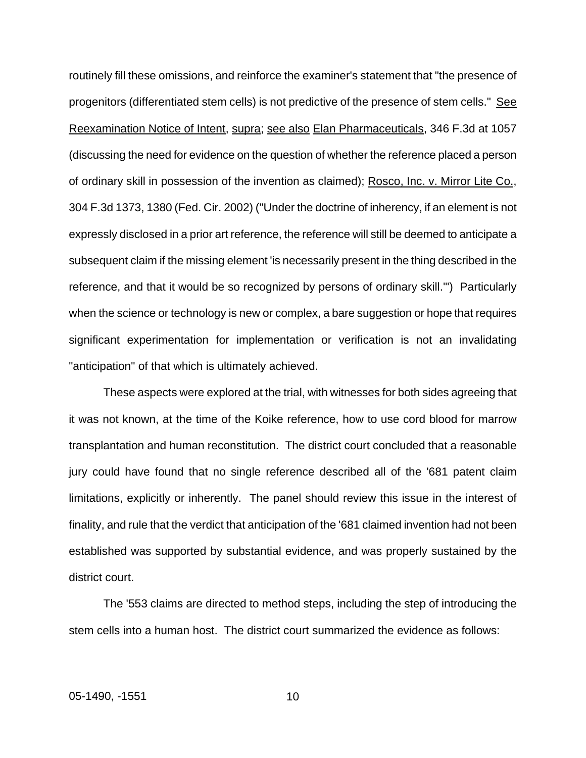routinely fill these omissions, and reinforce the examiner's statement that "the presence of progenitors (differentiated stem cells) is not predictive of the presence of stem cells." See Reexamination Notice of Intent, supra; see also Elan Pharmaceuticals, 346 F.3d at 1057 (discussing the need for evidence on the question of whether the reference placed a person of ordinary skill in possession of the invention as claimed); Rosco, Inc. v. Mirror Lite Co., 304 F.3d 1373, 1380 (Fed. Cir. 2002) ("Under the doctrine of inherency, if an element is not expressly disclosed in a prior art reference, the reference will still be deemed to anticipate a subsequent claim if the missing element 'is necessarily present in the thing described in the reference, and that it would be so recognized by persons of ordinary skill.'") Particularly when the science or technology is new or complex, a bare suggestion or hope that requires significant experimentation for implementation or verification is not an invalidating "anticipation" of that which is ultimately achieved.

These aspects were explored at the trial, with witnesses for both sides agreeing that it was not known, at the time of the Koike reference, how to use cord blood for marrow transplantation and human reconstitution. The district court concluded that a reasonable jury could have found that no single reference described all of the '681 patent claim limitations, explicitly or inherently. The panel should review this issue in the interest of finality, and rule that the verdict that anticipation of the '681 claimed invention had not been established was supported by substantial evidence, and was properly sustained by the district court.

The '553 claims are directed to method steps, including the step of introducing the stem cells into a human host. The district court summarized the evidence as follows: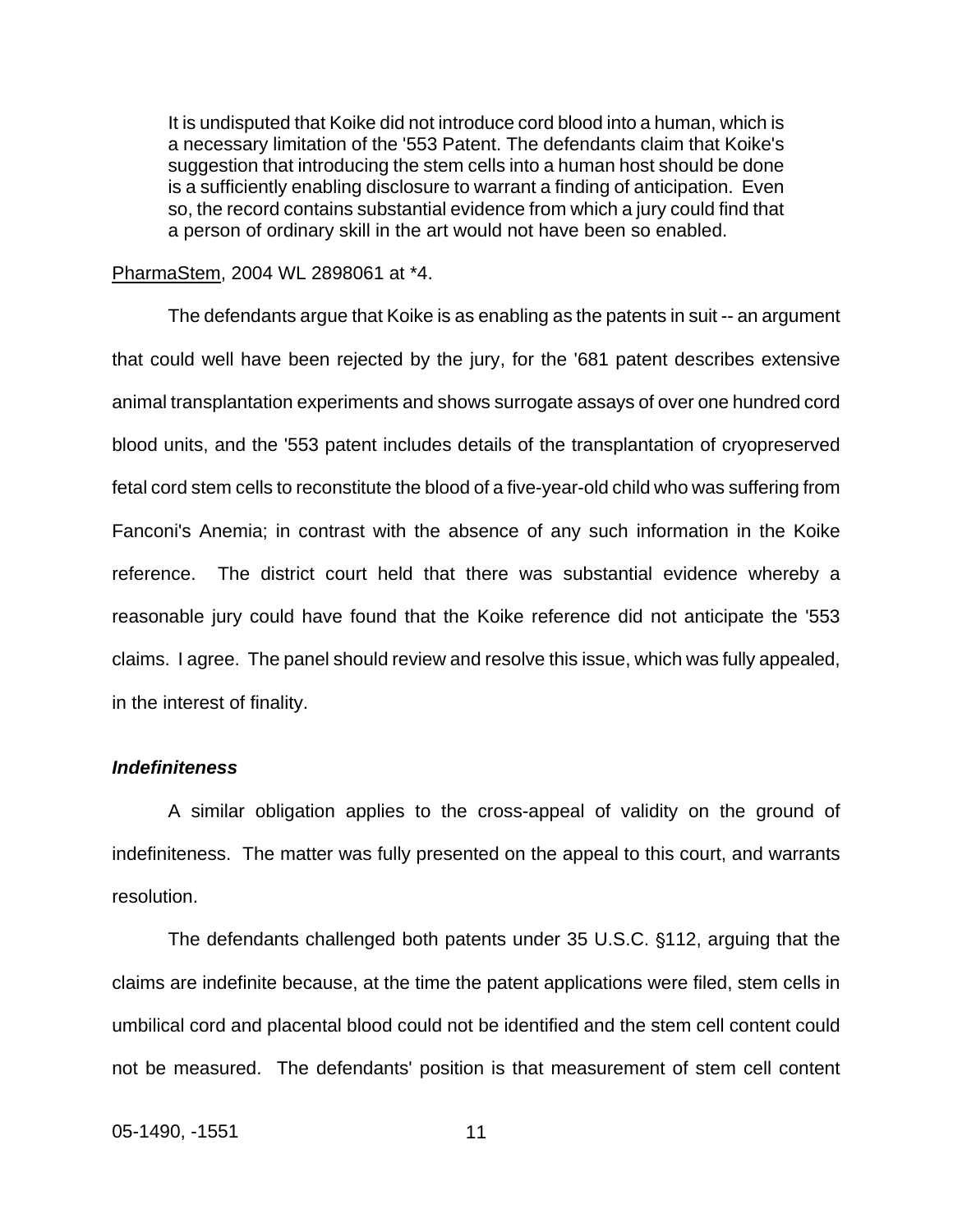> It is undisputed that Koike did not introduce cord blood into a human, which is a necessary limitation of the '553 Patent. The defendants claim that Koike's suggestion that introducing the stem cells into a human host should be done is a sufficiently enabling disclosure to warrant a finding of anticipation. Even so, the record contains substantial evidence from which a jury could find that a person of ordinary skill in the art would not have been so enabled.

PharmaStem, 2004 WL 2898061 at *4.

The defendants argue that Koike is as enabling as the patents in suit -- an argument that could well have been rejected by the jury, for the '681 patent describes extensive animal transplantation experiments and shows surrogate assays of over one hundred cord blood units, and the '553 patent includes details of the transplantation of cryopreserved fetal cord stem cells to reconstitute the blood of a five-year-old child who was suffering from Fanconi's Anemia; in contrast with the absence of any such information in the Koike reference. The district court held that there was substantial evidence whereby a reasonable jury could have found that the Koike reference did not anticipate the '553 claims. I agree. The panel should review and resolve this issue, which was fully appealed, in the interest of finality.

***Indefiniteness***

A similar obligation applies to the cross-appeal of validity on the ground of indefiniteness. The matter was fully presented on the appeal to this court, and warrants resolution.

The defendants challenged both patents under 35 U.S.C. §112, arguing that the claims are indefinite because, at the time the patent applications were filed, stem cells in umbilical cord and placental blood could not be identified and the stem cell content could not be measured. The defendants' position is that measurement of stem cell content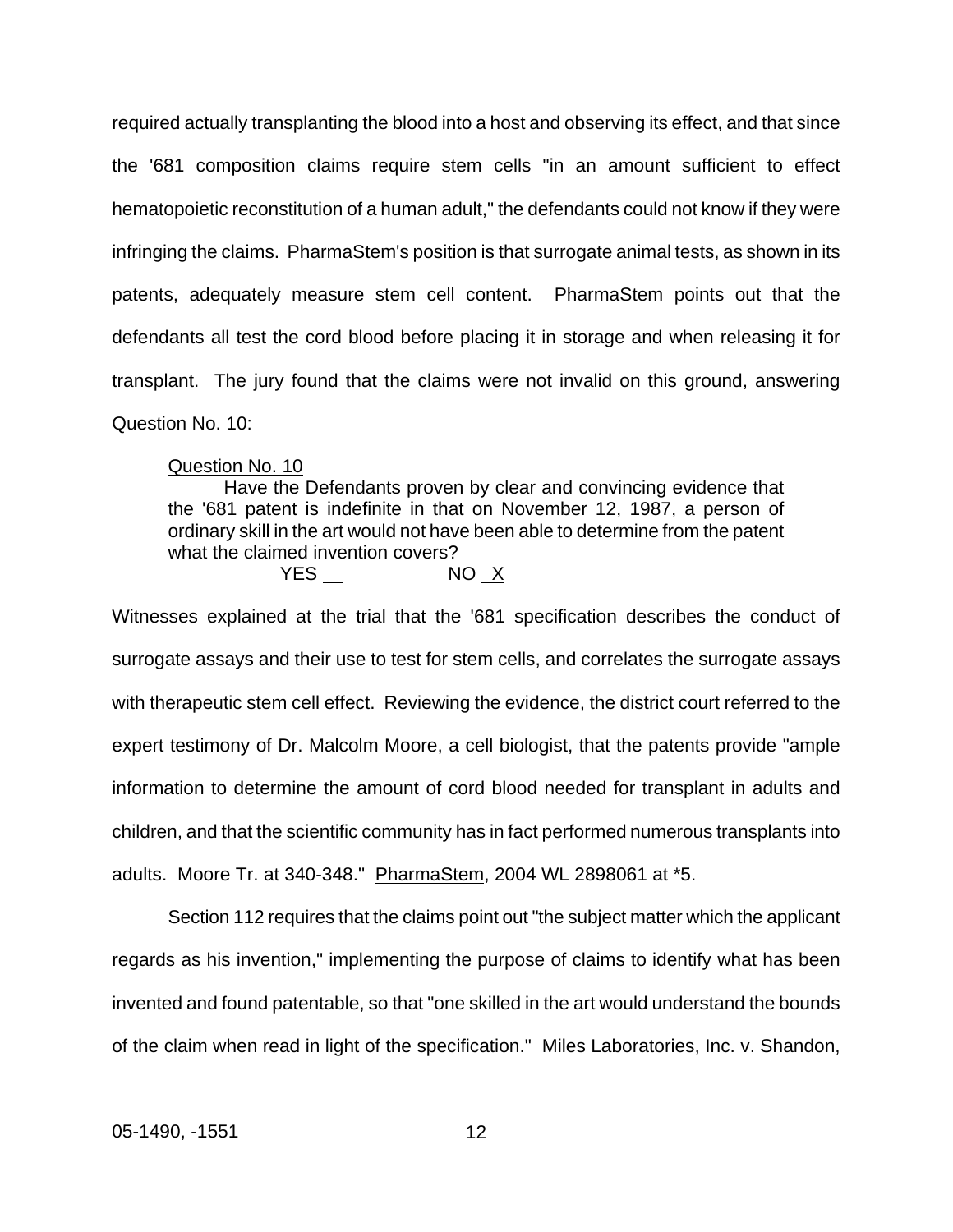required actually transplanting the blood into a host and observing its effect, and that since the '681 composition claims require stem cells "in an amount sufficient to effect hematopoietic reconstitution of a human adult," the defendants could not know if they were infringing the claims. PharmaStem's position is that surrogate animal tests, as shown in its patents, adequately measure stem cell content. PharmaStem points out that the defendants all test the cord blood before placing it in storage and when releasing it for transplant. The jury found that the claims were not invalid on this ground, answering Question No. 10:

> Question No. 10
>
> Have the Defendants proven by clear and convincing evidence that the '681 patent is indefinite in that on November 12, 1987, a person of ordinary skill in the art would not have been able to determine from the patent what the claimed invention covers?
>
> YES ___ NO _X_

Witnesses explained at the trial that the '681 specification describes the conduct of surrogate assays and their use to test for stem cells, and correlates the surrogate assays with therapeutic stem cell effect. Reviewing the evidence, the district court referred to the expert testimony of Dr. Malcolm Moore, a cell biologist, that the patents provide "ample information to determine the amount of cord blood needed for transplant in adults and children, and that the scientific community has in fact performed numerous transplants into adults. Moore Tr. at 340-348." PharmaStem, 2004 WL 2898061 at *5.

Section 112 requires that the claims point out "the subject matter which the applicant regards as his invention," implementing the purpose of claims to identify what has been invented and found patentable, so that "one skilled in the art would understand the bounds of the claim when read in light of the specification." Miles Laboratories, Inc. v. Shandon,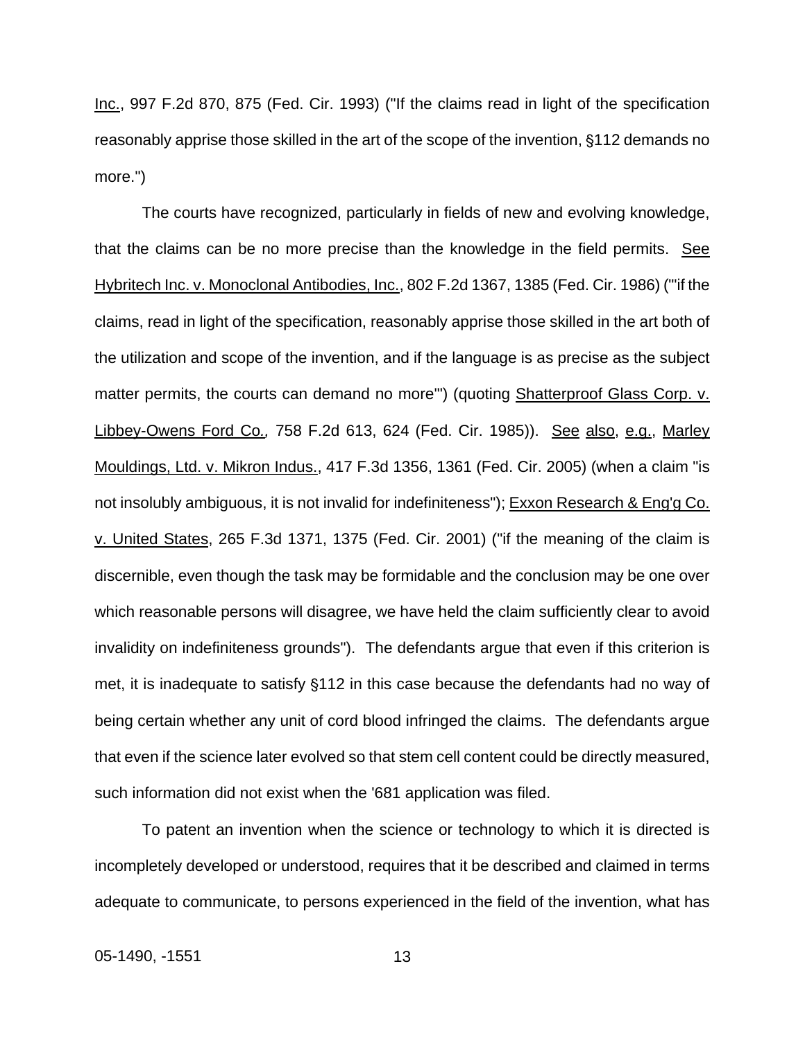Inc., 997 F.2d 870, 875 (Fed. Cir. 1993) ("If the claims read in light of the specification reasonably apprise those skilled in the art of the scope of the invention, §112 demands no more.")

The courts have recognized, particularly in fields of new and evolving knowledge, that the claims can be no more precise than the knowledge in the field permits. See Hybritech Inc. v. Monoclonal Antibodies, Inc., 802 F.2d 1367, 1385 (Fed. Cir. 1986) ("'if the claims, read in light of the specification, reasonably apprise those skilled in the art both of the utilization and scope of the invention, and if the language is as precise as the subject matter permits, the courts can demand no more'") (quoting Shatterproof Glass Corp. v. Libbey-Owens Ford Co., 758 F.2d 613, 624 (Fed. Cir. 1985)). See also, e.g., Marley Mouldings, Ltd. v. Mikron Indus., 417 F.3d 1356, 1361 (Fed. Cir. 2005) (when a claim "is not insolubly ambiguous, it is not invalid for indefiniteness"); Exxon Research & Eng'g Co. v. United States, 265 F.3d 1371, 1375 (Fed. Cir. 2001) ("if the meaning of the claim is discernible, even though the task may be formidable and the conclusion may be one over which reasonable persons will disagree, we have held the claim sufficiently clear to avoid invalidity on indefiniteness grounds"). The defendants argue that even if this criterion is met, it is inadequate to satisfy §112 in this case because the defendants had no way of being certain whether any unit of cord blood infringed the claims. The defendants argue that even if the science later evolved so that stem cell content could be directly measured, such information did not exist when the '681 application was filed.

To patent an invention when the science or technology to which it is directed is incompletely developed or understood, requires that it be described and claimed in terms adequate to communicate, to persons experienced in the field of the invention, what has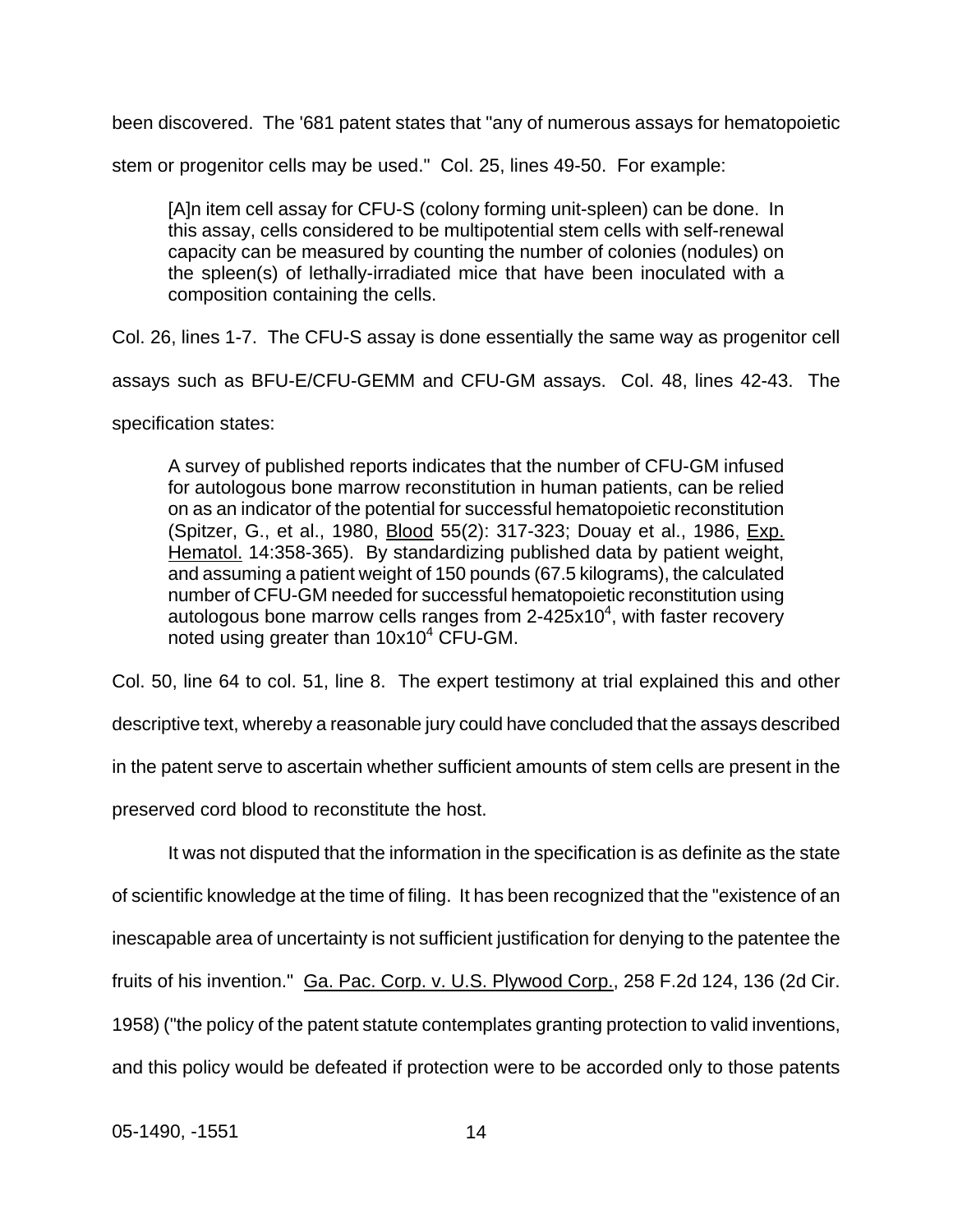been discovered. The '681 patent states that "any of numerous assays for hematopoietic stem or progenitor cells may be used." Col. 25, lines 49-50. For example:

> [A]n item cell assay for CFU-S (colony forming unit-spleen) can be done. In this assay, cells considered to be multipotential stem cells with self-renewal capacity can be measured by counting the number of colonies (nodules) on the spleen(s) of lethally-irradiated mice that have been inoculated with a composition containing the cells.

Col. 26, lines 1-7. The CFU-S assay is done essentially the same way as progenitor cell assays such as BFU-E/CFU-GEMM and CFU-GM assays. Col. 48, lines 42-43. The specification states:

> A survey of published reports indicates that the number of CFU-GM infused for autologous bone marrow reconstitution in human patients, can be relied on as an indicator of the potential for successful hematopoietic reconstitution (Spitzer, G., et al., 1980, Blood 55(2): 317-323; Douay et al., 1986, Exp. Hematol. 14:358-365). By standardizing published data by patient weight, and assuming a patient weight of 150 pounds (67.5 kilograms), the calculated number of CFU-GM needed for successful hematopoietic reconstitution using autologous bone marrow cells ranges from $2\text{-}425 \times 10^4$, with faster recovery noted using greater than $10 \times 10^4$ CFU-GM.

Col. 50, line 64 to col. 51, line 8. The expert testimony at trial explained this and other descriptive text, whereby a reasonable jury could have concluded that the assays described in the patent serve to ascertain whether sufficient amounts of stem cells are present in the preserved cord blood to reconstitute the host.

It was not disputed that the information in the specification is as definite as the state of scientific knowledge at the time of filing. It has been recognized that the "existence of an inescapable area of uncertainty is not sufficient justification for denying to the patentee the fruits of his invention." Ga. Pac. Corp. v. U.S. Plywood Corp., 258 F.2d 124, 136 (2d Cir. 1958) ("the policy of the patent statute contemplates granting protection to valid inventions, and this policy would be defeated if protection were to be accorded only to those patents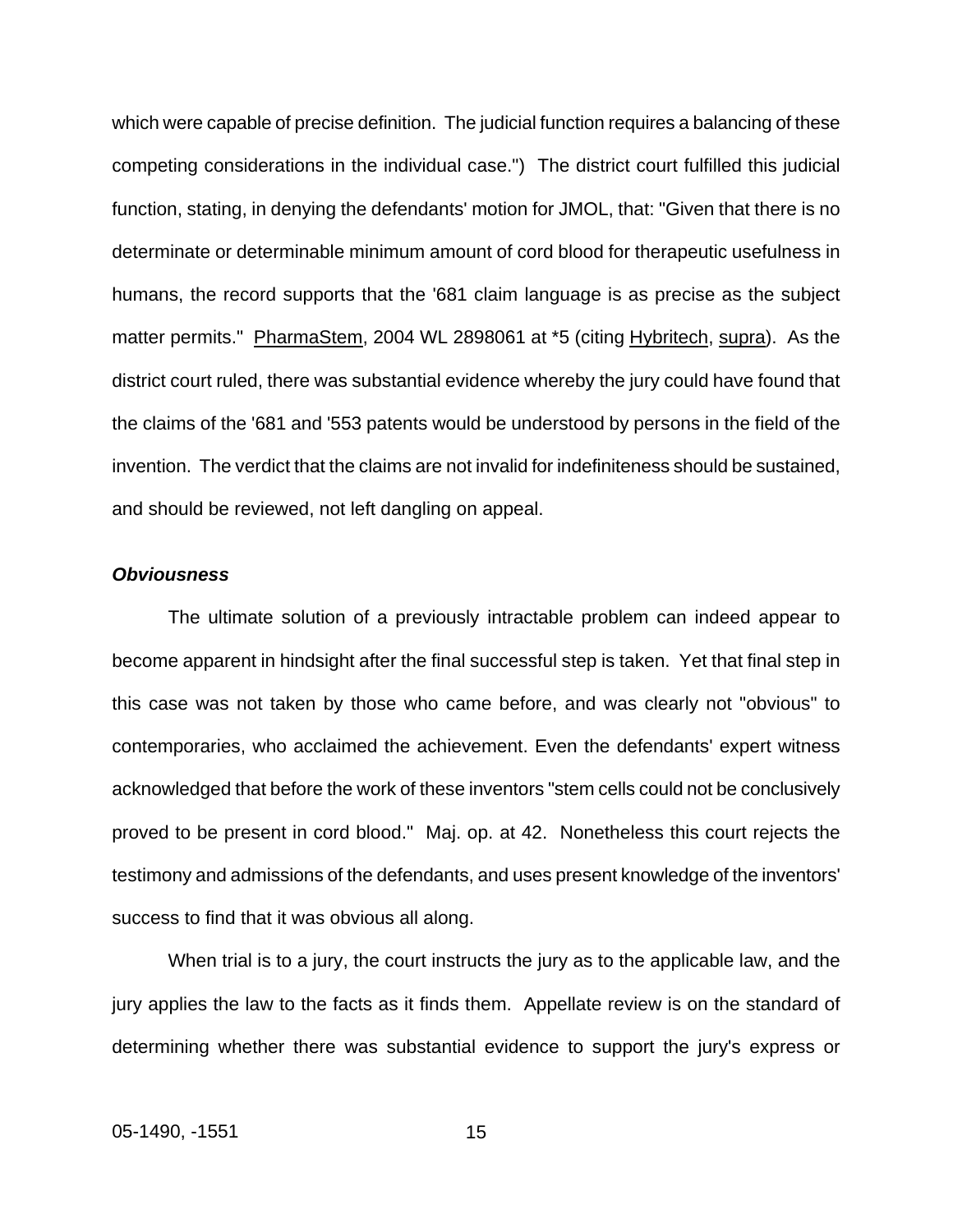which were capable of precise definition. The judicial function requires a balancing of these competing considerations in the individual case.") The district court fulfilled this judicial function, stating, in denying the defendants' motion for JMOL, that: "Given that there is no determinate or determinable minimum amount of cord blood for therapeutic usefulness in humans, the record supports that the '681 claim language is as precise as the subject matter permits." PharmaStem, 2004 WL 2898061 at *5 (citing Hybritech, supra). As the district court ruled, there was substantial evidence whereby the jury could have found that the claims of the '681 and '553 patents would be understood by persons in the field of the invention. The verdict that the claims are not invalid for indefiniteness should be sustained, and should be reviewed, not left dangling on appeal.

***Obviousness***

The ultimate solution of a previously intractable problem can indeed appear to become apparent in hindsight after the final successful step is taken. Yet that final step in this case was not taken by those who came before, and was clearly not "obvious" to contemporaries, who acclaimed the achievement. Even the defendants' expert witness acknowledged that before the work of these inventors "stem cells could not be conclusively proved to be present in cord blood." Maj. op. at 42. Nonetheless this court rejects the testimony and admissions of the defendants, and uses present knowledge of the inventors' success to find that it was obvious all along.

When trial is to a jury, the court instructs the jury as to the applicable law, and the jury applies the law to the facts as it finds them. Appellate review is on the standard of determining whether there was substantial evidence to support the jury's express or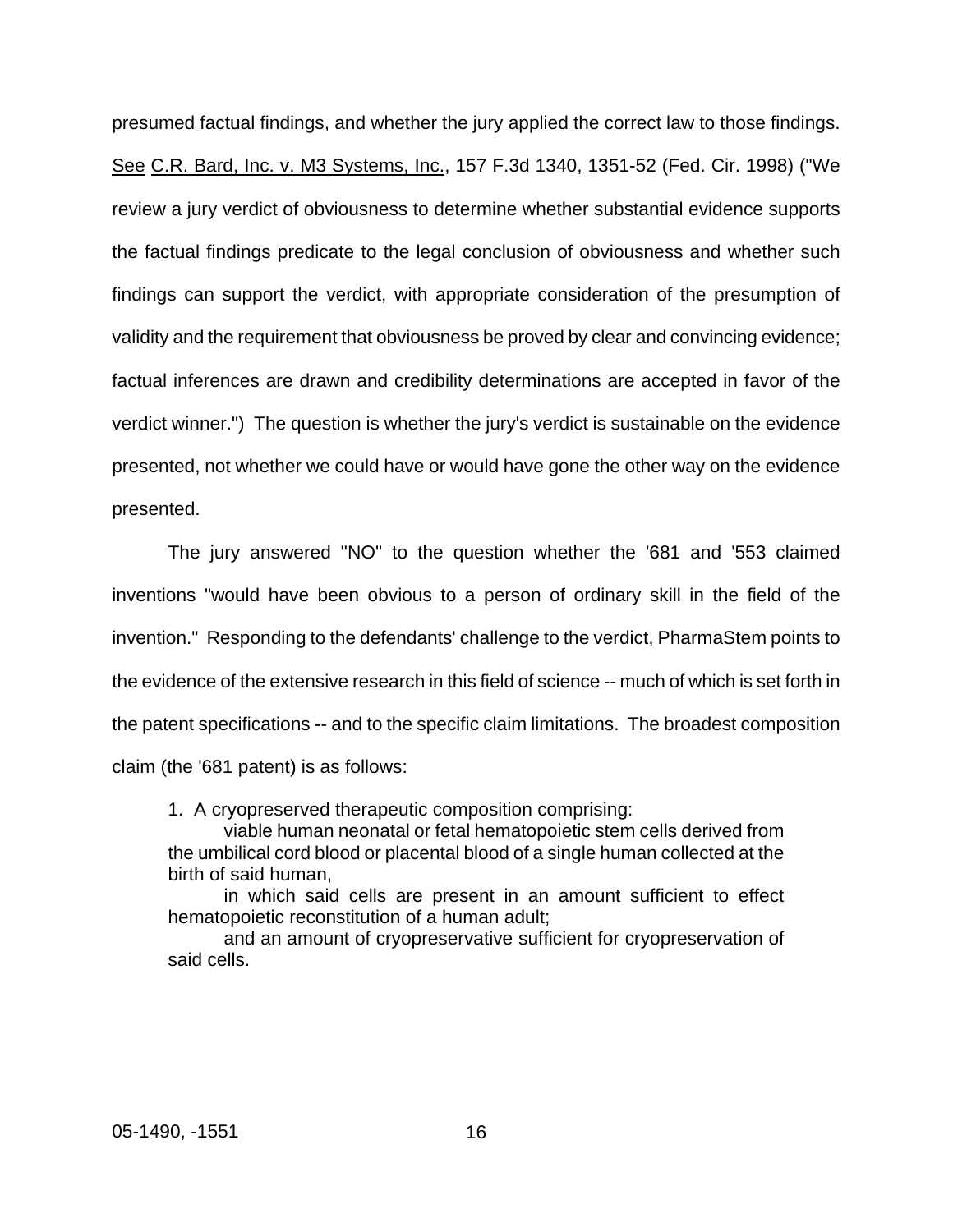presumed factual findings, and whether the jury applied the correct law to those findings. See C.R. Bard, Inc. v. M3 Systems, Inc., 157 F.3d 1340, 1351-52 (Fed. Cir. 1998) ("We review a jury verdict of obviousness to determine whether substantial evidence supports the factual findings predicate to the legal conclusion of obviousness and whether such findings can support the verdict, with appropriate consideration of the presumption of validity and the requirement that obviousness be proved by clear and convincing evidence; factual inferences are drawn and credibility determinations are accepted in favor of the verdict winner.") The question is whether the jury's verdict is sustainable on the evidence presented, not whether we could have or would have gone the other way on the evidence presented.

The jury answered "NO" to the question whether the '681 and '553 claimed inventions "would have been obvious to a person of ordinary skill in the field of the invention." Responding to the defendants' challenge to the verdict, PharmaStem points to the evidence of the extensive research in this field of science -- much of which is set forth in the patent specifications -- and to the specific claim limitations. The broadest composition claim (the '681 patent) is as follows:

> 1. A cryopreserved therapeutic composition comprising:
>
> viable human neonatal or fetal hematopoietic stem cells derived from the umbilical cord blood or placental blood of a single human collected at the birth of said human,
>
> in which said cells are present in an amount sufficient to effect hematopoietic reconstitution of a human adult;
>
> and an amount of cryopreservative sufficient for cryopreservation of said cells.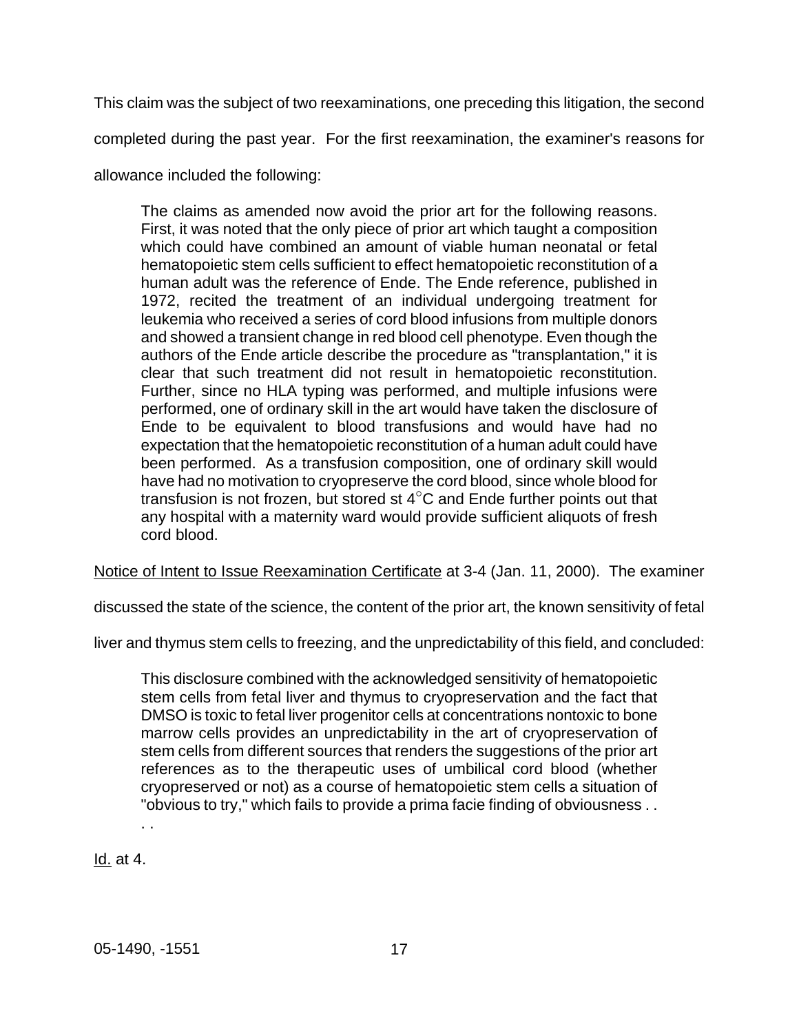This claim was the subject of two reexaminations, one preceding this litigation, the second completed during the past year. For the first reexamination, the examiner's reasons for allowance included the following:

> The claims as amended now avoid the prior art for the following reasons. First, it was noted that the only piece of prior art which taught a composition which could have combined an amount of viable human neonatal or fetal hematopoietic stem cells sufficient to effect hematopoietic reconstitution of a human adult was the reference of Ende. The Ende reference, published in 1972, recited the treatment of an individual undergoing treatment for leukemia who received a series of cord blood infusions from multiple donors and showed a transient change in red blood cell phenotype. Even though the authors of the Ende article describe the procedure as "transplantation," it is clear that such treatment did not result in hematopoietic reconstitution. Further, since no HLA typing was performed, and multiple infusions were performed, one of ordinary skill in the art would have taken the disclosure of Ende to be equivalent to blood transfusions and would have had no expectation that the hematopoietic reconstitution of a human adult could have been performed. As a transfusion composition, one of ordinary skill would have had no motivation to cryopreserve the cord blood, since whole blood for transfusion is not frozen, but stored st 4°C and Ende further points out that any hospital with a maternity ward would provide sufficient aliquots of fresh cord blood.

<u>Notice of Intent to Issue Reexamination Certificate</u> at 3-4 (Jan. 11, 2000). The examiner discussed the state of the science, the content of the prior art, the known sensitivity of fetal liver and thymus stem cells to freezing, and the unpredictability of this field, and concluded:

> This disclosure combined with the acknowledged sensitivity of hematopoietic stem cells from fetal liver and thymus to cryopreservation and the fact that DMSO is toxic to fetal liver progenitor cells at concentrations nontoxic to bone marrow cells provides an unpredictability in the art of cryopreservation of stem cells from different sources that renders the suggestions of the prior art references as to the therapeutic uses of umbilical cord blood (whether cryopreserved or not) as a course of hematopoietic stem cells a situation of "obvious to try," which fails to provide a prima facie finding of obviousness . . . .

<u>Id.</u> at 4.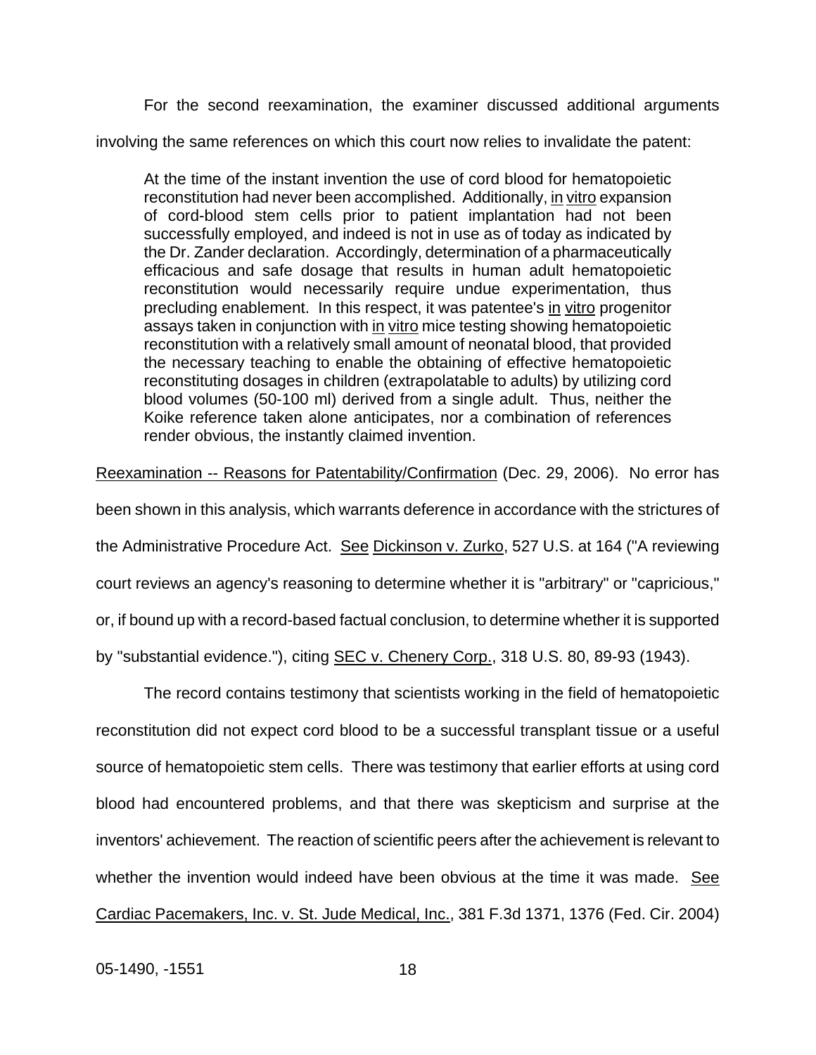For the second reexamination, the examiner discussed additional arguments involving the same references on which this court now relies to invalidate the patent:

> At the time of the instant invention the use of cord blood for hematopoietic reconstitution had never been accomplished. Additionally, in vitro expansion of cord-blood stem cells prior to patient implantation had not been successfully employed, and indeed is not in use as of today as indicated by the Dr. Zander declaration. Accordingly, determination of a pharmaceutically efficacious and safe dosage that results in human adult hematopoietic reconstitution would necessarily require undue experimentation, thus precluding enablement. In this respect, it was patentee's in vitro progenitor assays taken in conjunction with in vitro mice testing showing hematopoietic reconstitution with a relatively small amount of neonatal blood, that provided the necessary teaching to enable the obtaining of effective hematopoietic reconstituting dosages in children (extrapolatable to adults) by utilizing cord blood volumes (50-100 ml) derived from a single adult. Thus, neither the Koike reference taken alone anticipates, nor a combination of references render obvious, the instantly claimed invention.

Reexamination -- Reasons for Patentability/Confirmation (Dec. 29, 2006). No error has been shown in this analysis, which warrants deference in accordance with the strictures of the Administrative Procedure Act. See Dickinson v. Zurko, 527 U.S. at 164 ("A reviewing court reviews an agency's reasoning to determine whether it is "arbitrary" or "capricious," or, if bound up with a record-based factual conclusion, to determine whether it is supported by "substantial evidence."), citing SEC v. Chenery Corp., 318 U.S. 80, 89-93 (1943).

The record contains testimony that scientists working in the field of hematopoietic reconstitution did not expect cord blood to be a successful transplant tissue or a useful source of hematopoietic stem cells. There was testimony that earlier efforts at using cord blood had encountered problems, and that there was skepticism and surprise at the inventors' achievement. The reaction of scientific peers after the achievement is relevant to whether the invention would indeed have been obvious at the time it was made. See Cardiac Pacemakers, Inc. v. St. Jude Medical, Inc., 381 F.3d 1371, 1376 (Fed. Cir. 2004)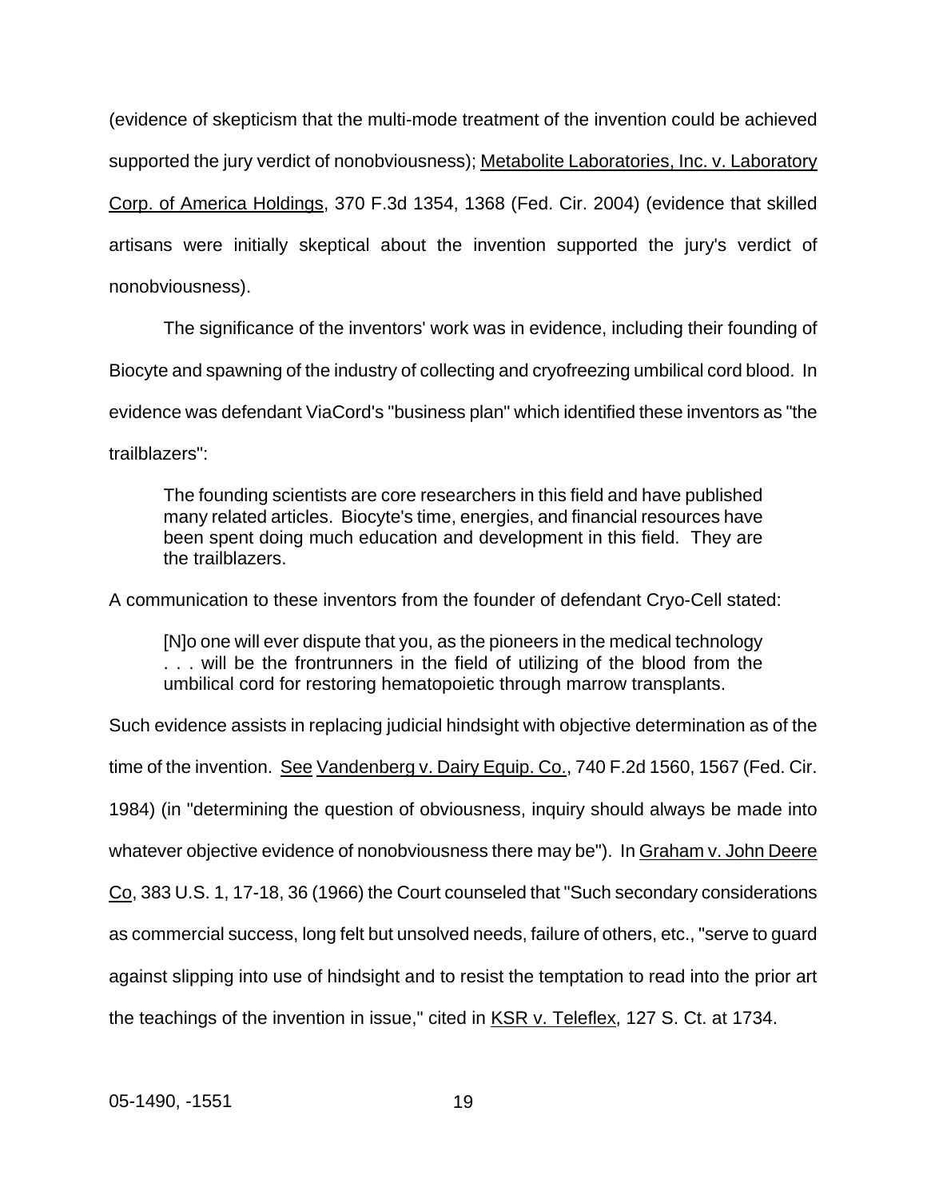(evidence of skepticism that the multi-mode treatment of the invention could be achieved supported the jury verdict of nonobviousness); Metabolite Laboratories, Inc. v. Laboratory Corp. of America Holdings, 370 F.3d 1354, 1368 (Fed. Cir. 2004) (evidence that skilled artisans were initially skeptical about the invention supported the jury's verdict of nonobviousness).

The significance of the inventors' work was in evidence, including their founding of Biocyte and spawning of the industry of collecting and cryofreezing umbilical cord blood. In evidence was defendant ViaCord's "business plan" which identified these inventors as "the trailblazers":

> The founding scientists are core researchers in this field and have published many related articles. Biocyte's time, energies, and financial resources have been spent doing much education and development in this field. They are the trailblazers.

A communication to these inventors from the founder of defendant Cryo-Cell stated:

> [N]o one will ever dispute that you, as the pioneers in the medical technology . . . will be the frontrunners in the field of utilizing of the blood from the umbilical cord for restoring hematopoietic through marrow transplants.

Such evidence assists in replacing judicial hindsight with objective determination as of the time of the invention. See Vandenberg v. Dairy Equip. Co., 740 F.2d 1560, 1567 (Fed. Cir. 1984) (in "determining the question of obviousness, inquiry should always be made into whatever objective evidence of nonobviousness there may be"). In Graham v. John Deere Co, 383 U.S. 1, 17-18, 36 (1966) the Court counseled that "Such secondary considerations as commercial success, long felt but unsolved needs, failure of others, etc., "serve to guard against slipping into use of hindsight and to resist the temptation to read into the prior art the teachings of the invention in issue," cited in KSR v. Teleflex, 127 S. Ct. at 1734.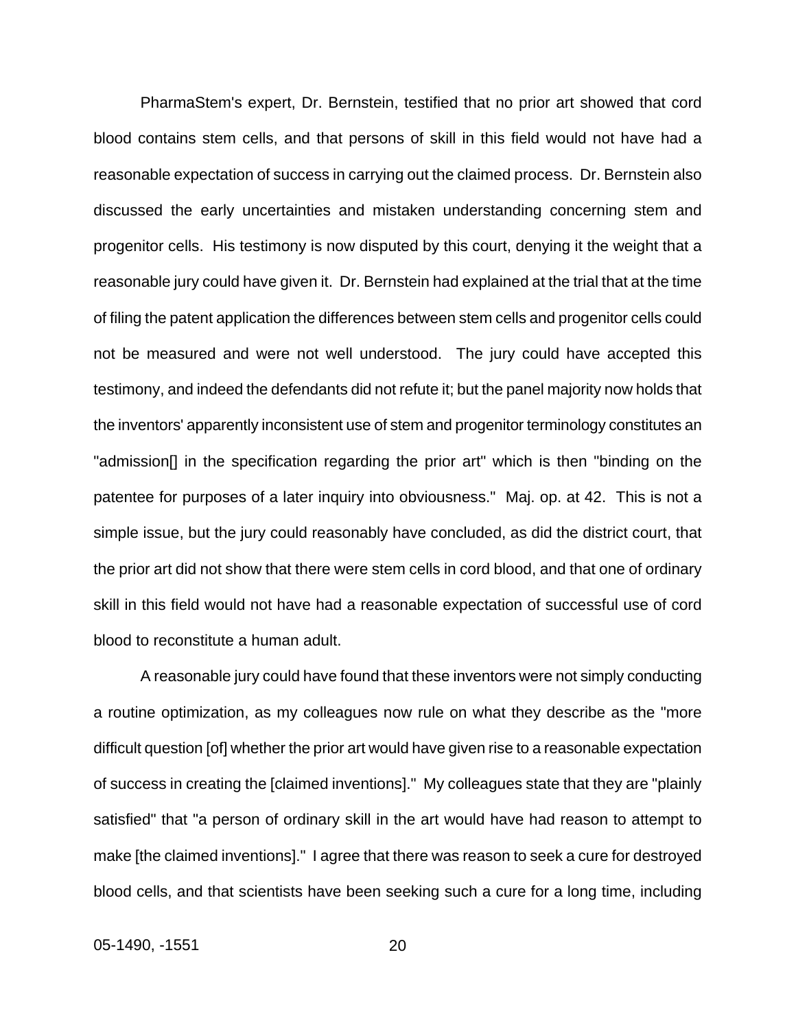PharmaStem's expert, Dr. Bernstein, testified that no prior art showed that cord blood contains stem cells, and that persons of skill in this field would not have had a reasonable expectation of success in carrying out the claimed process. Dr. Bernstein also discussed the early uncertainties and mistaken understanding concerning stem and progenitor cells. His testimony is now disputed by this court, denying it the weight that a reasonable jury could have given it. Dr. Bernstein had explained at the trial that at the time of filing the patent application the differences between stem cells and progenitor cells could not be measured and were not well understood. The jury could have accepted this testimony, and indeed the defendants did not refute it; but the panel majority now holds that the inventors' apparently inconsistent use of stem and progenitor terminology constitutes an "admission[] in the specification regarding the prior art" which is then "binding on the patentee for purposes of a later inquiry into obviousness." Maj. op. at 42. This is not a simple issue, but the jury could reasonably have concluded, as did the district court, that the prior art did not show that there were stem cells in cord blood, and that one of ordinary skill in this field would not have had a reasonable expectation of successful use of cord blood to reconstitute a human adult.

A reasonable jury could have found that these inventors were not simply conducting a routine optimization, as my colleagues now rule on what they describe as the "more difficult question [of] whether the prior art would have given rise to a reasonable expectation of success in creating the [claimed inventions]." My colleagues state that they are "plainly satisfied" that "a person of ordinary skill in the art would have had reason to attempt to make [the claimed inventions]." I agree that there was reason to seek a cure for destroyed blood cells, and that scientists have been seeking such a cure for a long time, including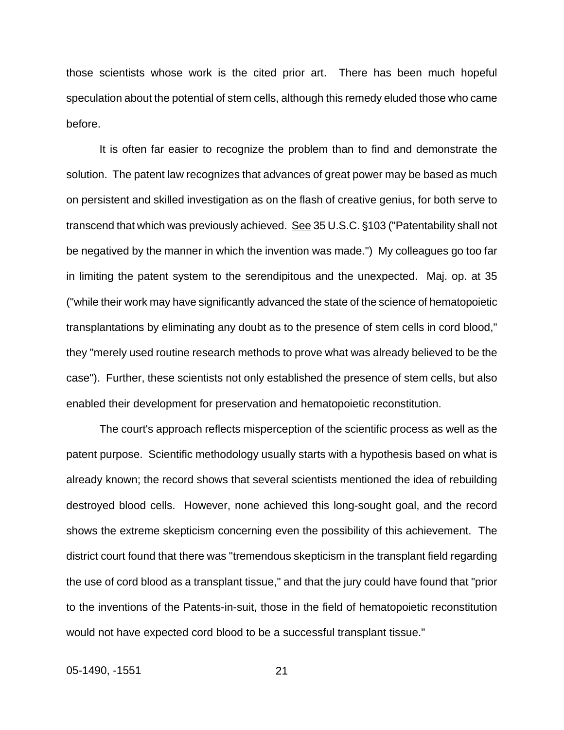those scientists whose work is the cited prior art. There has been much hopeful speculation about the potential of stem cells, although this remedy eluded those who came before.

It is often far easier to recognize the problem than to find and demonstrate the solution. The patent law recognizes that advances of great power may be based as much on persistent and skilled investigation as on the flash of creative genius, for both serve to transcend that which was previously achieved. See 35 U.S.C. §103 ("Patentability shall not be negatived by the manner in which the invention was made.") My colleagues go too far in limiting the patent system to the serendipitous and the unexpected. Maj. op. at 35 ("while their work may have significantly advanced the state of the science of hematopoietic transplantations by eliminating any doubt as to the presence of stem cells in cord blood," they "merely used routine research methods to prove what was already believed to be the case"). Further, these scientists not only established the presence of stem cells, but also enabled their development for preservation and hematopoietic reconstitution.

The court's approach reflects misperception of the scientific process as well as the patent purpose. Scientific methodology usually starts with a hypothesis based on what is already known; the record shows that several scientists mentioned the idea of rebuilding destroyed blood cells. However, none achieved this long-sought goal, and the record shows the extreme skepticism concerning even the possibility of this achievement. The district court found that there was "tremendous skepticism in the transplant field regarding the use of cord blood as a transplant tissue," and that the jury could have found that "prior to the inventions of the Patents-in-suit, those in the field of hematopoietic reconstitution would not have expected cord blood to be a successful transplant tissue."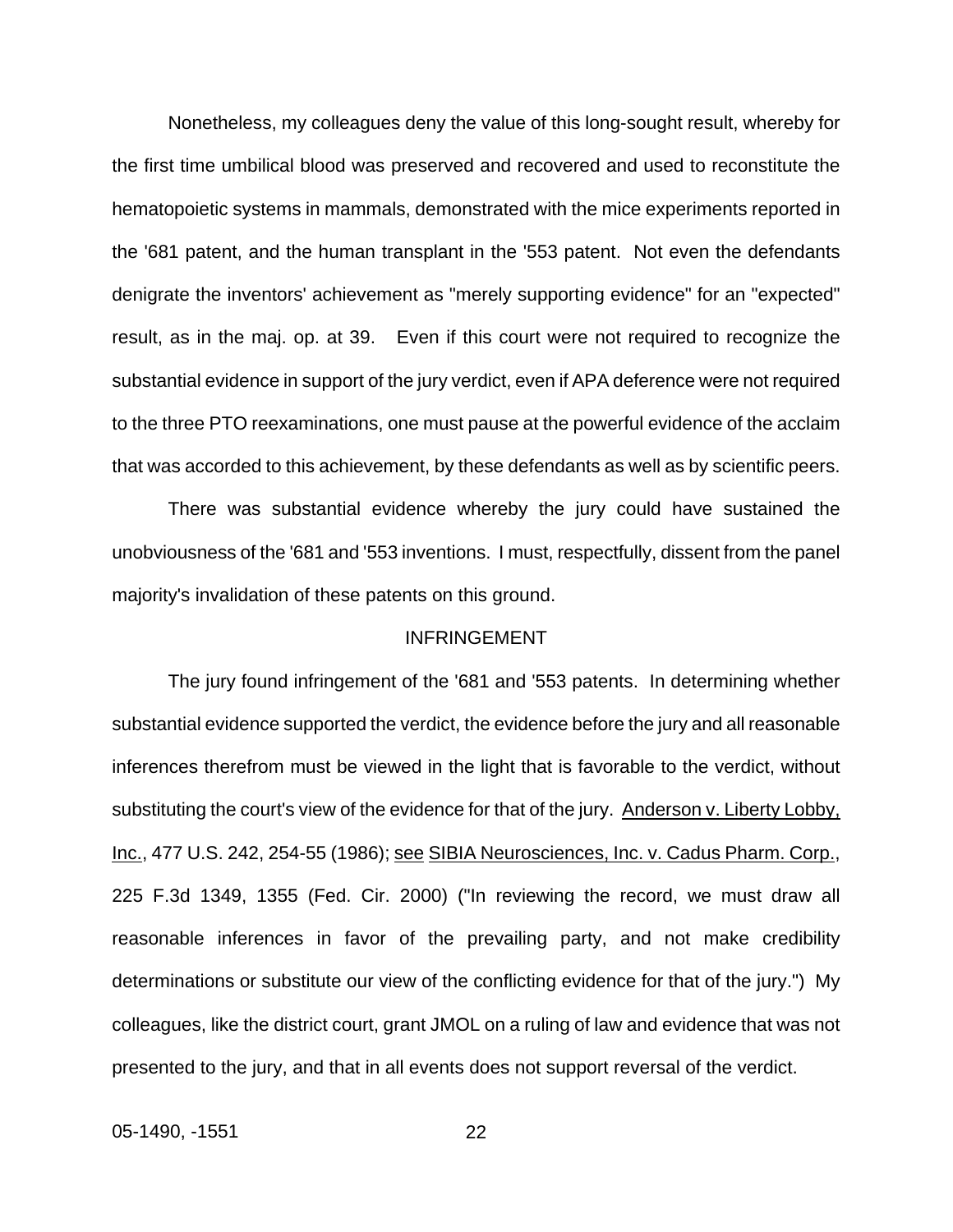Nonetheless, my colleagues deny the value of this long-sought result, whereby for the first time umbilical blood was preserved and recovered and used to reconstitute the hematopoietic systems in mammals, demonstrated with the mice experiments reported in the '681 patent, and the human transplant in the '553 patent. Not even the defendants denigrate the inventors' achievement as "merely supporting evidence" for an "expected" result, as in the maj. op. at 39. Even if this court were not required to recognize the substantial evidence in support of the jury verdict, even if APA deference were not required to the three PTO reexaminations, one must pause at the powerful evidence of the acclaim that was accorded to this achievement, by these defendants as well as by scientific peers.

There was substantial evidence whereby the jury could have sustained the unobviousness of the '681 and '553 inventions. I must, respectfully, dissent from the panel majority's invalidation of these patents on this ground.

## INFRINGEMENT

The jury found infringement of the '681 and '553 patents. In determining whether substantial evidence supported the verdict, the evidence before the jury and all reasonable inferences therefrom must be viewed in the light that is favorable to the verdict, without substituting the court's view of the evidence for that of the jury. Anderson v. Liberty Lobby, Inc., 477 U.S. 242, 254-55 (1986); see SIBIA Neurosciences, Inc. v. Cadus Pharm. Corp., 225 F.3d 1349, 1355 (Fed. Cir. 2000) ("In reviewing the record, we must draw all reasonable inferences in favor of the prevailing party, and not make credibility determinations or substitute our view of the conflicting evidence for that of the jury.") My colleagues, like the district court, grant JMOL on a ruling of law and evidence that was not presented to the jury, and that in all events does not support reversal of the verdict.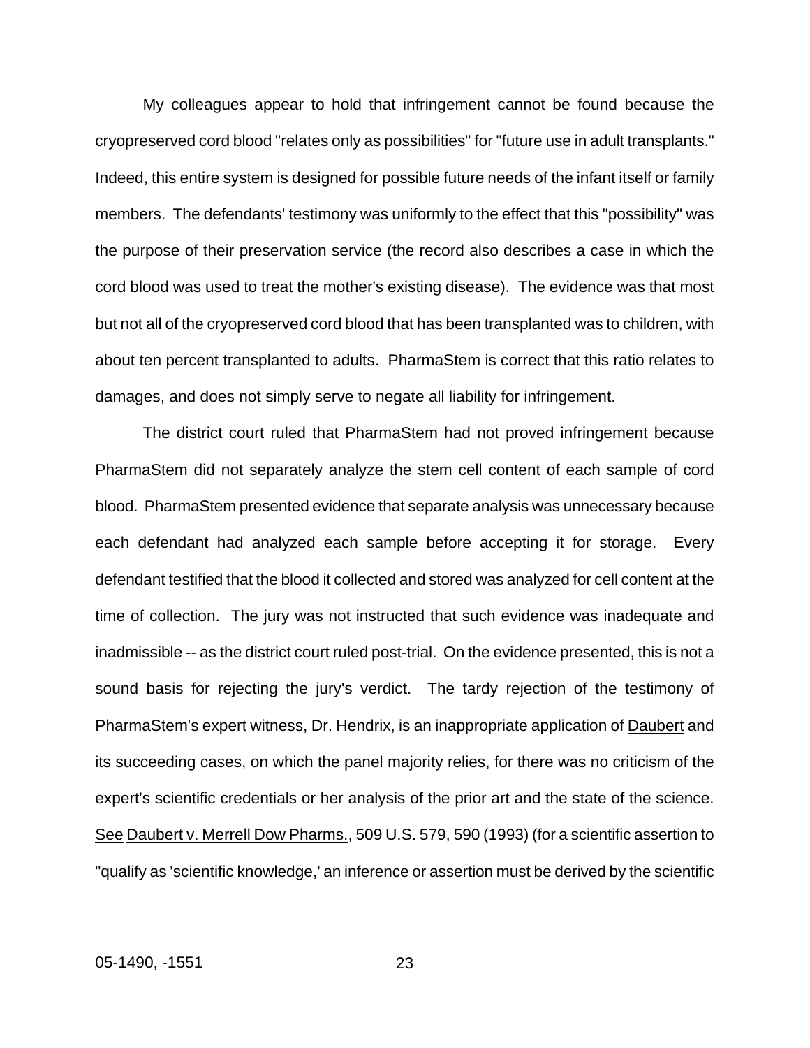My colleagues appear to hold that infringement cannot be found because the cryopreserved cord blood "relates only as possibilities" for "future use in adult transplants." Indeed, this entire system is designed for possible future needs of the infant itself or family members. The defendants' testimony was uniformly to the effect that this "possibility" was the purpose of their preservation service (the record also describes a case in which the cord blood was used to treat the mother's existing disease). The evidence was that most but not all of the cryopreserved cord blood that has been transplanted was to children, with about ten percent transplanted to adults. PharmaStem is correct that this ratio relates to damages, and does not simply serve to negate all liability for infringement.

The district court ruled that PharmaStem had not proved infringement because PharmaStem did not separately analyze the stem cell content of each sample of cord blood. PharmaStem presented evidence that separate analysis was unnecessary because each defendant had analyzed each sample before accepting it for storage. Every defendant testified that the blood it collected and stored was analyzed for cell content at the time of collection. The jury was not instructed that such evidence was inadequate and inadmissible -- as the district court ruled post-trial. On the evidence presented, this is not a sound basis for rejecting the jury's verdict. The tardy rejection of the testimony of PharmaStem's expert witness, Dr. Hendrix, is an inappropriate application of Daubert and its succeeding cases, on which the panel majority relies, for there was no criticism of the expert's scientific credentials or her analysis of the prior art and the state of the science. See Daubert v. Merrell Dow Pharms., 509 U.S. 579, 590 (1993) (for a scientific assertion to "qualify as 'scientific knowledge,' an inference or assertion must be derived by the scientific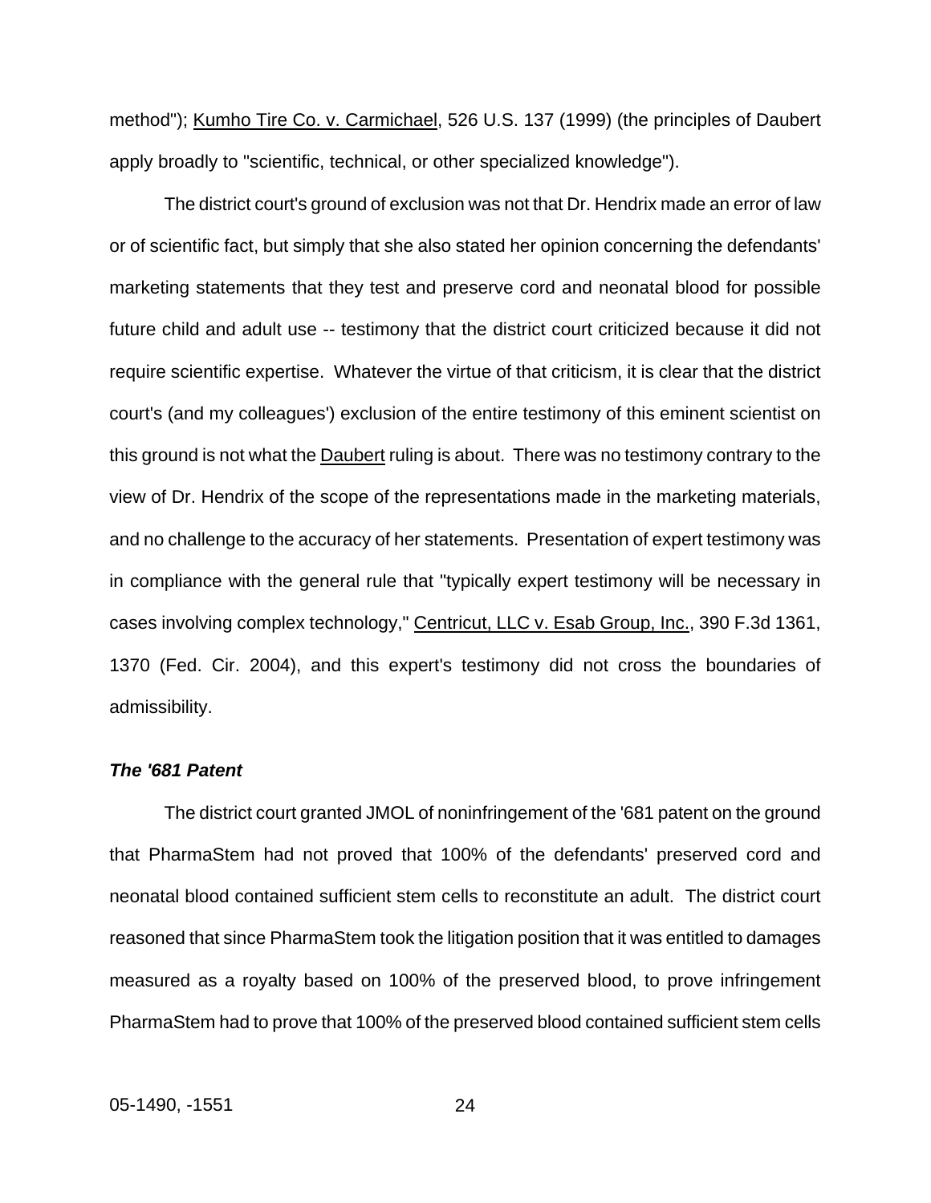method"); Kumho Tire Co. v. Carmichael, 526 U.S. 137 (1999) (the principles of Daubert apply broadly to "scientific, technical, or other specialized knowledge").

The district court's ground of exclusion was not that Dr. Hendrix made an error of law or of scientific fact, but simply that she also stated her opinion concerning the defendants' marketing statements that they test and preserve cord and neonatal blood for possible future child and adult use -- testimony that the district court criticized because it did not require scientific expertise. Whatever the virtue of that criticism, it is clear that the district court's (and my colleagues') exclusion of the entire testimony of this eminent scientist on this ground is not what the Daubert ruling is about. There was no testimony contrary to the view of Dr. Hendrix of the scope of the representations made in the marketing materials, and no challenge to the accuracy of her statements. Presentation of expert testimony was in compliance with the general rule that "typically expert testimony will be necessary in cases involving complex technology," Centricut, LLC v. Esab Group, Inc., 390 F.3d 1361, 1370 (Fed. Cir. 2004), and this expert's testimony did not cross the boundaries of admissibility.

***The '681 Patent***

The district court granted JMOL of noninfringement of the '681 patent on the ground that PharmaStem had not proved that 100% of the defendants' preserved cord and neonatal blood contained sufficient stem cells to reconstitute an adult. The district court reasoned that since PharmaStem took the litigation position that it was entitled to damages measured as a royalty based on 100% of the preserved blood, to prove infringement PharmaStem had to prove that 100% of the preserved blood contained sufficient stem cells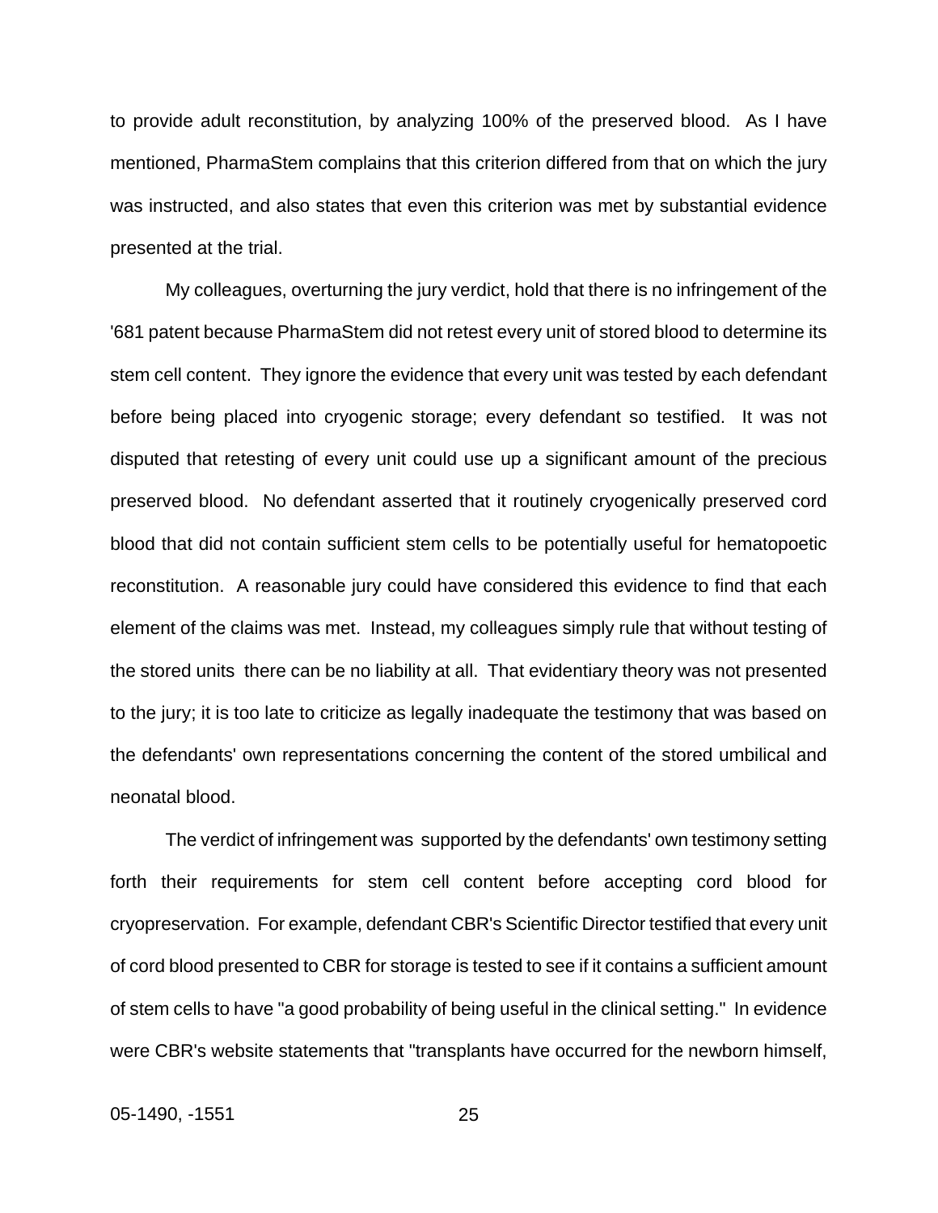to provide adult reconstitution, by analyzing 100% of the preserved blood. As I have mentioned, PharmaStem complains that this criterion differed from that on which the jury was instructed, and also states that even this criterion was met by substantial evidence presented at the trial.

My colleagues, overturning the jury verdict, hold that there is no infringement of the '681 patent because PharmaStem did not retest every unit of stored blood to determine its stem cell content. They ignore the evidence that every unit was tested by each defendant before being placed into cryogenic storage; every defendant so testified. It was not disputed that retesting of every unit could use up a significant amount of the precious preserved blood. No defendant asserted that it routinely cryogenically preserved cord blood that did not contain sufficient stem cells to be potentially useful for hematopoetic reconstitution. A reasonable jury could have considered this evidence to find that each element of the claims was met. Instead, my colleagues simply rule that without testing of the stored units there can be no liability at all. That evidentiary theory was not presented to the jury; it is too late to criticize as legally inadequate the testimony that was based on the defendants' own representations concerning the content of the stored umbilical and neonatal blood.

The verdict of infringement was supported by the defendants' own testimony setting forth their requirements for stem cell content before accepting cord blood for cryopreservation. For example, defendant CBR's Scientific Director testified that every unit of cord blood presented to CBR for storage is tested to see if it contains a sufficient amount of stem cells to have "a good probability of being useful in the clinical setting." In evidence were CBR's website statements that "transplants have occurred for the newborn himself,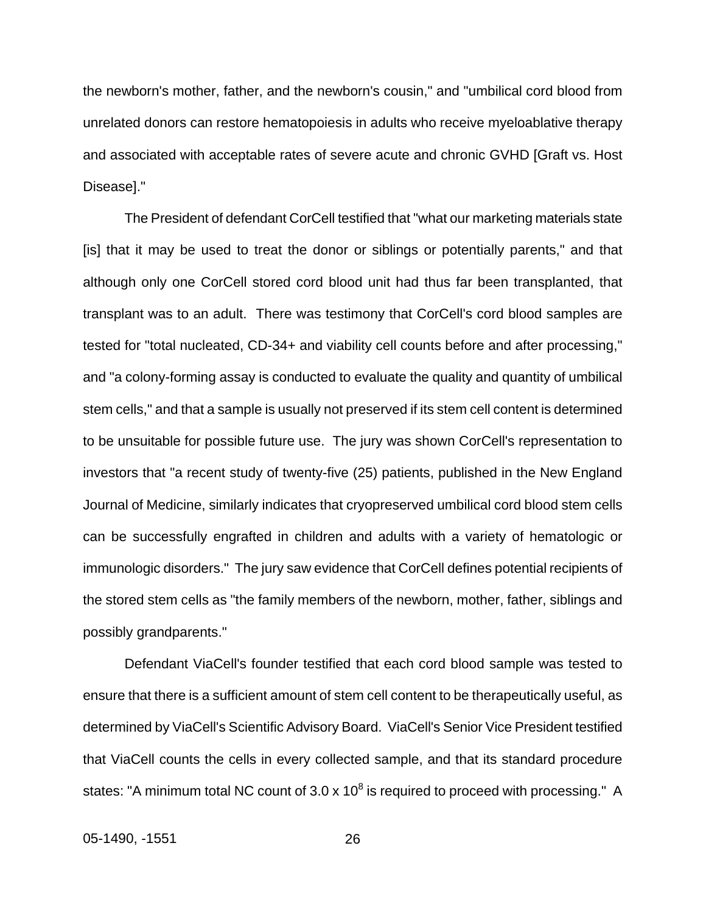the newborn's mother, father, and the newborn's cousin," and "umbilical cord blood from unrelated donors can restore hematopoiesis in adults who receive myeloablative therapy and associated with acceptable rates of severe acute and chronic GVHD [Graft vs. Host Disease]."

The President of defendant CorCell testified that "what our marketing materials state [is] that it may be used to treat the donor or siblings or potentially parents," and that although only one CorCell stored cord blood unit had thus far been transplanted, that transplant was to an adult. There was testimony that CorCell's cord blood samples are tested for "total nucleated, CD-34+ and viability cell counts before and after processing," and "a colony-forming assay is conducted to evaluate the quality and quantity of umbilical stem cells," and that a sample is usually not preserved if its stem cell content is determined to be unsuitable for possible future use. The jury was shown CorCell's representation to investors that "a recent study of twenty-five (25) patients, published in the New England Journal of Medicine, similarly indicates that cryopreserved umbilical cord blood stem cells can be successfully engrafted in children and adults with a variety of hematologic or immunologic disorders." The jury saw evidence that CorCell defines potential recipients of the stored stem cells as "the family members of the newborn, mother, father, siblings and possibly grandparents."

Defendant ViaCell's founder testified that each cord blood sample was tested to ensure that there is a sufficient amount of stem cell content to be therapeutically useful, as determined by ViaCell's Scientific Advisory Board. ViaCell's Senior Vice President testified that ViaCell counts the cells in every collected sample, and that its standard procedure states: "A minimum total NC count of $3.0 \times 10^8$ is required to proceed with processing." A

05-1490, -1551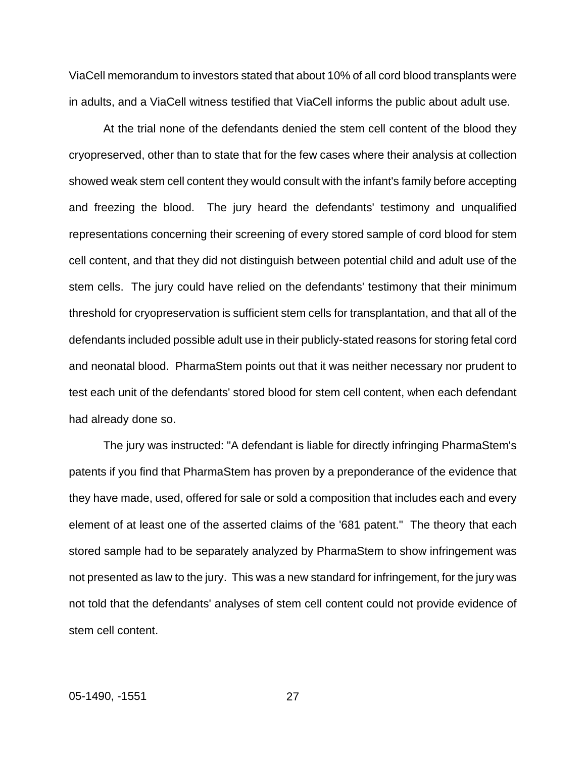ViaCell memorandum to investors stated that about 10% of all cord blood transplants were in adults, and a ViaCell witness testified that ViaCell informs the public about adult use.

At the trial none of the defendants denied the stem cell content of the blood they cryopreserved, other than to state that for the few cases where their analysis at collection showed weak stem cell content they would consult with the infant's family before accepting and freezing the blood. The jury heard the defendants' testimony and unqualified representations concerning their screening of every stored sample of cord blood for stem cell content, and that they did not distinguish between potential child and adult use of the stem cells. The jury could have relied on the defendants' testimony that their minimum threshold for cryopreservation is sufficient stem cells for transplantation, and that all of the defendants included possible adult use in their publicly-stated reasons for storing fetal cord and neonatal blood. PharmaStem points out that it was neither necessary nor prudent to test each unit of the defendants' stored blood for stem cell content, when each defendant had already done so.

The jury was instructed: "A defendant is liable for directly infringing PharmaStem's patents if you find that PharmaStem has proven by a preponderance of the evidence that they have made, used, offered for sale or sold a composition that includes each and every element of at least one of the asserted claims of the '681 patent." The theory that each stored sample had to be separately analyzed by PharmaStem to show infringement was not presented as law to the jury. This was a new standard for infringement, for the jury was not told that the defendants' analyses of stem cell content could not provide evidence of stem cell content.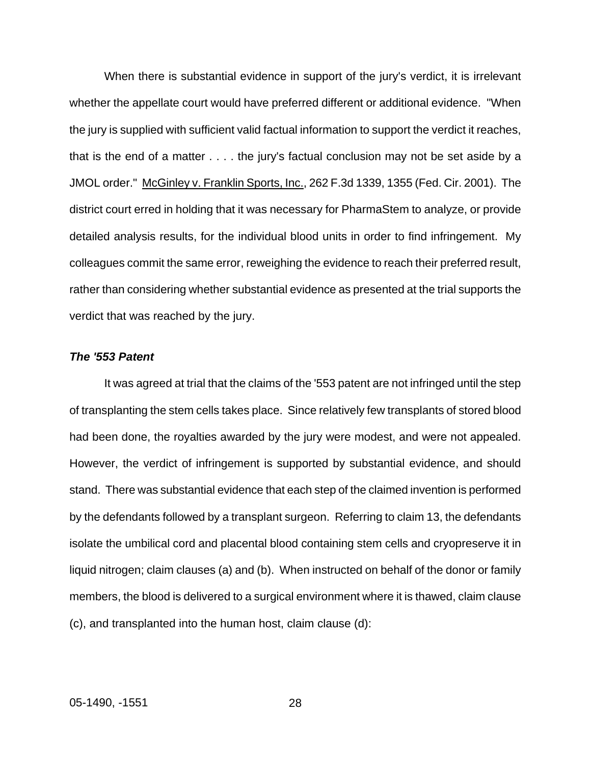When there is substantial evidence in support of the jury's verdict, it is irrelevant whether the appellate court would have preferred different or additional evidence. "When the jury is supplied with sufficient valid factual information to support the verdict it reaches, that is the end of a matter . . . . the jury's factual conclusion may not be set aside by a JMOL order." McGinley v. Franklin Sports, Inc., 262 F.3d 1339, 1355 (Fed. Cir. 2001). The district court erred in holding that it was necessary for PharmaStem to analyze, or provide detailed analysis results, for the individual blood units in order to find infringement. My colleagues commit the same error, reweighing the evidence to reach their preferred result, rather than considering whether substantial evidence as presented at the trial supports the verdict that was reached by the jury.

***The '553 Patent***

It was agreed at trial that the claims of the '553 patent are not infringed until the step of transplanting the stem cells takes place. Since relatively few transplants of stored blood had been done, the royalties awarded by the jury were modest, and were not appealed. However, the verdict of infringement is supported by substantial evidence, and should stand. There was substantial evidence that each step of the claimed invention is performed by the defendants followed by a transplant surgeon. Referring to claim 13, the defendants isolate the umbilical cord and placental blood containing stem cells and cryopreserve it in liquid nitrogen; claim clauses (a) and (b). When instructed on behalf of the donor or family members, the blood is delivered to a surgical environment where it is thawed, claim clause (c), and transplanted into the human host, claim clause (d):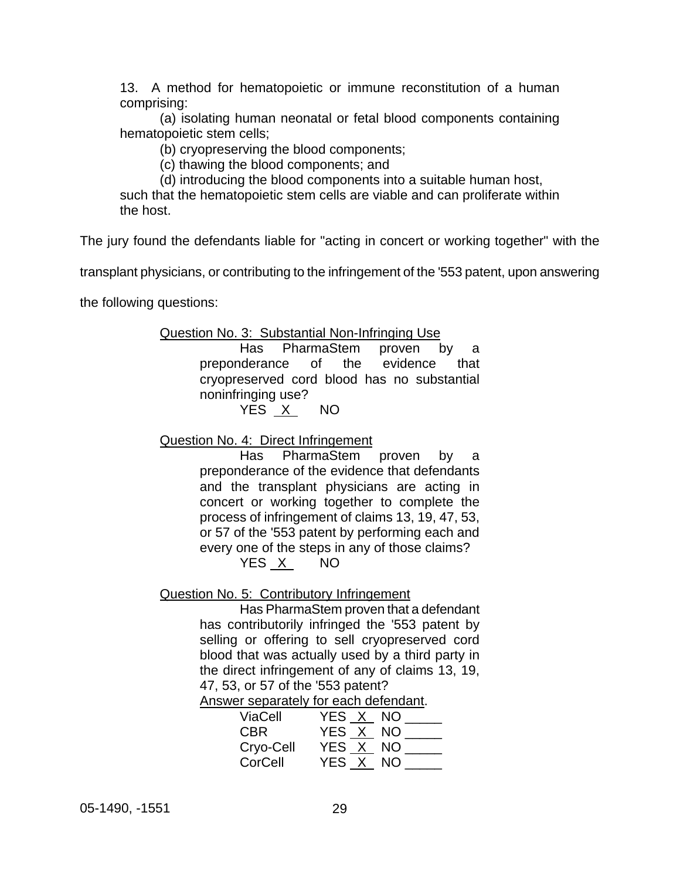13. A method for hematopoietic or immune reconstitution of a human comprising:

(a) isolating human neonatal or fetal blood components containing hematopoietic stem cells;

(b) cryopreserving the blood components;

(c) thawing the blood components; and

(d) introducing the blood components into a suitable human host,

such that the hematopoietic stem cells are viable and can proliferate within the host.

The jury found the defendants liable for "acting in concert or working together" with the transplant physicians, or contributing to the infringement of the '553 patent, upon answering the following questions:

Question No. 3: Substantial Non-Infringing Use

Has PharmaStem proven by a preponderance of the evidence that cryopreserved cord blood has no substantial noninfringing use?

YES _X_ NO

Question No. 4: Direct Infringement

Has PharmaStem proven by a preponderance of the evidence that defendants and the transplant physicians are acting in concert or working together to complete the process of infringement of claims 13, 19, 47, 53, or 57 of the '553 patent by performing each and every one of the steps in any of those claims?

YES _X_ NO

Question No. 5: Contributory Infringement

Has PharmaStem proven that a defendant has contributorily infringed the '553 patent by selling or offering to sell cryopreserved cord blood that was actually used by a third party in the direct infringement of any of claims 13, 19, 47, 53, or 57 of the '553 patent?

Answer separately for each defendant.

ViaCell YES _X_ NO _____
CBR YES _X_ NO _____
Cryo-Cell YES _X_ NO _____
CorCell YES _X_ NO _____

05-1490, -1551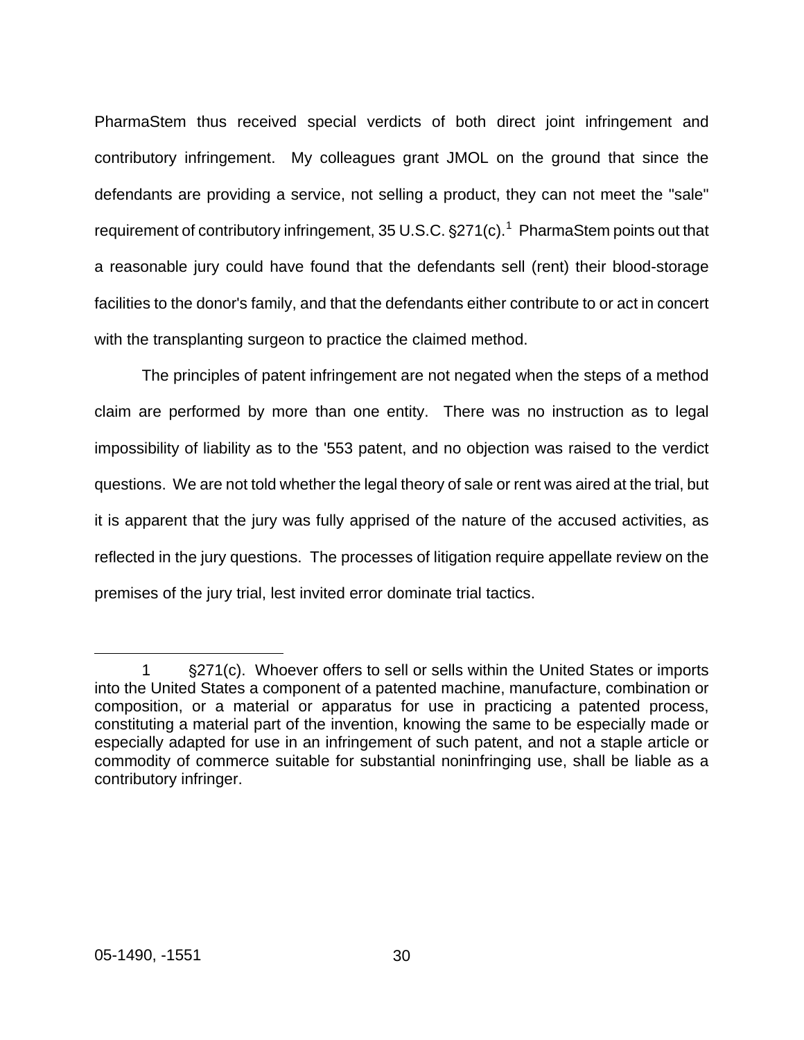PharmaStem thus received special verdicts of both direct joint infringement and contributory infringement. My colleagues grant JMOL on the ground that since the defendants are providing a service, not selling a product, they can not meet the "sale" requirement of contributory infringement, 35 U.S.C. §271(c).[1] PharmaStem points out that a reasonable jury could have found that the defendants sell (rent) their blood-storage facilities to the donor's family, and that the defendants either contribute to or act in concert with the transplanting surgeon to practice the claimed method.

The principles of patent infringement are not negated when the steps of a method claim are performed by more than one entity. There was no instruction as to legal impossibility of liability as to the '553 patent, and no objection was raised to the verdict questions. We are not told whether the legal theory of sale or rent was aired at the trial, but it is apparent that the jury was fully apprised of the nature of the accused activities, as reflected in the jury questions. The processes of litigation require appellate review on the premises of the jury trial, lest invited error dominate trial tactics.

---

1 §271(c). Whoever offers to sell or sells within the United States or imports into the United States a component of a patented machine, manufacture, combination or composition, or a material or apparatus for use in practicing a patented process, constituting a material part of the invention, knowing the same to be especially made or especially adapted for use in an infringement of such patent, and not a staple article or commodity of commerce suitable for substantial noninfringing use, shall be liable as a contributory infringer.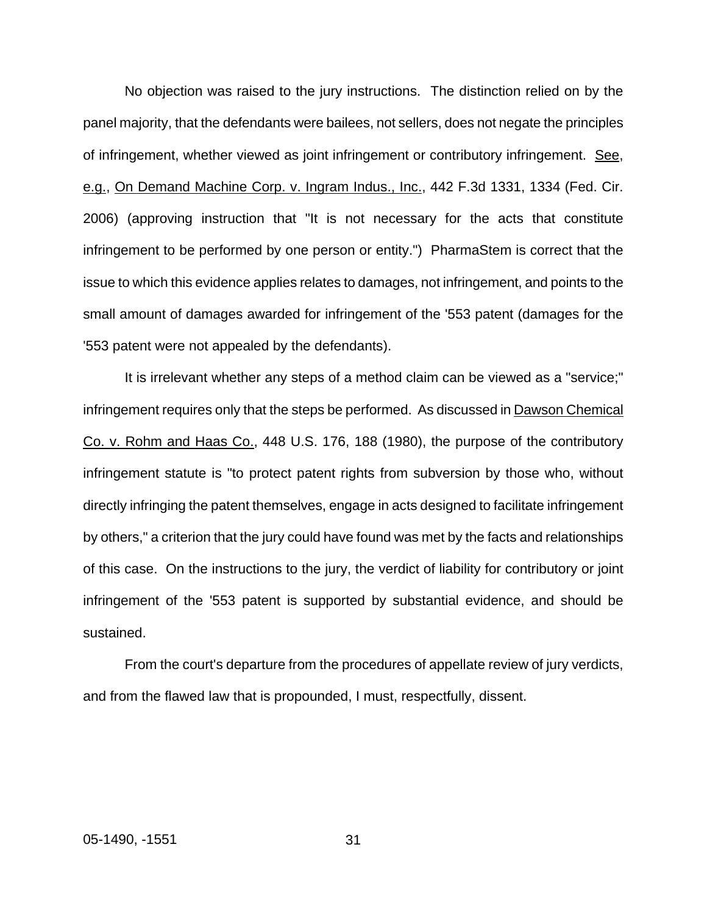No objection was raised to the jury instructions. The distinction relied on by the panel majority, that the defendants were bailees, not sellers, does not negate the principles of infringement, whether viewed as joint infringement or contributory infringement. See, e.g., On Demand Machine Corp. v. Ingram Indus., Inc., 442 F.3d 1331, 1334 (Fed. Cir. 2006) (approving instruction that "It is not necessary for the acts that constitute infringement to be performed by one person or entity.") PharmaStem is correct that the issue to which this evidence applies relates to damages, not infringement, and points to the small amount of damages awarded for infringement of the '553 patent (damages for the '553 patent were not appealed by the defendants).

It is irrelevant whether any steps of a method claim can be viewed as a "service;" infringement requires only that the steps be performed. As discussed in Dawson Chemical Co. v. Rohm and Haas Co., 448 U.S. 176, 188 (1980), the purpose of the contributory infringement statute is "to protect patent rights from subversion by those who, without directly infringing the patent themselves, engage in acts designed to facilitate infringement by others," a criterion that the jury could have found was met by the facts and relationships of this case. On the instructions to the jury, the verdict of liability for contributory or joint infringement of the '553 patent is supported by substantial evidence, and should be sustained.

From the court's departure from the procedures of appellate review of jury verdicts, and from the flawed law that is propounded, I must, respectfully, dissent.

05-1490, -1551